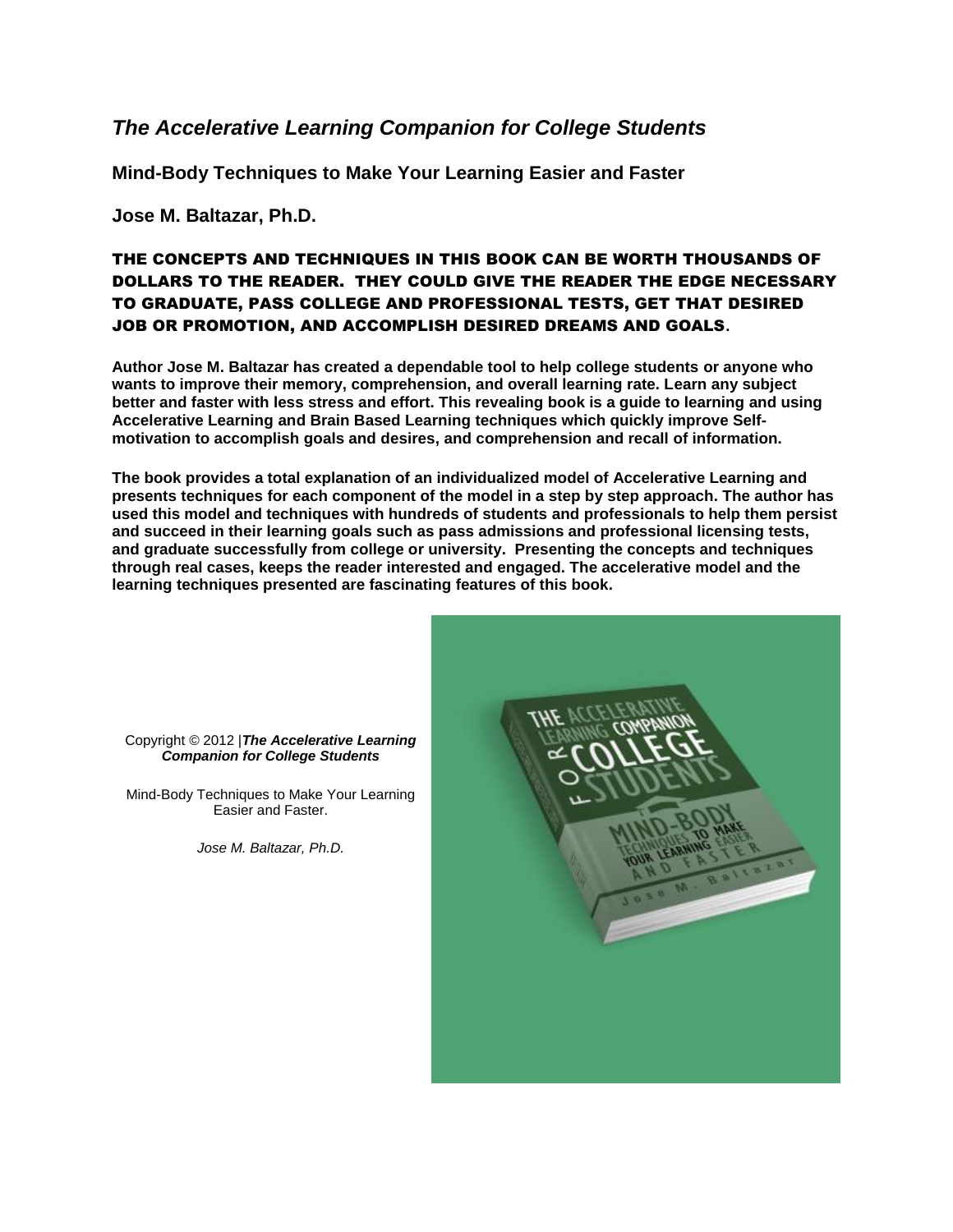# *The Accelerative Learning Companion for College Students*

## Mind-Body Techniques to Make Your Learning Easier and Faster

### Jose M. Baltazar, Ph.D.

**THE CONCEPTS AND TECHNIQUES IN THIS BOOK CAN BE WORTH THOUSANDS OF DOLLARS TO THE READER. THEY COULD GIVE THE READER THE EDGE NECESSARY TO GRADUATE, PASS COLLEGE AND PROFESSIONAL TESTS, GET THAT DESIRED JOB OR PROMOTION, AND ACCOMPLISH DESIRED DREAMS AND GOALS.**

**Author Jose M. Baltazar has created a dependable tool to help college students or anyone who wants to improve their memory, comprehension, and overall learning rate. Learn any subject better and faster with less stress and effort. This revealing book is a guide to learning and using Accelerative Learning and Brain Based Learning techniques which quickly improve Self-motivation to accomplish goals and desires, and comprehension and recall of information.**

**The book provides a total explanation of an individualized model of Accelerative Learning and presents techniques for each component of the model in a step by step approach. The author has used this model and techniques with hundreds of students and professionals to help them persist and succeed in their learning goals such as pass admissions and professional licensing tests, and graduate successfully from college or university. Presenting the concepts and techniques through real cases, keeps the reader interested and engaged. The accelerative model and the learning techniques presented are fascinating features of this book.**

Copyright © 2012 |***The Accelerative Learning Companion for College Students***

Mind-Body Techniques to Make Your Learning Easier and Faster.

*Jose M. Baltazar, Ph.D.*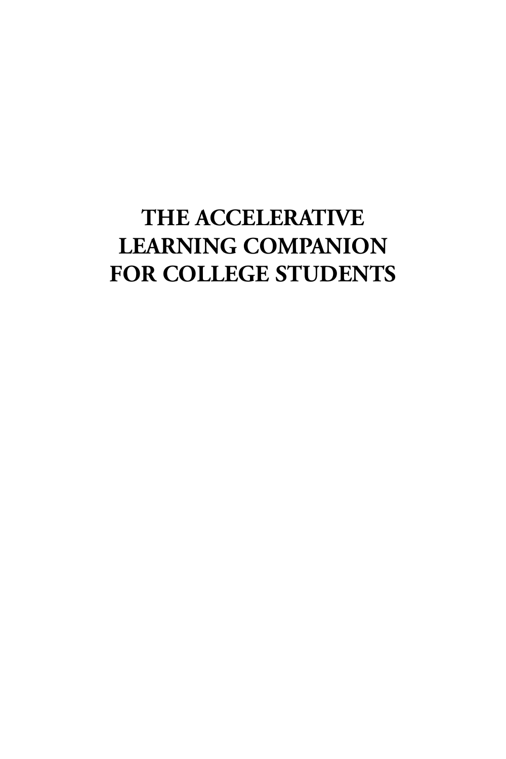# THE ACCELERATIVE LEARNING COMPANION FOR COLLEGE STUDENTS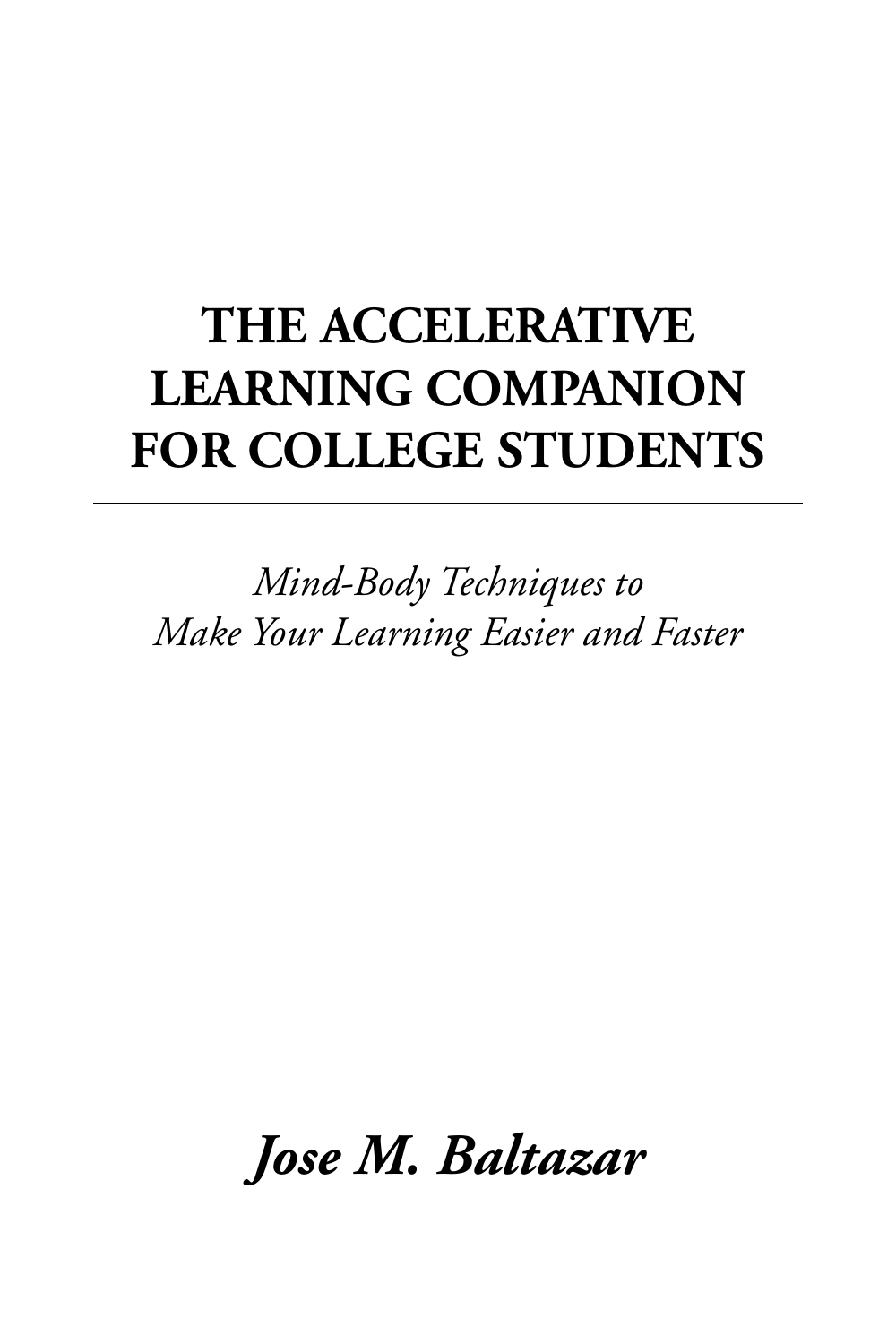# THE ACCELERATIVE LEARNING COMPANION FOR COLLEGE STUDENTS

---

*Mind-Body Techniques to Make Your Learning Easier and Faster*

***Jose M. Baltazar***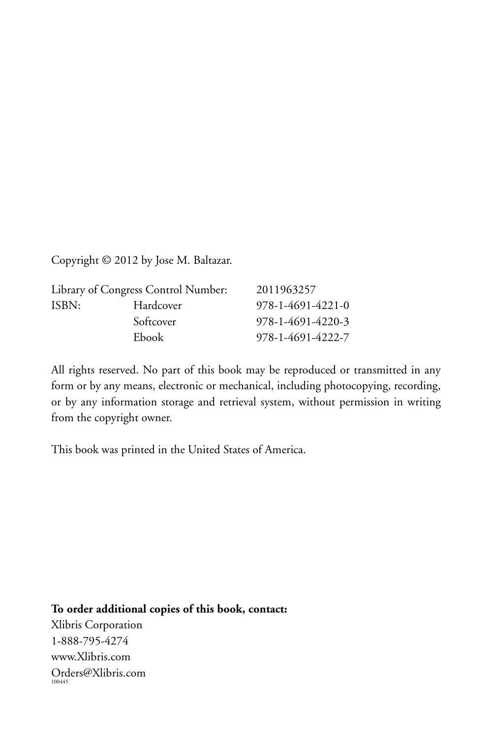Copyright © 2012 by Jose M. Baltazar.

| Library of Congress Control Number: | | 2011963257 |
|---|---|---|
| ISBN: | Hardcover | 978-1-4691-4221-0 |
| | Softcover | 978-1-4691-4220-3 |
| | Ebook | 978-1-4691-4222-7 |

All rights reserved. No part of this book may be reproduced or transmitted in any form or by any means, electronic or mechanical, including photocopying, recording, or by any information storage and retrieval system, without permission in writing from the copyright owner.

This book was printed in the United States of America.

**To order additional copies of this book, contact:**
Xlibris Corporation
1-888-795-4274
www.Xlibris.com
Orders@Xlibris.com
100445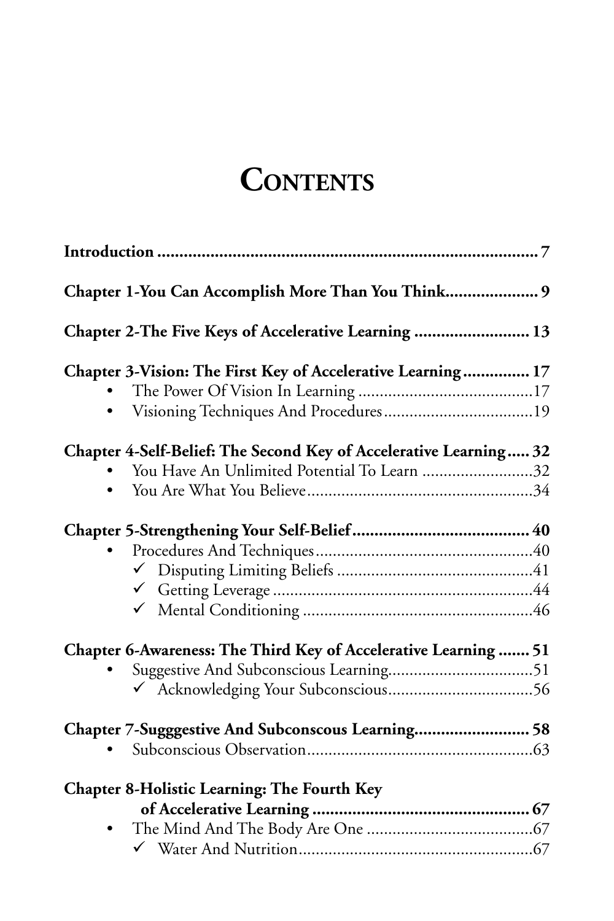# CONTENTS

**Introduction** ..................................................................................... 7

**Chapter 1-You Can Accomplish More Than You Think**.................... 9

**Chapter 2-The Five Keys of Accelerative Learning** .......................... 13

**Chapter 3-Vision: The First Key of Accelerative Learning** .............. 17

- The Power Of Vision In Learning .........................................17
- Visioning Techniques And Procedures...................................19

**Chapter 4-Self-Belief: The Second Key of Accelerative Learning**..... 32

- You Have An Unlimited Potential To Learn ..........................32
- You Are What You Believe.....................................................34

**Chapter 5-Strengthening Your Self-Belief**........................................ 40

- Procedures And Techniques...................................................40
  - ✓ Disputing Limiting Beliefs ..............................................41
  - ✓ Getting Leverage .............................................................44
  - ✓ Mental Conditioning .......................................................46

**Chapter 6-Awareness: The Third Key of Accelerative Learning** ....... 51

- Suggestive And Subconscious Learning.................................51
  - ✓ Acknowledging Your Subconscious..................................56

**Chapter 7-Sugggestive And Subconscous Learning**......................... 58

- Subconscious Observation.....................................................63

**Chapter 8-Holistic Learning: The Fourth Key of Accelerative Learning** ................................................. 67

- The Mind And The Body Are One .......................................67
  - ✓ Water And Nutrition.......................................................67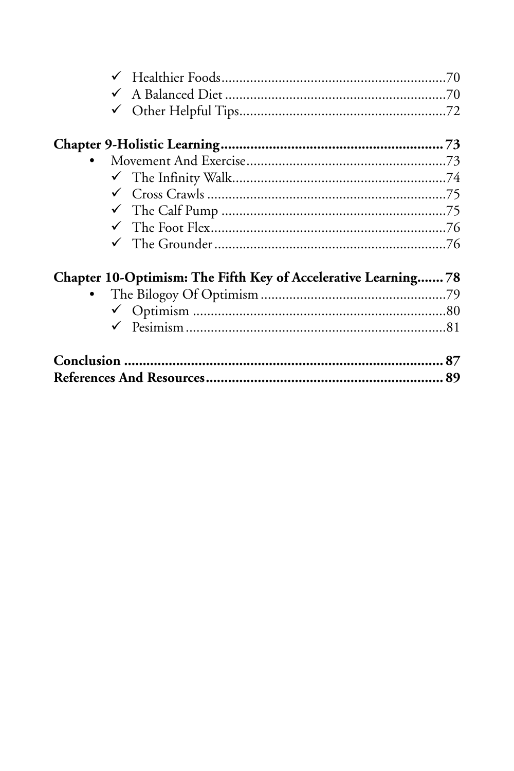- ✓ Healthier Foods....70
- ✓ A Balanced Diet....70
- ✓ Other Helpful Tips....72

**Chapter 9-Holistic Learning....73**

- Movement And Exercise....73
  - ✓ The Infinity Walk....74
  - ✓ Cross Crawls....75
  - ✓ The Calf Pump....75
  - ✓ The Foot Flex....76
  - ✓ The Grounder....76

**Chapter 10-Optimism: The Fifth Key of Accelerative Learning....78**

- The Bilogoy Of Optimism....79
  - ✓ Optimism....80
  - ✓ Pesimism....81

**Conclusion....87**

**References And Resources....89**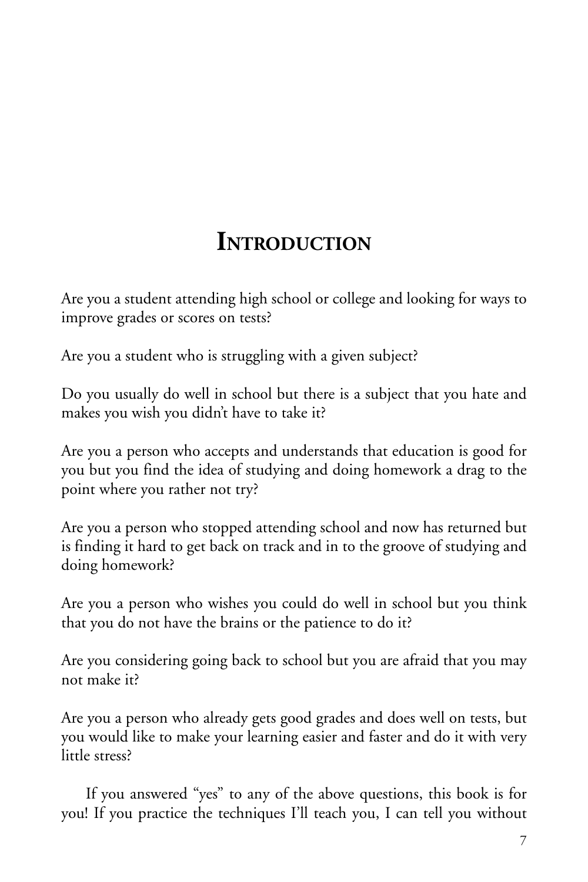# Introduction

Are you a student attending high school or college and looking for ways to improve grades or scores on tests?

Are you a student who is struggling with a given subject?

Do you usually do well in school but there is a subject that you hate and makes you wish you didn't have to take it?

Are you a person who accepts and understands that education is good for you but you find the idea of studying and doing homework a drag to the point where you rather not try?

Are you a person who stopped attending school and now has returned but is finding it hard to get back on track and in to the groove of studying and doing homework?

Are you a person who wishes you could do well in school but you think that you do not have the brains or the patience to do it?

Are you considering going back to school but you are afraid that you may not make it?

Are you a person who already gets good grades and does well on tests, but you would like to make your learning easier and faster and do it with very little stress?

If you answered "yes" to any of the above questions, this book is for you! If you practice the techniques I'll teach you, I can tell you without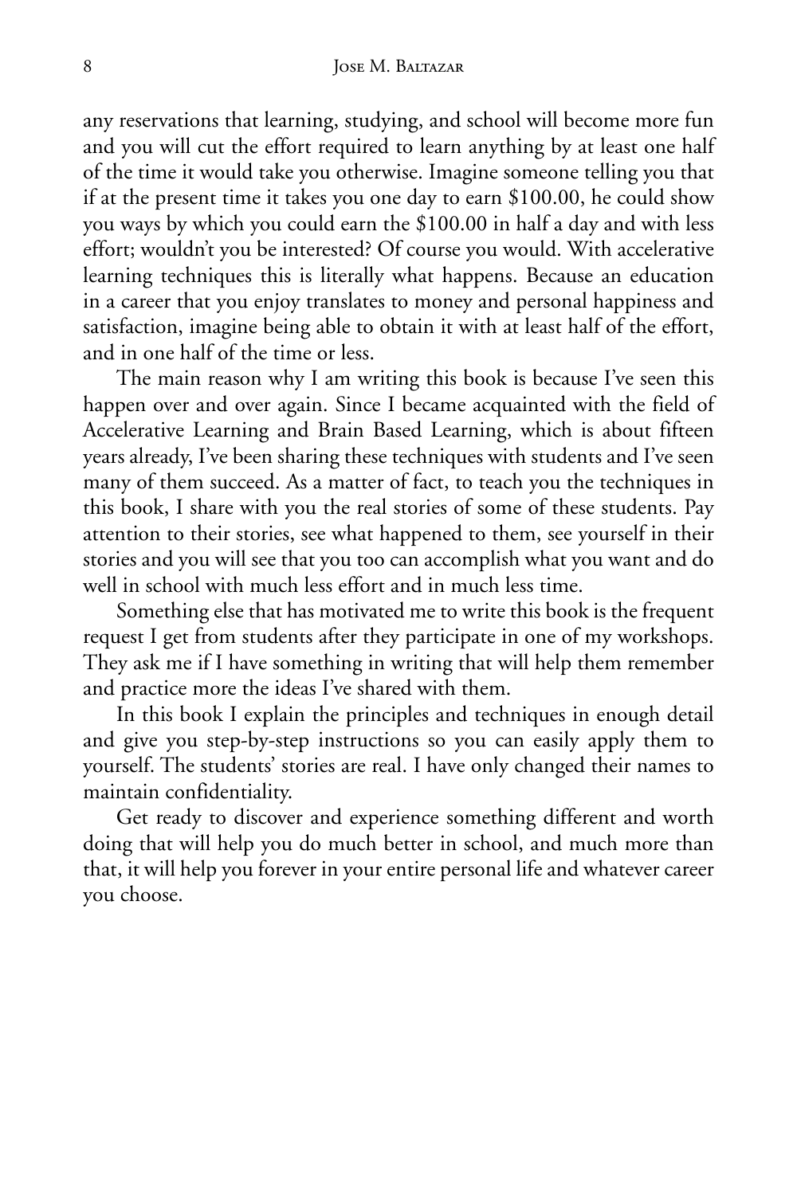any reservations that learning, studying, and school will become more fun and you will cut the effort required to learn anything by at least one half of the time it would take you otherwise. Imagine someone telling you that if at the present time it takes you one day to earn $100.00, he could show you ways by which you could earn the $100.00 in half a day and with less effort; wouldn't you be interested? Of course you would. With accelerative learning techniques this is literally what happens. Because an education in a career that you enjoy translates to money and personal happiness and satisfaction, imagine being able to obtain it with at least half of the effort, and in one half of the time or less.

The main reason why I am writing this book is because I've seen this happen over and over again. Since I became acquainted with the field of Accelerative Learning and Brain Based Learning, which is about fifteen years already, I've been sharing these techniques with students and I've seen many of them succeed. As a matter of fact, to teach you the techniques in this book, I share with you the real stories of some of these students. Pay attention to their stories, see what happened to them, see yourself in their stories and you will see that you too can accomplish what you want and do well in school with much less effort and in much less time.

Something else that has motivated me to write this book is the frequent request I get from students after they participate in one of my workshops. They ask me if I have something in writing that will help them remember and practice more the ideas I've shared with them.

In this book I explain the principles and techniques in enough detail and give you step-by-step instructions so you can easily apply them to yourself. The students' stories are real. I have only changed their names to maintain confidentiality.

Get ready to discover and experience something different and worth doing that will help you do much better in school, and much more than that, it will help you forever in your entire personal life and whatever career you choose.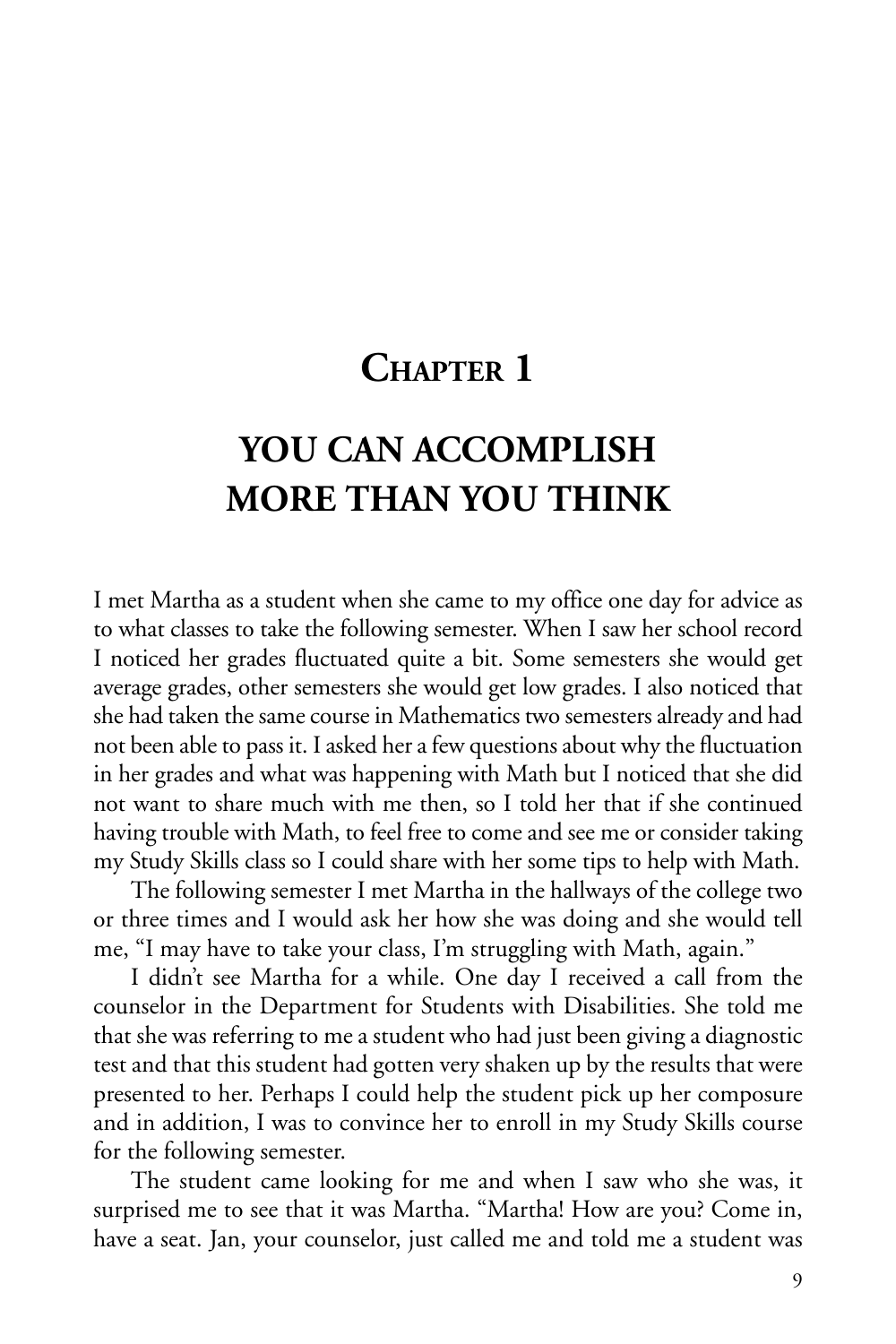# Chapter 1

# YOU CAN ACCOMPLISH MORE THAN YOU THINK

I met Martha as a student when she came to my office one day for advice as to what classes to take the following semester. When I saw her school record I noticed her grades fluctuated quite a bit. Some semesters she would get average grades, other semesters she would get low grades. I also noticed that she had taken the same course in Mathematics two semesters already and had not been able to pass it. I asked her a few questions about why the fluctuation in her grades and what was happening with Math but I noticed that she did not want to share much with me then, so I told her that if she continued having trouble with Math, to feel free to come and see me or consider taking my Study Skills class so I could share with her some tips to help with Math.

The following semester I met Martha in the hallways of the college two or three times and I would ask her how she was doing and she would tell me, "I may have to take your class, I'm struggling with Math, again."

I didn't see Martha for a while. One day I received a call from the counselor in the Department for Students with Disabilities. She told me that she was referring to me a student who had just been giving a diagnostic test and that this student had gotten very shaken up by the results that were presented to her. Perhaps I could help the student pick up her composure and in addition, I was to convince her to enroll in my Study Skills course for the following semester.

The student came looking for me and when I saw who she was, it surprised me to see that it was Martha. "Martha! How are you? Come in, have a seat. Jan, your counselor, just called me and told me a student was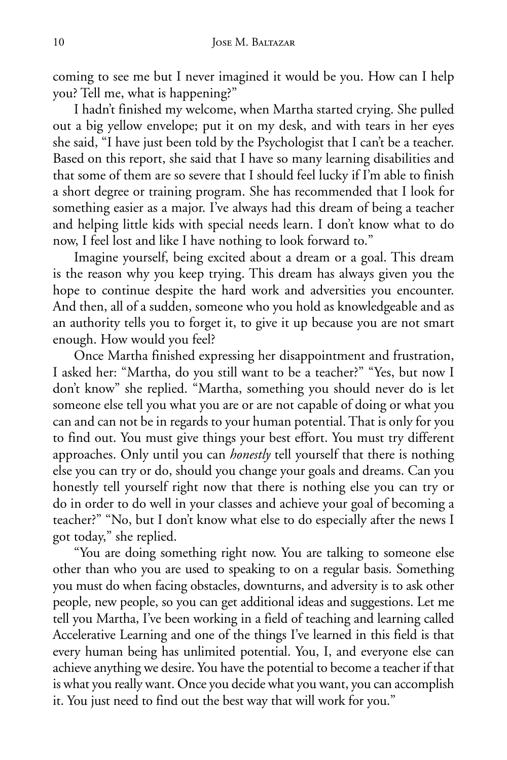coming to see me but I never imagined it would be you. How can I help you? Tell me, what is happening?"

I hadn't finished my welcome, when Martha started crying. She pulled out a big yellow envelope; put it on my desk, and with tears in her eyes she said, "I have just been told by the Psychologist that I can't be a teacher. Based on this report, she said that I have so many learning disabilities and that some of them are so severe that I should feel lucky if I'm able to finish a short degree or training program. She has recommended that I look for something easier as a major. I've always had this dream of being a teacher and helping little kids with special needs learn. I don't know what to do now, I feel lost and like I have nothing to look forward to."

Imagine yourself, being excited about a dream or a goal. This dream is the reason why you keep trying. This dream has always given you the hope to continue despite the hard work and adversities you encounter. And then, all of a sudden, someone who you hold as knowledgeable and as an authority tells you to forget it, to give it up because you are not smart enough. How would you feel?

Once Martha finished expressing her disappointment and frustration, I asked her: "Martha, do you still want to be a teacher?" "Yes, but now I don't know" she replied. "Martha, something you should never do is let someone else tell you what you are or are not capable of doing or what you can and can not be in regards to your human potential. That is only for you to find out. You must give things your best effort. You must try different approaches. Only until you can *honestly* tell yourself that there is nothing else you can try or do, should you change your goals and dreams. Can you honestly tell yourself right now that there is nothing else you can try or do in order to do well in your classes and achieve your goal of becoming a teacher?" "No, but I don't know what else to do especially after the news I got today," she replied.

"You are doing something right now. You are talking to someone else other than who you are used to speaking to on a regular basis. Something you must do when facing obstacles, downturns, and adversity is to ask other people, new people, so you can get additional ideas and suggestions. Let me tell you Martha, I've been working in a field of teaching and learning called Accelerative Learning and one of the things I've learned in this field is that every human being has unlimited potential. You, I, and everyone else can achieve anything we desire. You have the potential to become a teacher if that is what you really want. Once you decide what you want, you can accomplish it. You just need to find out the best way that will work for you."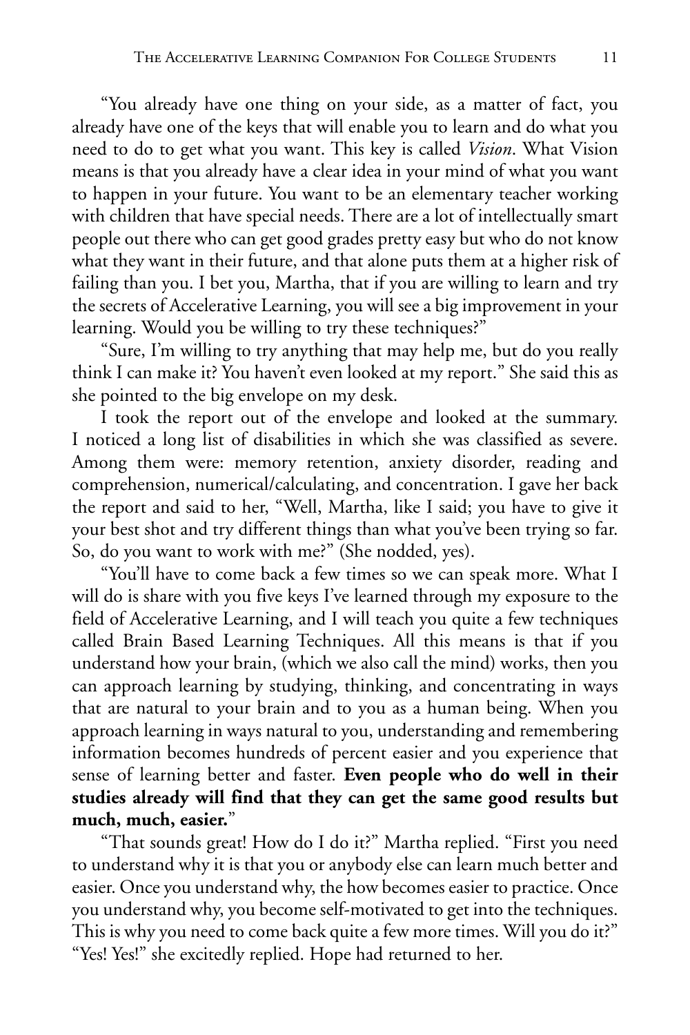"You already have one thing on your side, as a matter of fact, you already have one of the keys that will enable you to learn and do what you need to do to get what you want. This key is called *Vision*. What Vision means is that you already have a clear idea in your mind of what you want to happen in your future. You want to be an elementary teacher working with children that have special needs. There are a lot of intellectually smart people out there who can get good grades pretty easy but who do not know what they want in their future, and that alone puts them at a higher risk of failing than you. I bet you, Martha, that if you are willing to learn and try the secrets of Accelerative Learning, you will see a big improvement in your learning. Would you be willing to try these techniques?"

"Sure, I'm willing to try anything that may help me, but do you really think I can make it? You haven't even looked at my report." She said this as she pointed to the big envelope on my desk.

I took the report out of the envelope and looked at the summary. I noticed a long list of disabilities in which she was classified as severe. Among them were: memory retention, anxiety disorder, reading and comprehension, numerical/calculating, and concentration. I gave her back the report and said to her, "Well, Martha, like I said; you have to give it your best shot and try different things than what you've been trying so far. So, do you want to work with me?" (She nodded, yes).

"You'll have to come back a few times so we can speak more. What I will do is share with you five keys I've learned through my exposure to the field of Accelerative Learning, and I will teach you quite a few techniques called Brain Based Learning Techniques. All this means is that if you understand how your brain, (which we also call the mind) works, then you can approach learning by studying, thinking, and concentrating in ways that are natural to your brain and to you as a human being. When you approach learning in ways natural to you, understanding and remembering information becomes hundreds of percent easier and you experience that sense of learning better and faster. **Even people who do well in their studies already will find that they can get the same good results but much, much, easier.**"

"That sounds great! How do I do it?" Martha replied. "First you need to understand why it is that you or anybody else can learn much better and easier. Once you understand why, the how becomes easier to practice. Once you understand why, you become self-motivated to get into the techniques. This is why you need to come back quite a few more times. Will you do it?" "Yes! Yes!" she excitedly replied. Hope had returned to her.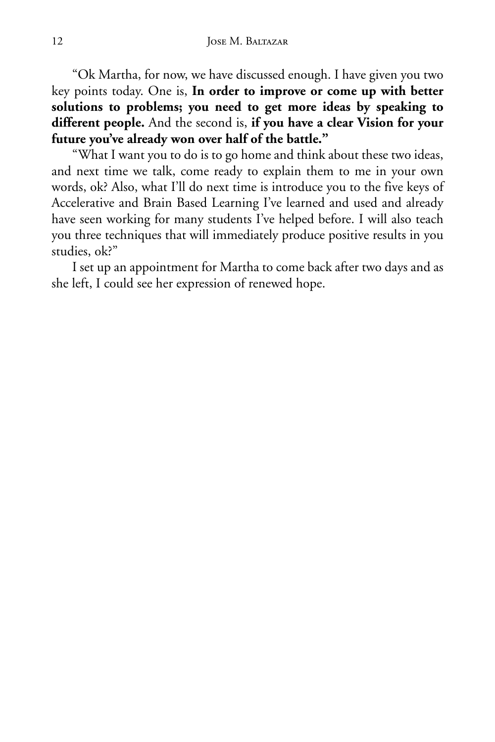"Ok Martha, for now, we have discussed enough. I have given you two key points today. One is, **In order to improve or come up with better solutions to problems; you need to get more ideas by speaking to different people.** And the second is, **if you have a clear Vision for your future you've already won over half of the battle."**

"What I want you to do is to go home and think about these two ideas, and next time we talk, come ready to explain them to me in your own words, ok? Also, what I'll do next time is introduce you to the five keys of Accelerative and Brain Based Learning I've learned and used and already have seen working for many students I've helped before. I will also teach you three techniques that will immediately produce positive results in you studies, ok?"

I set up an appointment for Martha to come back after two days and as she left, I could see her expression of renewed hope.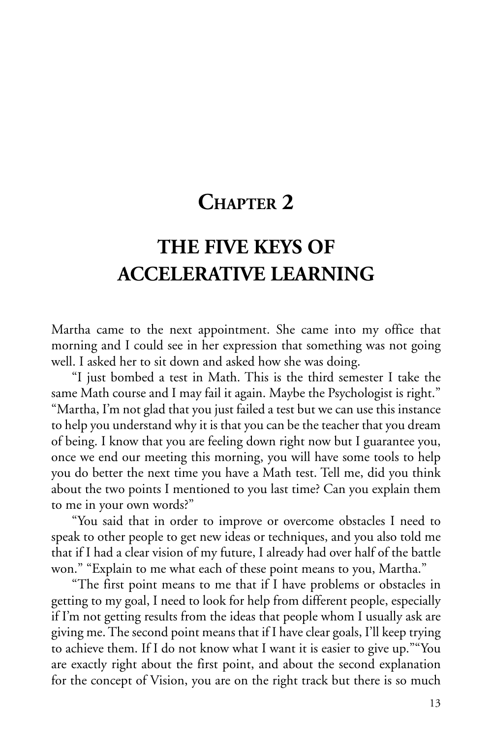# Chapter 2

# THE FIVE KEYS OF ACCELERATIVE LEARNING

Martha came to the next appointment. She came into my office that morning and I could see in her expression that something was not going well. I asked her to sit down and asked how she was doing.

"I just bombed a test in Math. This is the third semester I take the same Math course and I may fail it again. Maybe the Psychologist is right." "Martha, I'm not glad that you just failed a test but we can use this instance to help you understand why it is that you can be the teacher that you dream of being. I know that you are feeling down right now but I guarantee you, once we end our meeting this morning, you will have some tools to help you do better the next time you have a Math test. Tell me, did you think about the two points I mentioned to you last time? Can you explain them to me in your own words?"

"You said that in order to improve or overcome obstacles I need to speak to other people to get new ideas or techniques, and you also told me that if I had a clear vision of my future, I already had over half of the battle won." "Explain to me what each of these point means to you, Martha."

"The first point means to me that if I have problems or obstacles in getting to my goal, I need to look for help from different people, especially if I'm not getting results from the ideas that people whom I usually ask are giving me. The second point means that if I have clear goals, I'll keep trying to achieve them. If I do not know what I want it is easier to give up.""You are exactly right about the first point, and about the second explanation for the concept of Vision, you are on the right track but there is so much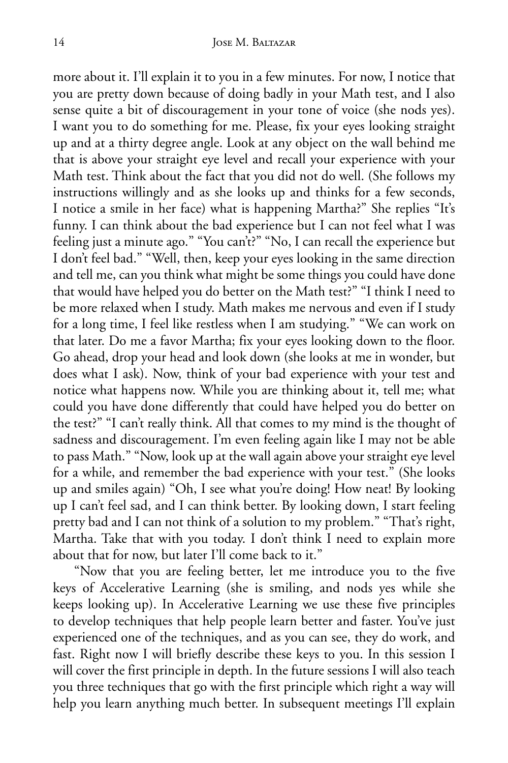more about it. I'll explain it to you in a few minutes. For now, I notice that you are pretty down because of doing badly in your Math test, and I also sense quite a bit of discouragement in your tone of voice (she nods yes). I want you to do something for me. Please, fix your eyes looking straight up and at a thirty degree angle. Look at any object on the wall behind me that is above your straight eye level and recall your experience with your Math test. Think about the fact that you did not do well. (She follows my instructions willingly and as she looks up and thinks for a few seconds, I notice a smile in her face) what is happening Martha?" She replies "It's funny. I can think about the bad experience but I can not feel what I was feeling just a minute ago." "You can't?" "No, I can recall the experience but I don't feel bad." "Well, then, keep your eyes looking in the same direction and tell me, can you think what might be some things you could have done that would have helped you do better on the Math test?" "I think I need to be more relaxed when I study. Math makes me nervous and even if I study for a long time, I feel like restless when I am studying." "We can work on that later. Do me a favor Martha; fix your eyes looking down to the floor. Go ahead, drop your head and look down (she looks at me in wonder, but does what I ask). Now, think of your bad experience with your test and notice what happens now. While you are thinking about it, tell me; what could you have done differently that could have helped you do better on the test?" "I can't really think. All that comes to my mind is the thought of sadness and discouragement. I'm even feeling again like I may not be able to pass Math." "Now, look up at the wall again above your straight eye level for a while, and remember the bad experience with your test." (She looks up and smiles again) "Oh, I see what you're doing! How neat! By looking up I can't feel sad, and I can think better. By looking down, I start feeling pretty bad and I can not think of a solution to my problem." "That's right, Martha. Take that with you today. I don't think I need to explain more about that for now, but later I'll come back to it."

"Now that you are feeling better, let me introduce you to the five keys of Accelerative Learning (she is smiling, and nods yes while she keeps looking up). In Accelerative Learning we use these five principles to develop techniques that help people learn better and faster. You've just experienced one of the techniques, and as you can see, they do work, and fast. Right now I will briefly describe these keys to you. In this session I will cover the first principle in depth. In the future sessions I will also teach you three techniques that go with the first principle which right a way will help you learn anything much better. In subsequent meetings I'll explain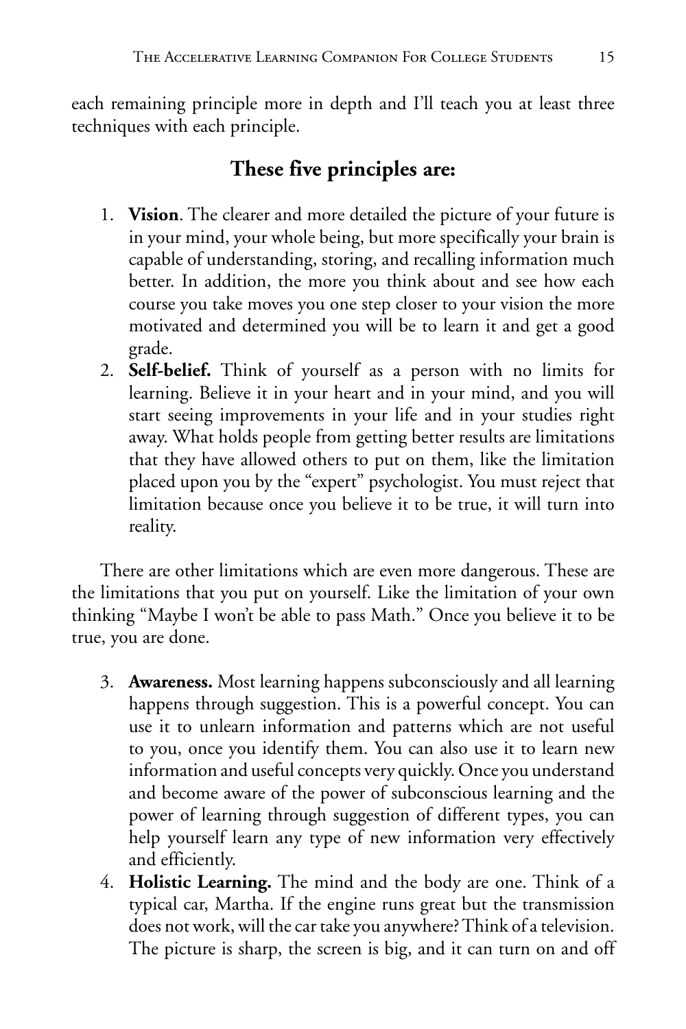each remaining principle more in depth and I'll teach you at least three techniques with each principle.

## These five principles are:

1. **Vision**. The clearer and more detailed the picture of your future is in your mind, your whole being, but more specifically your brain is capable of understanding, storing, and recalling information much better. In addition, the more you think about and see how each course you take moves you one step closer to your vision the more motivated and determined you will be to learn it and get a good grade.
2. **Self-belief.** Think of yourself as a person with no limits for learning. Believe it in your heart and in your mind, and you will start seeing improvements in your life and in your studies right away. What holds people from getting better results are limitations that they have allowed others to put on them, like the limitation placed upon you by the "expert" psychologist. You must reject that limitation because once you believe it to be true, it will turn into reality.

There are other limitations which are even more dangerous. These are the limitations that you put on yourself. Like the limitation of your own thinking "Maybe I won't be able to pass Math." Once you believe it to be true, you are done.

3. **Awareness.** Most learning happens subconsciously and all learning happens through suggestion. This is a powerful concept. You can use it to unlearn information and patterns which are not useful to you, once you identify them. You can also use it to learn new information and useful concepts very quickly. Once you understand and become aware of the power of subconscious learning and the power of learning through suggestion of different types, you can help yourself learn any type of new information very effectively and efficiently.
4. **Holistic Learning.** The mind and the body are one. Think of a typical car, Martha. If the engine runs great but the transmission does not work, will the car take you anywhere? Think of a television. The picture is sharp, the screen is big, and it can turn on and off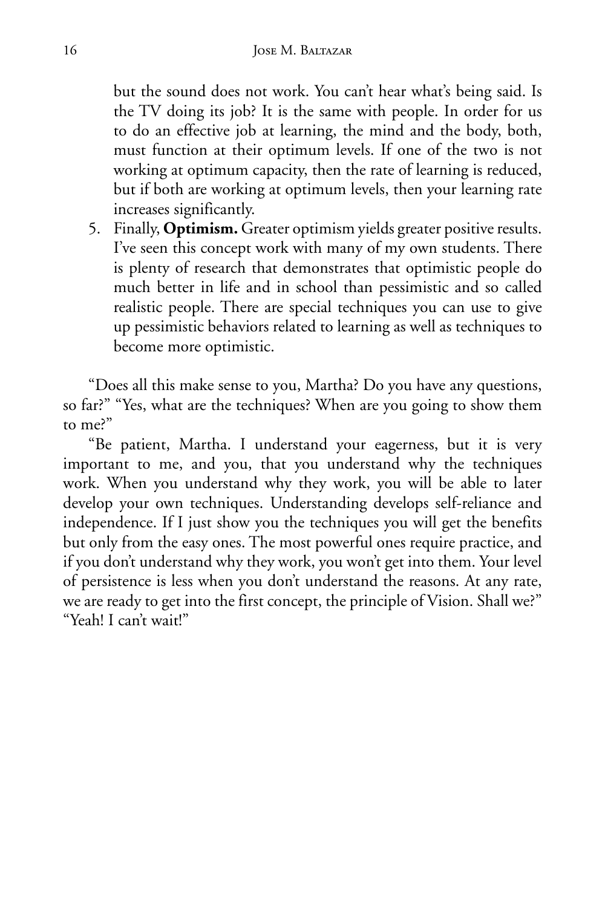but the sound does not work. You can't hear what's being said. Is the TV doing its job? It is the same with people. In order for us to do an effective job at learning, the mind and the body, both, must function at their optimum levels. If one of the two is not working at optimum capacity, then the rate of learning is reduced, but if both are working at optimum levels, then your learning rate increases significantly.

5. Finally, **Optimism.** Greater optimism yields greater positive results. I've seen this concept work with many of my own students. There is plenty of research that demonstrates that optimistic people do much better in life and in school than pessimistic and so called realistic people. There are special techniques you can use to give up pessimistic behaviors related to learning as well as techniques to become more optimistic.

"Does all this make sense to you, Martha? Do you have any questions, so far?" "Yes, what are the techniques? When are you going to show them to me?"

"Be patient, Martha. I understand your eagerness, but it is very important to me, and you, that you understand why the techniques work. When you understand why they work, you will be able to later develop your own techniques. Understanding develops self-reliance and independence. If I just show you the techniques you will get the benefits but only from the easy ones. The most powerful ones require practice, and if you don't understand why they work, you won't get into them. Your level of persistence is less when you don't understand the reasons. At any rate, we are ready to get into the first concept, the principle of Vision. Shall we?" "Yeah! I can't wait!"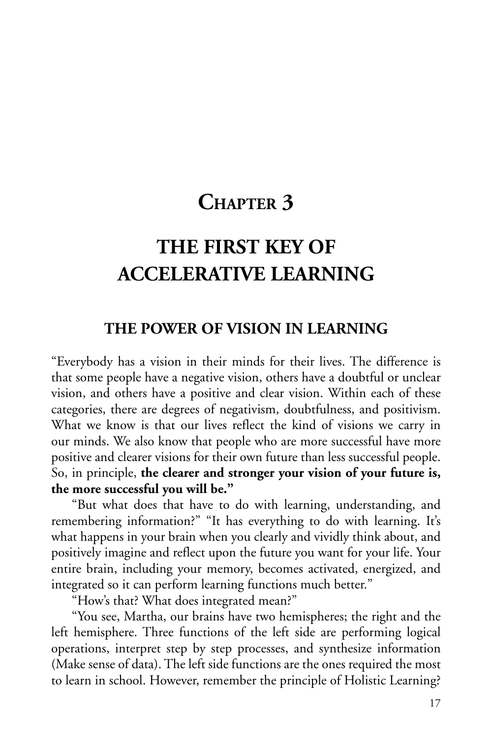# Chapter 3

# THE FIRST KEY OF ACCELERATIVE LEARNING

## THE POWER OF VISION IN LEARNING

"Everybody has a vision in their minds for their lives. The difference is that some people have a negative vision, others have a doubtful or unclear vision, and others have a positive and clear vision. Within each of these categories, there are degrees of negativism, doubtfulness, and positivism. What we know is that our lives reflect the kind of visions we carry in our minds. We also know that people who are more successful have more positive and clearer visions for their own future than less successful people. So, in principle, **the clearer and stronger your vision of your future is, the more successful you will be."**

"But what does that have to do with learning, understanding, and remembering information?" "It has everything to do with learning. It's what happens in your brain when you clearly and vividly think about, and positively imagine and reflect upon the future you want for your life. Your entire brain, including your memory, becomes activated, energized, and integrated so it can perform learning functions much better."

"How's that? What does integrated mean?"

"You see, Martha, our brains have two hemispheres; the right and the left hemisphere. Three functions of the left side are performing logical operations, interpret step by step processes, and synthesize information (Make sense of data). The left side functions are the ones required the most to learn in school. However, remember the principle of Holistic Learning?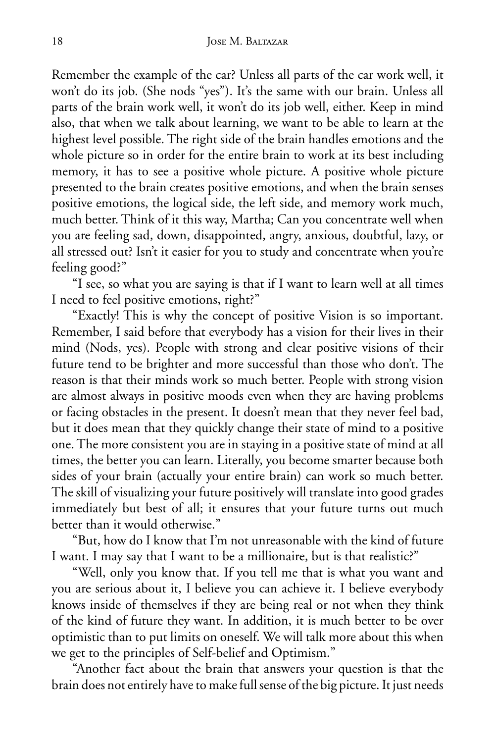Remember the example of the car? Unless all parts of the car work well, it won't do its job. (She nods "yes"). It's the same with our brain. Unless all parts of the brain work well, it won't do its job well, either. Keep in mind also, that when we talk about learning, we want to be able to learn at the highest level possible. The right side of the brain handles emotions and the whole picture so in order for the entire brain to work at its best including memory, it has to see a positive whole picture. A positive whole picture presented to the brain creates positive emotions, and when the brain senses positive emotions, the logical side, the left side, and memory work much, much better. Think of it this way, Martha; Can you concentrate well when you are feeling sad, down, disappointed, angry, anxious, doubtful, lazy, or all stressed out? Isn't it easier for you to study and concentrate when you're feeling good?"

"I see, so what you are saying is that if I want to learn well at all times I need to feel positive emotions, right?"

"Exactly! This is why the concept of positive Vision is so important. Remember, I said before that everybody has a vision for their lives in their mind (Nods, yes). People with strong and clear positive visions of their future tend to be brighter and more successful than those who don't. The reason is that their minds work so much better. People with strong vision are almost always in positive moods even when they are having problems or facing obstacles in the present. It doesn't mean that they never feel bad, but it does mean that they quickly change their state of mind to a positive one. The more consistent you are in staying in a positive state of mind at all times, the better you can learn. Literally, you become smarter because both sides of your brain (actually your entire brain) can work so much better. The skill of visualizing your future positively will translate into good grades immediately but best of all; it ensures that your future turns out much better than it would otherwise."

"But, how do I know that I'm not unreasonable with the kind of future I want. I may say that I want to be a millionaire, but is that realistic?"

"Well, only you know that. If you tell me that is what you want and you are serious about it, I believe you can achieve it. I believe everybody knows inside of themselves if they are being real or not when they think of the kind of future they want. In addition, it is much better to be over optimistic than to put limits on oneself. We will talk more about this when we get to the principles of Self-belief and Optimism."

"Another fact about the brain that answers your question is that the brain does not entirely have to make full sense of the big picture. It just needs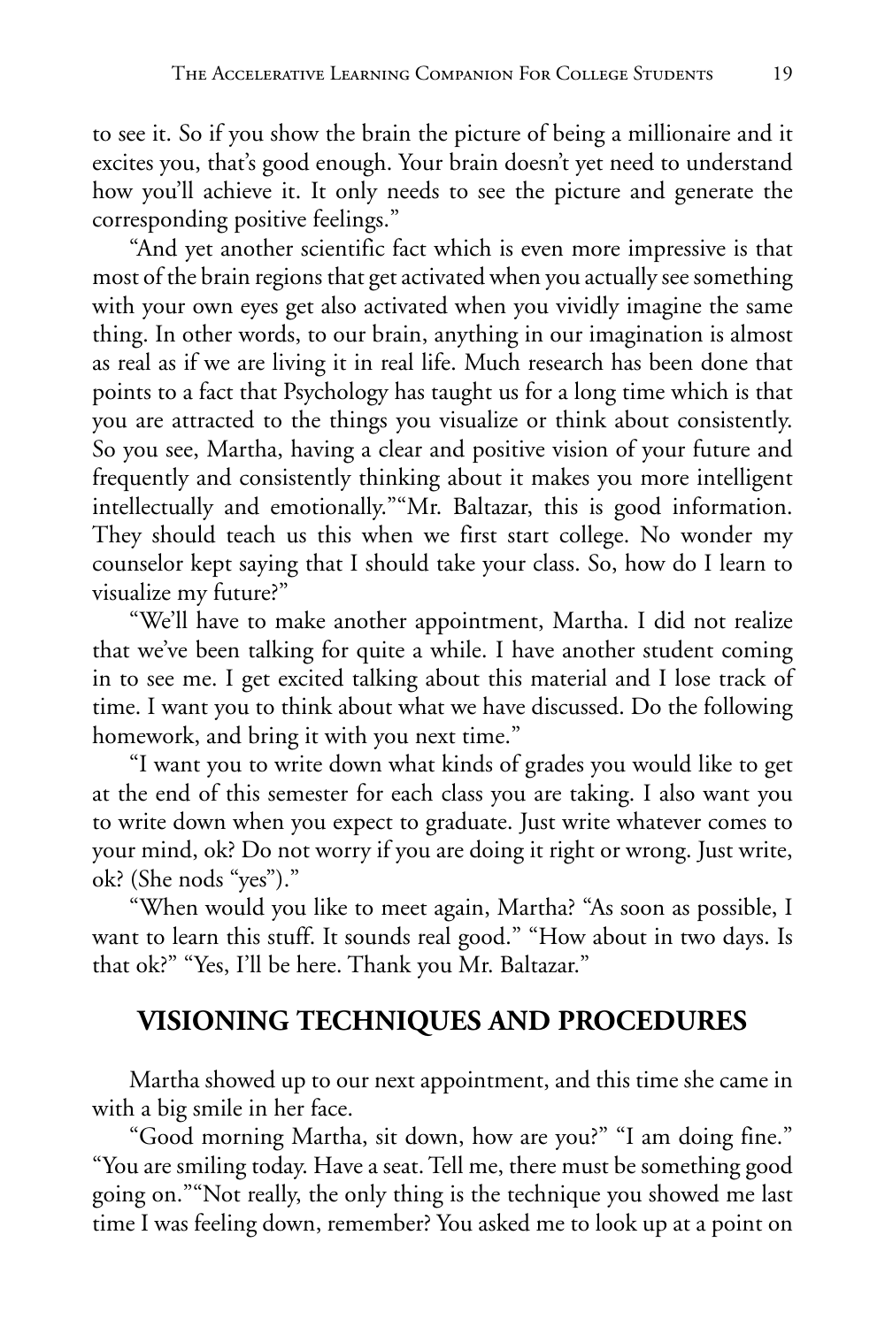to see it. So if you show the brain the picture of being a millionaire and it excites you, that's good enough. Your brain doesn't yet need to understand how you'll achieve it. It only needs to see the picture and generate the corresponding positive feelings."

"And yet another scientific fact which is even more impressive is that most of the brain regions that get activated when you actually see something with your own eyes get also activated when you vividly imagine the same thing. In other words, to our brain, anything in our imagination is almost as real as if we are living it in real life. Much research has been done that points to a fact that Psychology has taught us for a long time which is that you are attracted to the things you visualize or think about consistently. So you see, Martha, having a clear and positive vision of your future and frequently and consistently thinking about it makes you more intelligent intellectually and emotionally.""Mr. Baltazar, this is good information. They should teach us this when we first start college. No wonder my counselor kept saying that I should take your class. So, how do I learn to visualize my future?"

"We'll have to make another appointment, Martha. I did not realize that we've been talking for quite a while. I have another student coming in to see me. I get excited talking about this material and I lose track of time. I want you to think about what we have discussed. Do the following homework, and bring it with you next time."

"I want you to write down what kinds of grades you would like to get at the end of this semester for each class you are taking. I also want you to write down when you expect to graduate. Just write whatever comes to your mind, ok? Do not worry if you are doing it right or wrong. Just write, ok? (She nods "yes")."

"When would you like to meet again, Martha? "As soon as possible, I want to learn this stuff. It sounds real good." "How about in two days. Is that ok?" "Yes, I'll be here. Thank you Mr. Baltazar."

## VISIONING TECHNIQUES AND PROCEDURES

Martha showed up to our next appointment, and this time she came in with a big smile in her face.

"Good morning Martha, sit down, how are you?" "I am doing fine." "You are smiling today. Have a seat. Tell me, there must be something good going on.""Not really, the only thing is the technique you showed me last time I was feeling down, remember? You asked me to look up at a point on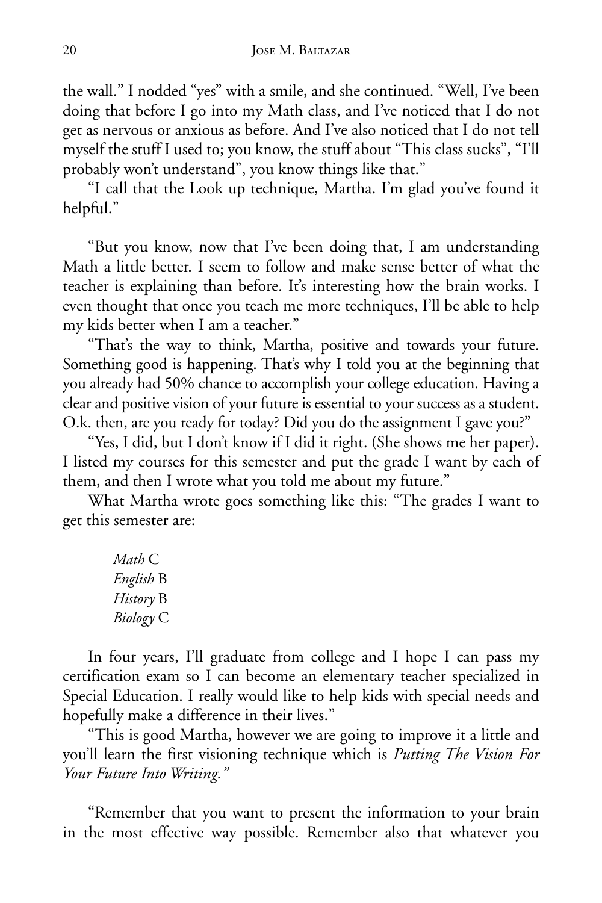the wall." I nodded "yes" with a smile, and she continued. "Well, I've been doing that before I go into my Math class, and I've noticed that I do not get as nervous or anxious as before. And I've also noticed that I do not tell myself the stuff I used to; you know, the stuff about "This class sucks", "I'll probably won't understand", you know things like that."

"I call that the Look up technique, Martha. I'm glad you've found it helpful."

"But you know, now that I've been doing that, I am understanding Math a little better. I seem to follow and make sense better of what the teacher is explaining than before. It's interesting how the brain works. I even thought that once you teach me more techniques, I'll be able to help my kids better when I am a teacher."

"That's the way to think, Martha, positive and towards your future. Something good is happening. That's why I told you at the beginning that you already had 50% chance to accomplish your college education. Having a clear and positive vision of your future is essential to your success as a student. O.k. then, are you ready for today? Did you do the assignment I gave you?"

"Yes, I did, but I don't know if I did it right. (She shows me her paper). I listed my courses for this semester and put the grade I want by each of them, and then I wrote what you told me about my future."

What Martha wrote goes something like this: "The grades I want to get this semester are:

> *Math* C
> *English* B
> *History* B
> *Biology* C

In four years, I'll graduate from college and I hope I can pass my certification exam so I can become an elementary teacher specialized in Special Education. I really would like to help kids with special needs and hopefully make a difference in their lives."

"This is good Martha, however we are going to improve it a little and you'll learn the first visioning technique which is *Putting The Vision For Your Future Into Writing."*

"Remember that you want to present the information to your brain in the most effective way possible. Remember also that whatever you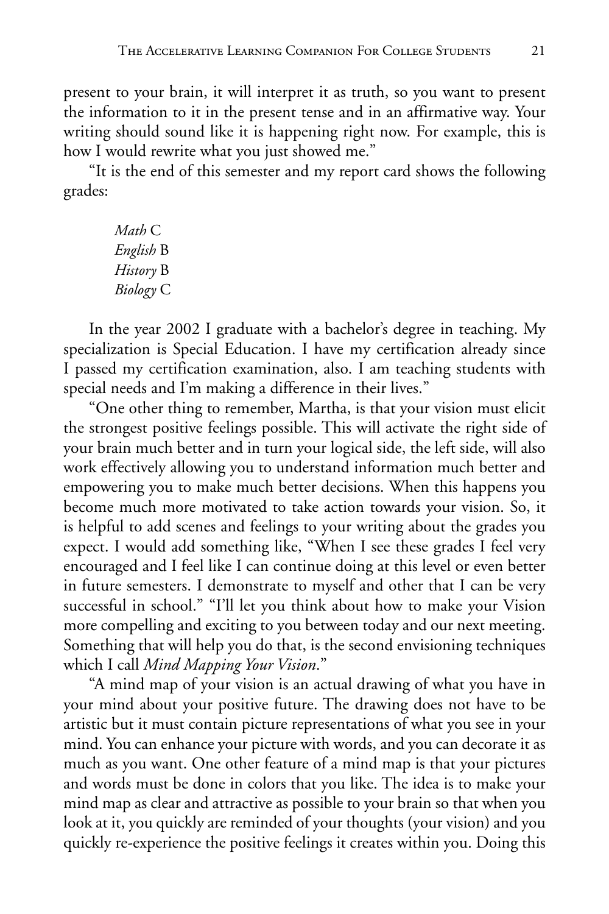present to your brain, it will interpret it as truth, so you want to present the information to it in the present tense and in an affirmative way. Your writing should sound like it is happening right now. For example, this is how I would rewrite what you just showed me."

"It is the end of this semester and my report card shows the following grades:

> *Math* C
> *English* B
> *History* B
> *Biology* C

In the year 2002 I graduate with a bachelor's degree in teaching. My specialization is Special Education. I have my certification already since I passed my certification examination, also. I am teaching students with special needs and I'm making a difference in their lives."

"One other thing to remember, Martha, is that your vision must elicit the strongest positive feelings possible. This will activate the right side of your brain much better and in turn your logical side, the left side, will also work effectively allowing you to understand information much better and empowering you to make much better decisions. When this happens you become much more motivated to take action towards your vision. So, it is helpful to add scenes and feelings to your writing about the grades you expect. I would add something like, "When I see these grades I feel very encouraged and I feel like I can continue doing at this level or even better in future semesters. I demonstrate to myself and other that I can be very successful in school." "I'll let you think about how to make your Vision more compelling and exciting to you between today and our next meeting. Something that will help you do that, is the second envisioning techniques which I call *Mind Mapping Your Vision*."

"A mind map of your vision is an actual drawing of what you have in your mind about your positive future. The drawing does not have to be artistic but it must contain picture representations of what you see in your mind. You can enhance your picture with words, and you can decorate it as much as you want. One other feature of a mind map is that your pictures and words must be done in colors that you like. The idea is to make your mind map as clear and attractive as possible to your brain so that when you look at it, you quickly are reminded of your thoughts (your vision) and you quickly re-experience the positive feelings it creates within you. Doing this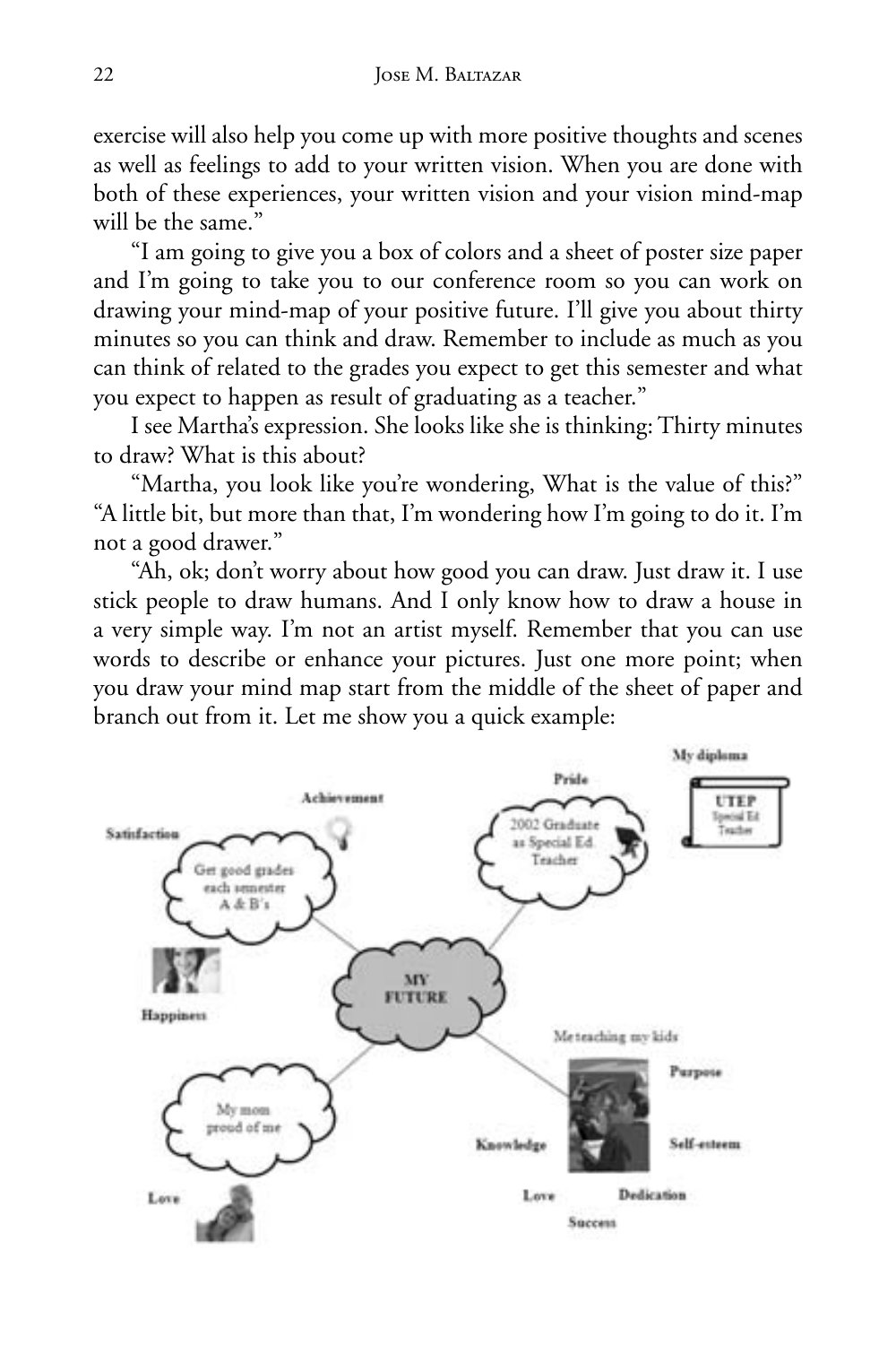exercise will also help you come up with more positive thoughts and scenes as well as feelings to add to your written vision. When you are done with both of these experiences, your written vision and your vision mind-map will be the same."

"I am going to give you a box of colors and a sheet of poster size paper and I'm going to take you to our conference room so you can work on drawing your mind-map of your positive future. I'll give you about thirty minutes so you can think and draw. Remember to include as much as you can think of related to the grades you expect to get this semester and what you expect to happen as result of graduating as a teacher."

I see Martha's expression. She looks like she is thinking: Thirty minutes to draw? What is this about?

"Martha, you look like you're wondering, What is the value of this?" "A little bit, but more than that, I'm wondering how I'm going to do it. I'm not a good drawer."

"Ah, ok; don't worry about how good you can draw. Just draw it. I use stick people to draw humans. And I only know how to draw a house in a very simple way. I'm not an artist myself. Remember that you can use words to describe or enhance your pictures. Just one more point; when you draw your mind map start from the middle of the sheet of paper and branch out from it. Let me show you a quick example: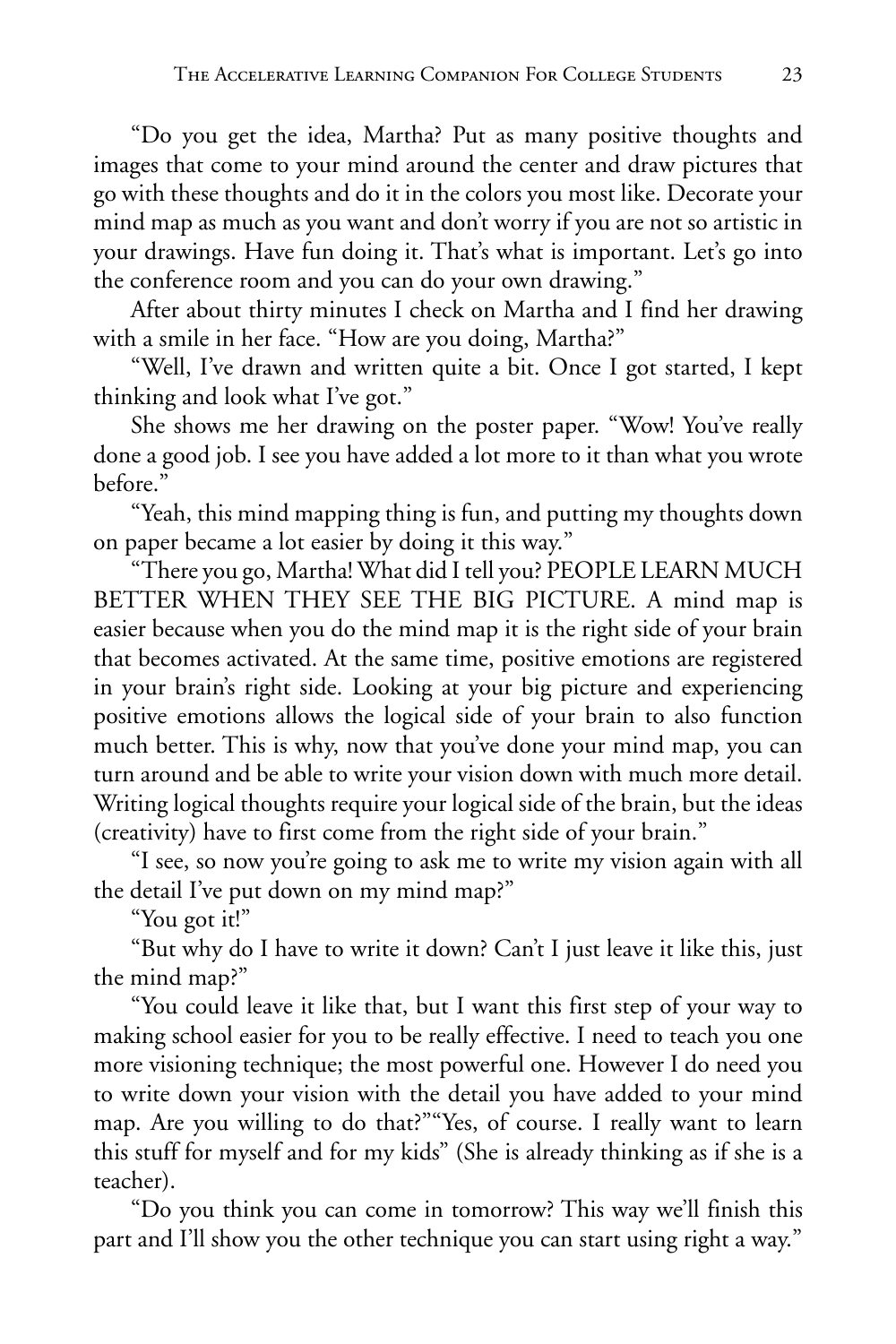"Do you get the idea, Martha? Put as many positive thoughts and images that come to your mind around the center and draw pictures that go with these thoughts and do it in the colors you most like. Decorate your mind map as much as you want and don't worry if you are not so artistic in your drawings. Have fun doing it. That's what is important. Let's go into the conference room and you can do your own drawing."

After about thirty minutes I check on Martha and I find her drawing with a smile in her face. "How are you doing, Martha?"

"Well, I've drawn and written quite a bit. Once I got started, I kept thinking and look what I've got."

She shows me her drawing on the poster paper. "Wow! You've really done a good job. I see you have added a lot more to it than what you wrote before."

"Yeah, this mind mapping thing is fun, and putting my thoughts down on paper became a lot easier by doing it this way."

"There you go, Martha! What did I tell you? PEOPLE LEARN MUCH BETTER WHEN THEY SEE THE BIG PICTURE. A mind map is easier because when you do the mind map it is the right side of your brain that becomes activated. At the same time, positive emotions are registered in your brain's right side. Looking at your big picture and experiencing positive emotions allows the logical side of your brain to also function much better. This is why, now that you've done your mind map, you can turn around and be able to write your vision down with much more detail. Writing logical thoughts require your logical side of the brain, but the ideas (creativity) have to first come from the right side of your brain."

"I see, so now you're going to ask me to write my vision again with all the detail I've put down on my mind map?"

"You got it!"

"But why do I have to write it down? Can't I just leave it like this, just the mind map?"

"You could leave it like that, but I want this first step of your way to making school easier for you to be really effective. I need to teach you one more visioning technique; the most powerful one. However I do need you to write down your vision with the detail you have added to your mind map. Are you willing to do that?""Yes, of course. I really want to learn this stuff for myself and for my kids" (She is already thinking as if she is a teacher).

"Do you think you can come in tomorrow? This way we'll finish this part and I'll show you the other technique you can start using right a way."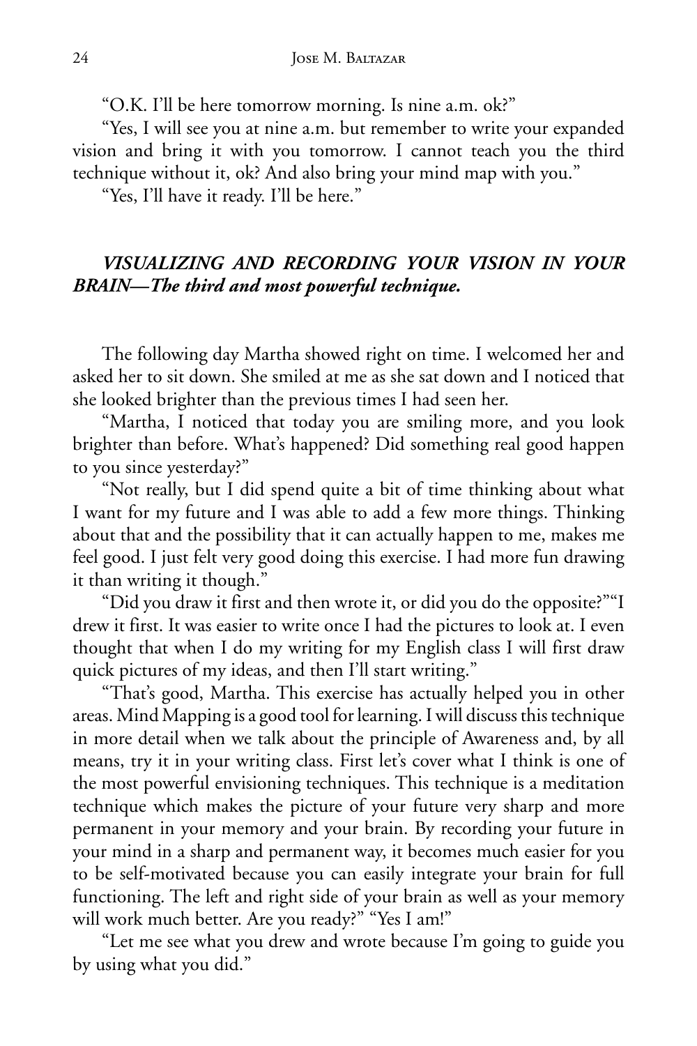"O.K. I'll be here tomorrow morning. Is nine a.m. ok?"

"Yes, I will see you at nine a.m. but remember to write your expanded vision and bring it with you tomorrow. I cannot teach you the third technique without it, ok? And also bring your mind map with you."

"Yes, I'll have it ready. I'll be here."

### *VISUALIZING AND RECORDING YOUR VISION IN YOUR BRAIN—The third and most powerful technique.*

The following day Martha showed right on time. I welcomed her and asked her to sit down. She smiled at me as she sat down and I noticed that she looked brighter than the previous times I had seen her.

"Martha, I noticed that today you are smiling more, and you look brighter than before. What's happened? Did something real good happen to you since yesterday?"

"Not really, but I did spend quite a bit of time thinking about what I want for my future and I was able to add a few more things. Thinking about that and the possibility that it can actually happen to me, makes me feel good. I just felt very good doing this exercise. I had more fun drawing it than writing it though."

"Did you draw it first and then wrote it, or did you do the opposite?""I drew it first. It was easier to write once I had the pictures to look at. I even thought that when I do my writing for my English class I will first draw quick pictures of my ideas, and then I'll start writing."

"That's good, Martha. This exercise has actually helped you in other areas. Mind Mapping is a good tool for learning. I will discuss this technique in more detail when we talk about the principle of Awareness and, by all means, try it in your writing class. First let's cover what I think is one of the most powerful envisioning techniques. This technique is a meditation technique which makes the picture of your future very sharp and more permanent in your memory and your brain. By recording your future in your mind in a sharp and permanent way, it becomes much easier for you to be self-motivated because you can easily integrate your brain for full functioning. The left and right side of your brain as well as your memory will work much better. Are you ready?" "Yes I am!"

"Let me see what you drew and wrote because I'm going to guide you by using what you did."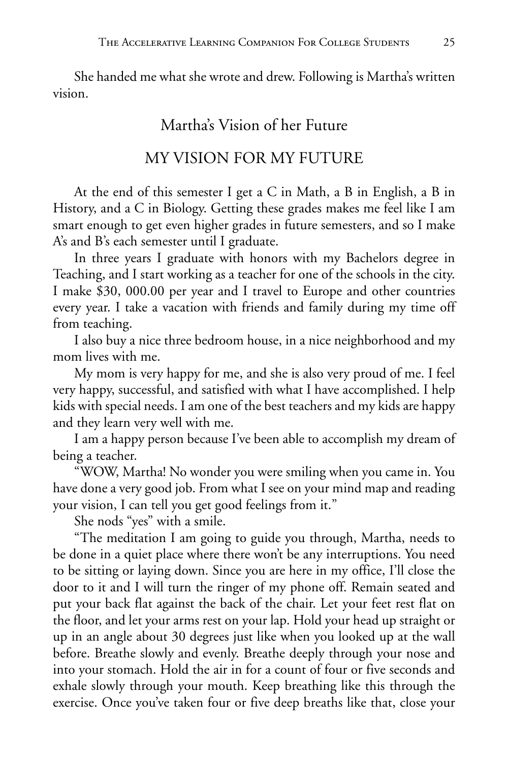She handed me what she wrote and drew. Following is Martha's written vision.

## Martha's Vision of her Future

## MY VISION FOR MY FUTURE

At the end of this semester I get a C in Math, a B in English, a B in History, and a C in Biology. Getting these grades makes me feel like I am smart enough to get even higher grades in future semesters, and so I make A's and B's each semester until I graduate.

In three years I graduate with honors with my Bachelors degree in Teaching, and I start working as a teacher for one of the schools in the city. I make $30, 000.00 per year and I travel to Europe and other countries every year. I take a vacation with friends and family during my time off from teaching.

I also buy a nice three bedroom house, in a nice neighborhood and my mom lives with me.

My mom is very happy for me, and she is also very proud of me. I feel very happy, successful, and satisfied with what I have accomplished. I help kids with special needs. I am one of the best teachers and my kids are happy and they learn very well with me.

I am a happy person because I've been able to accomplish my dream of being a teacher.

"WOW, Martha! No wonder you were smiling when you came in. You have done a very good job. From what I see on your mind map and reading your vision, I can tell you get good feelings from it."

She nods "yes" with a smile.

"The meditation I am going to guide you through, Martha, needs to be done in a quiet place where there won't be any interruptions. You need to be sitting or laying down. Since you are here in my office, I'll close the door to it and I will turn the ringer of my phone off. Remain seated and put your back flat against the back of the chair. Let your feet rest flat on the floor, and let your arms rest on your lap. Hold your head up straight or up in an angle about 30 degrees just like when you looked up at the wall before. Breathe slowly and evenly. Breathe deeply through your nose and into your stomach. Hold the air in for a count of four or five seconds and exhale slowly through your mouth. Keep breathing like this through the exercise. Once you've taken four or five deep breaths like that, close your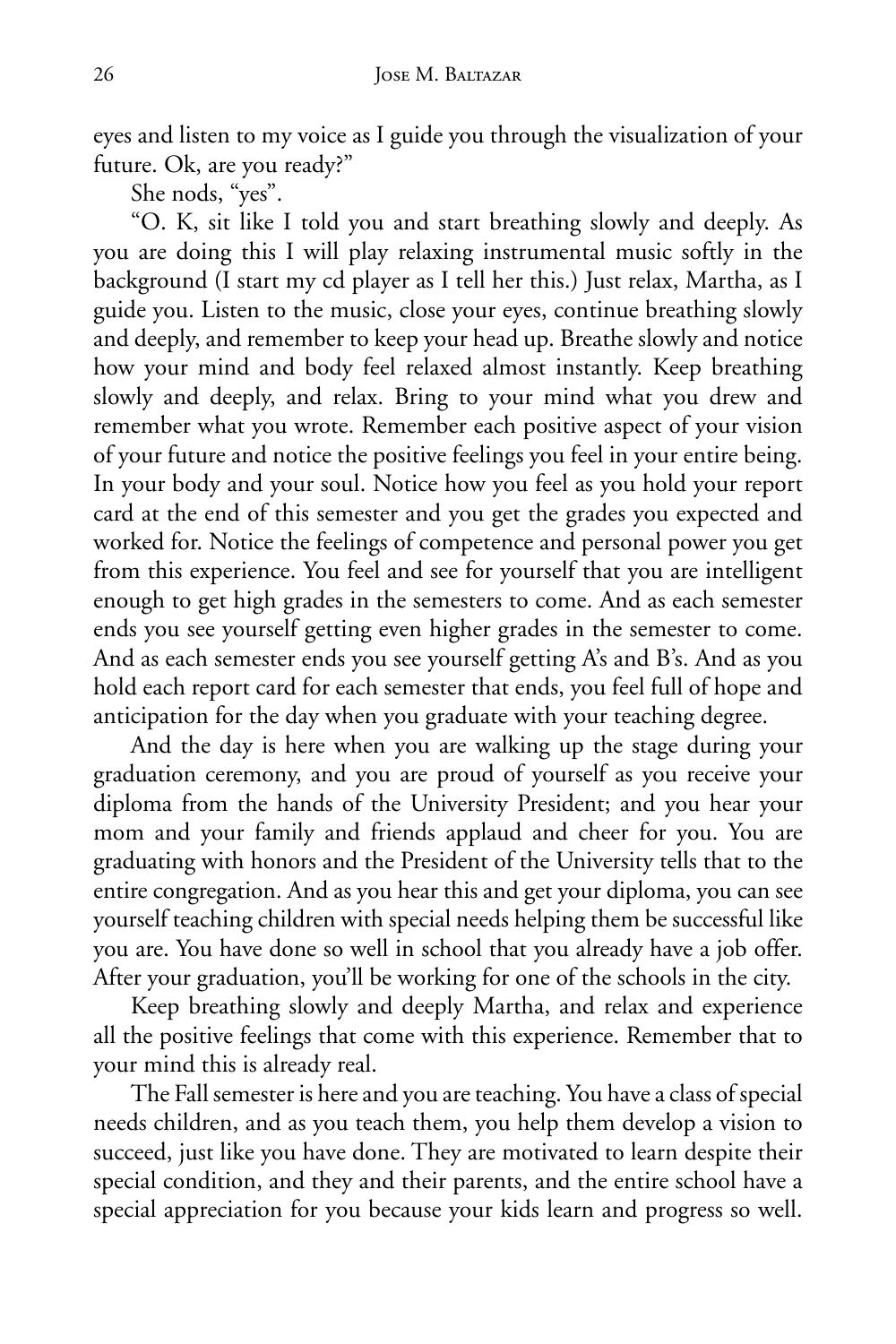eyes and listen to my voice as I guide you through the visualization of your future. Ok, are you ready?"

She nods, "yes".

"O. K, sit like I told you and start breathing slowly and deeply. As you are doing this I will play relaxing instrumental music softly in the background (I start my cd player as I tell her this.) Just relax, Martha, as I guide you. Listen to the music, close your eyes, continue breathing slowly and deeply, and remember to keep your head up. Breathe slowly and notice how your mind and body feel relaxed almost instantly. Keep breathing slowly and deeply, and relax. Bring to your mind what you drew and remember what you wrote. Remember each positive aspect of your vision of your future and notice the positive feelings you feel in your entire being. In your body and your soul. Notice how you feel as you hold your report card at the end of this semester and you get the grades you expected and worked for. Notice the feelings of competence and personal power you get from this experience. You feel and see for yourself that you are intelligent enough to get high grades in the semesters to come. And as each semester ends you see yourself getting even higher grades in the semester to come. And as each semester ends you see yourself getting A's and B's. And as you hold each report card for each semester that ends, you feel full of hope and anticipation for the day when you graduate with your teaching degree.

And the day is here when you are walking up the stage during your graduation ceremony, and you are proud of yourself as you receive your diploma from the hands of the University President; and you hear your mom and your family and friends applaud and cheer for you. You are graduating with honors and the President of the University tells that to the entire congregation. And as you hear this and get your diploma, you can see yourself teaching children with special needs helping them be successful like you are. You have done so well in school that you already have a job offer. After your graduation, you'll be working for one of the schools in the city.

Keep breathing slowly and deeply Martha, and relax and experience all the positive feelings that come with this experience. Remember that to your mind this is already real.

The Fall semester is here and you are teaching. You have a class of special needs children, and as you teach them, you help them develop a vision to succeed, just like you have done. They are motivated to learn despite their special condition, and they and their parents, and the entire school have a special appreciation for you because your kids learn and progress so well.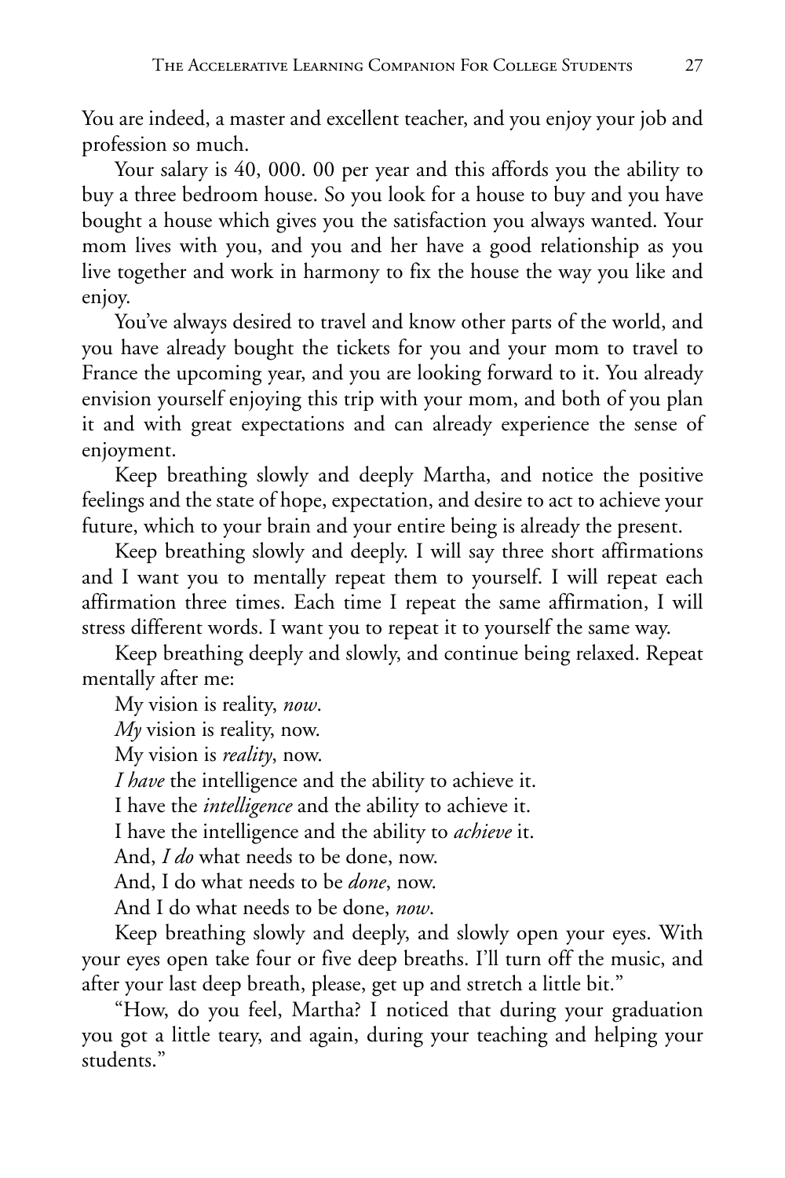You are indeed, a master and excellent teacher, and you enjoy your job and profession so much.

Your salary is 40, 000. 00 per year and this affords you the ability to buy a three bedroom house. So you look for a house to buy and you have bought a house which gives you the satisfaction you always wanted. Your mom lives with you, and you and her have a good relationship as you live together and work in harmony to fix the house the way you like and enjoy.

You've always desired to travel and know other parts of the world, and you have already bought the tickets for you and your mom to travel to France the upcoming year, and you are looking forward to it. You already envision yourself enjoying this trip with your mom, and both of you plan it and with great expectations and can already experience the sense of enjoyment.

Keep breathing slowly and deeply Martha, and notice the positive feelings and the state of hope, expectation, and desire to act to achieve your future, which to your brain and your entire being is already the present.

Keep breathing slowly and deeply. I will say three short affirmations and I want you to mentally repeat them to yourself. I will repeat each affirmation three times. Each time I repeat the same affirmation, I will stress different words. I want you to repeat it to yourself the same way.

Keep breathing deeply and slowly, and continue being relaxed. Repeat mentally after me:

My vision is reality, *now*.

*My* vision is reality, now.

My vision is *reality*, now.

*I have* the intelligence and the ability to achieve it.

I have the *intelligence* and the ability to achieve it.

I have the intelligence and the ability to *achieve* it.

And, *I do* what needs to be done, now.

And, I do what needs to be *done*, now.

And I do what needs to be done, *now*.

Keep breathing slowly and deeply, and slowly open your eyes. With your eyes open take four or five deep breaths. I'll turn off the music, and after your last deep breath, please, get up and stretch a little bit."

"How, do you feel, Martha? I noticed that during your graduation you got a little teary, and again, during your teaching and helping your students."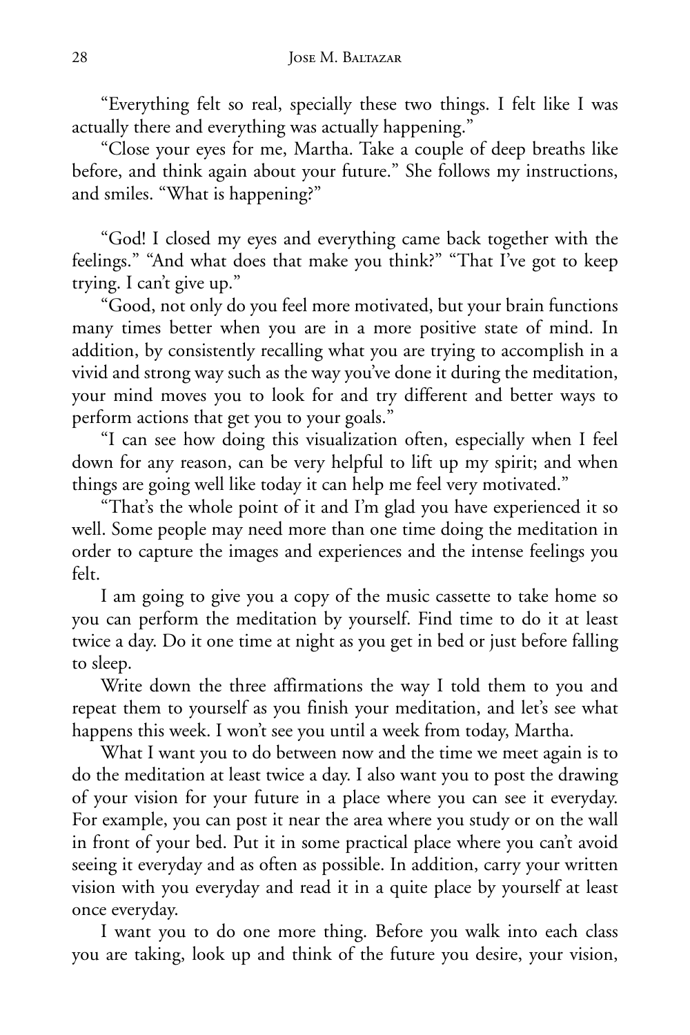"Everything felt so real, specially these two things. I felt like I was actually there and everything was actually happening."

"Close your eyes for me, Martha. Take a couple of deep breaths like before, and think again about your future." She follows my instructions, and smiles. "What is happening?"

"God! I closed my eyes and everything came back together with the feelings." "And what does that make you think?" "That I've got to keep trying. I can't give up."

"Good, not only do you feel more motivated, but your brain functions many times better when you are in a more positive state of mind. In addition, by consistently recalling what you are trying to accomplish in a vivid and strong way such as the way you've done it during the meditation, your mind moves you to look for and try different and better ways to perform actions that get you to your goals."

"I can see how doing this visualization often, especially when I feel down for any reason, can be very helpful to lift up my spirit; and when things are going well like today it can help me feel very motivated."

"That's the whole point of it and I'm glad you have experienced it so well. Some people may need more than one time doing the meditation in order to capture the images and experiences and the intense feelings you felt.

I am going to give you a copy of the music cassette to take home so you can perform the meditation by yourself. Find time to do it at least twice a day. Do it one time at night as you get in bed or just before falling to sleep.

Write down the three affirmations the way I told them to you and repeat them to yourself as you finish your meditation, and let's see what happens this week. I won't see you until a week from today, Martha.

What I want you to do between now and the time we meet again is to do the meditation at least twice a day. I also want you to post the drawing of your vision for your future in a place where you can see it everyday. For example, you can post it near the area where you study or on the wall in front of your bed. Put it in some practical place where you can't avoid seeing it everyday and as often as possible. In addition, carry your written vision with you everyday and read it in a quite place by yourself at least once everyday.

I want you to do one more thing. Before you walk into each class you are taking, look up and think of the future you desire, your vision,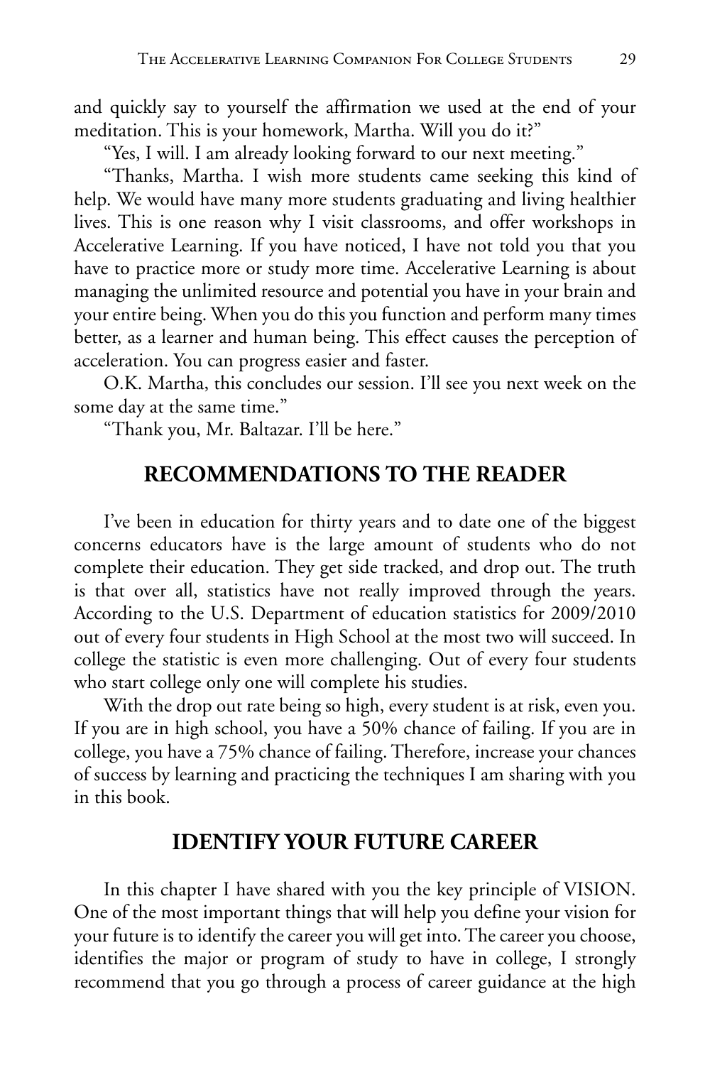and quickly say to yourself the affirmation we used at the end of your meditation. This is your homework, Martha. Will you do it?"

"Yes, I will. I am already looking forward to our next meeting."

"Thanks, Martha. I wish more students came seeking this kind of help. We would have many more students graduating and living healthier lives. This is one reason why I visit classrooms, and offer workshops in Accelerative Learning. If you have noticed, I have not told you that you have to practice more or study more time. Accelerative Learning is about managing the unlimited resource and potential you have in your brain and your entire being. When you do this you function and perform many times better, as a learner and human being. This effect causes the perception of acceleration. You can progress easier and faster.

O.K. Martha, this concludes our session. I'll see you next week on the some day at the same time."

"Thank you, Mr. Baltazar. I'll be here."

## RECOMMENDATIONS TO THE READER

I've been in education for thirty years and to date one of the biggest concerns educators have is the large amount of students who do not complete their education. They get side tracked, and drop out. The truth is that over all, statistics have not really improved through the years. According to the U.S. Department of education statistics for 2009/2010 out of every four students in High School at the most two will succeed. In college the statistic is even more challenging. Out of every four students who start college only one will complete his studies.

With the drop out rate being so high, every student is at risk, even you. If you are in high school, you have a 50% chance of failing. If you are in college, you have a 75% chance of failing. Therefore, increase your chances of success by learning and practicing the techniques I am sharing with you in this book.

## IDENTIFY YOUR FUTURE CAREER

In this chapter I have shared with you the key principle of VISION. One of the most important things that will help you define your vision for your future is to identify the career you will get into. The career you choose, identifies the major or program of study to have in college, I strongly recommend that you go through a process of career guidance at the high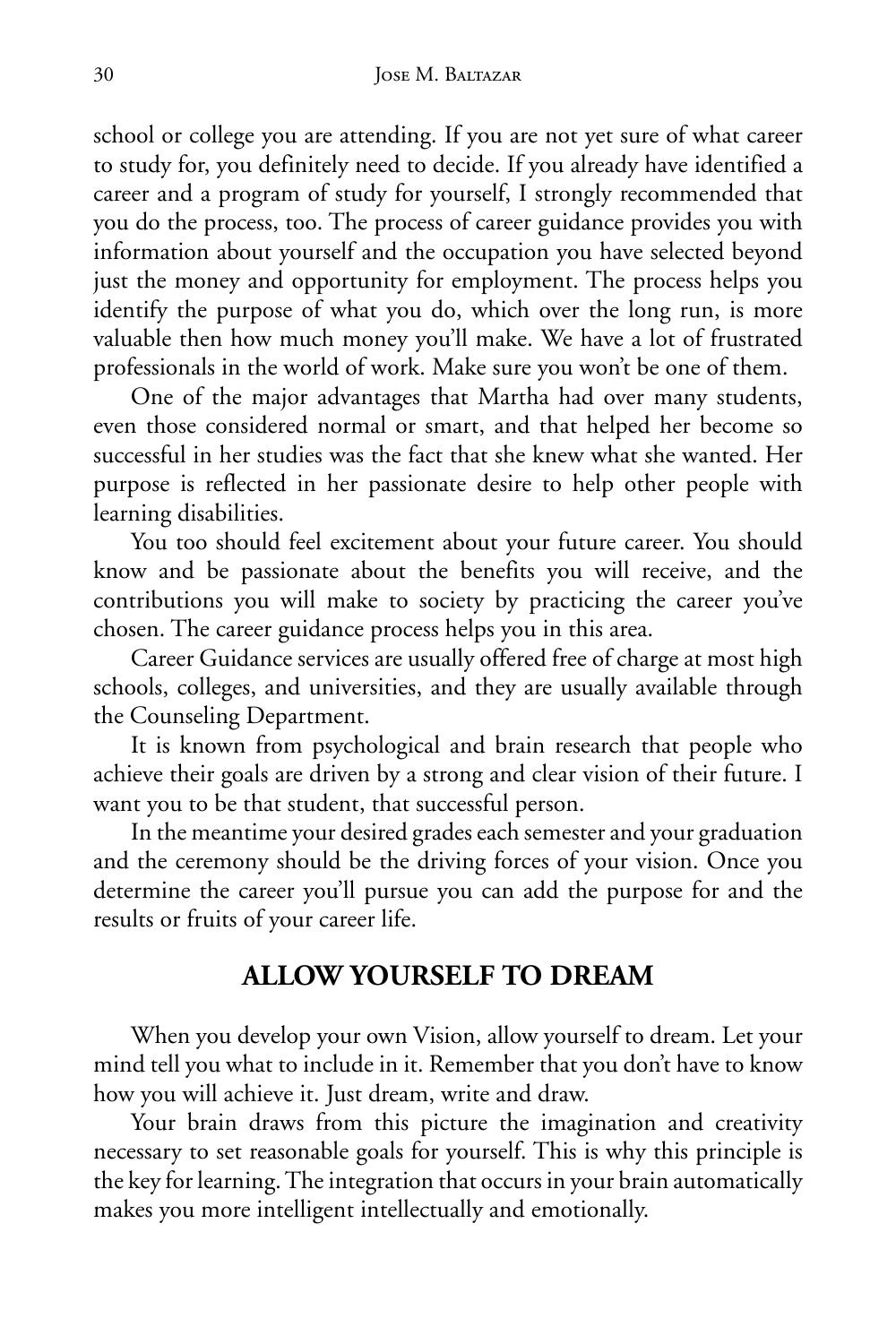school or college you are attending. If you are not yet sure of what career to study for, you definitely need to decide. If you already have identified a career and a program of study for yourself, I strongly recommended that you do the process, too. The process of career guidance provides you with information about yourself and the occupation you have selected beyond just the money and opportunity for employment. The process helps you identify the purpose of what you do, which over the long run, is more valuable then how much money you'll make. We have a lot of frustrated professionals in the world of work. Make sure you won't be one of them.

One of the major advantages that Martha had over many students, even those considered normal or smart, and that helped her become so successful in her studies was the fact that she knew what she wanted. Her purpose is reflected in her passionate desire to help other people with learning disabilities.

You too should feel excitement about your future career. You should know and be passionate about the benefits you will receive, and the contributions you will make to society by practicing the career you've chosen. The career guidance process helps you in this area.

Career Guidance services are usually offered free of charge at most high schools, colleges, and universities, and they are usually available through the Counseling Department.

It is known from psychological and brain research that people who achieve their goals are driven by a strong and clear vision of their future. I want you to be that student, that successful person.

In the meantime your desired grades each semester and your graduation and the ceremony should be the driving forces of your vision. Once you determine the career you'll pursue you can add the purpose for and the results or fruits of your career life.

## ALLOW YOURSELF TO DREAM

When you develop your own Vision, allow yourself to dream. Let your mind tell you what to include in it. Remember that you don't have to know how you will achieve it. Just dream, write and draw.

Your brain draws from this picture the imagination and creativity necessary to set reasonable goals for yourself. This is why this principle is the key for learning. The integration that occurs in your brain automatically makes you more intelligent intellectually and emotionally.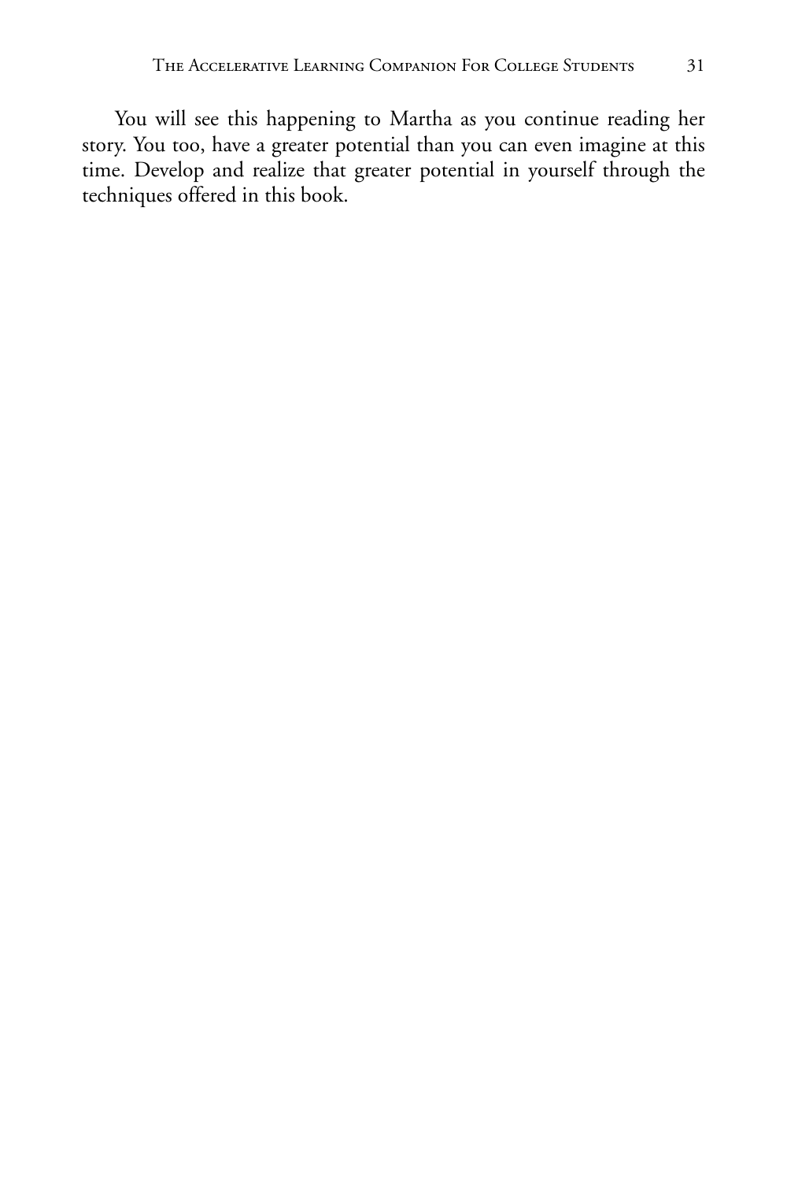You will see this happening to Martha as you continue reading her story. You too, have a greater potential than you can even imagine at this time. Develop and realize that greater potential in yourself through the techniques offered in this book.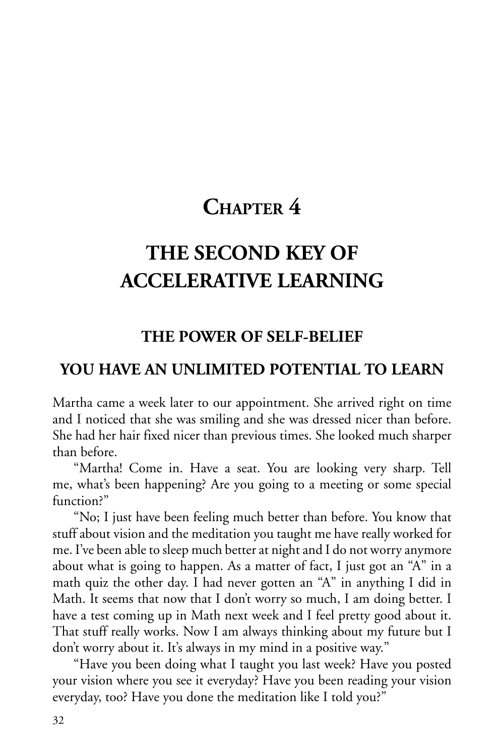# Chapter 4

# THE SECOND KEY OF ACCELERATIVE LEARNING

## THE POWER OF SELF-BELIEF

## YOU HAVE AN UNLIMITED POTENTIAL TO LEARN

Martha came a week later to our appointment. She arrived right on time and I noticed that she was smiling and she was dressed nicer than before. She had her hair fixed nicer than previous times. She looked much sharper than before.

"Martha! Come in. Have a seat. You are looking very sharp. Tell me, what's been happening? Are you going to a meeting or some special function?"

"No; I just have been feeling much better than before. You know that stuff about vision and the meditation you taught me have really worked for me. I've been able to sleep much better at night and I do not worry anymore about what is going to happen. As a matter of fact, I just got an "A" in a math quiz the other day. I had never gotten an "A" in anything I did in Math. It seems that now that I don't worry so much, I am doing better. I have a test coming up in Math next week and I feel pretty good about it. That stuff really works. Now I am always thinking about my future but I don't worry about it. It's always in my mind in a positive way."

"Have you been doing what I taught you last week? Have you posted your vision where you see it everyday? Have you been reading your vision everyday, too? Have you done the meditation like I told you?"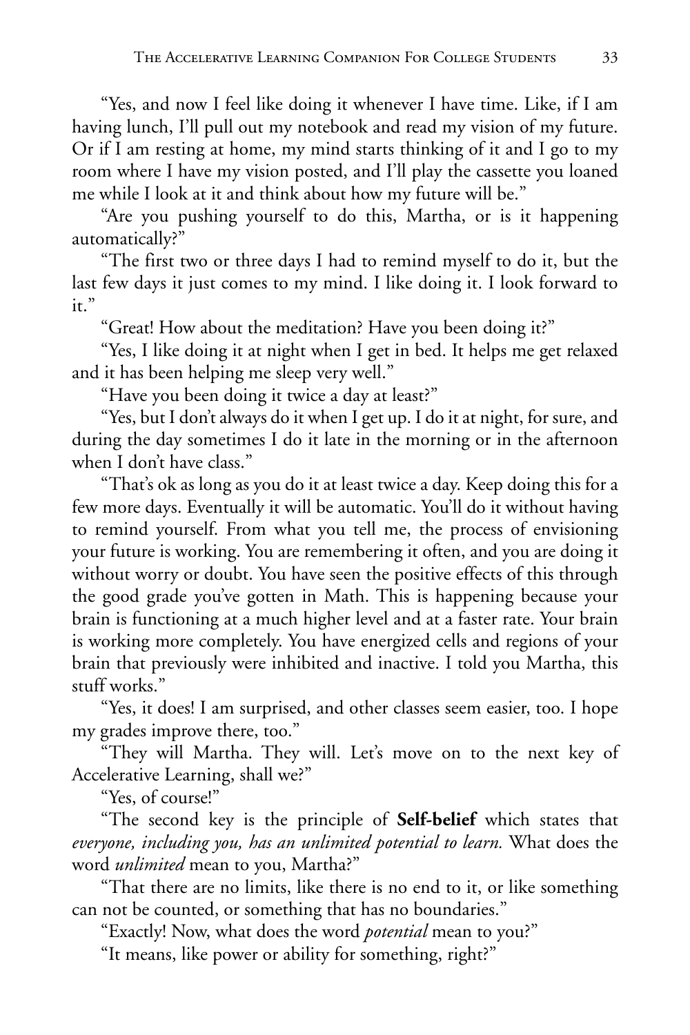"Yes, and now I feel like doing it whenever I have time. Like, if I am having lunch, I'll pull out my notebook and read my vision of my future. Or if I am resting at home, my mind starts thinking of it and I go to my room where I have my vision posted, and I'll play the cassette you loaned me while I look at it and think about how my future will be."

"Are you pushing yourself to do this, Martha, or is it happening automatically?"

"The first two or three days I had to remind myself to do it, but the last few days it just comes to my mind. I like doing it. I look forward to it."

"Great! How about the meditation? Have you been doing it?"

"Yes, I like doing it at night when I get in bed. It helps me get relaxed and it has been helping me sleep very well."

"Have you been doing it twice a day at least?"

"Yes, but I don't always do it when I get up. I do it at night, for sure, and during the day sometimes I do it late in the morning or in the afternoon when I don't have class."

"That's ok as long as you do it at least twice a day. Keep doing this for a few more days. Eventually it will be automatic. You'll do it without having to remind yourself. From what you tell me, the process of envisioning your future is working. You are remembering it often, and you are doing it without worry or doubt. You have seen the positive effects of this through the good grade you've gotten in Math. This is happening because your brain is functioning at a much higher level and at a faster rate. Your brain is working more completely. You have energized cells and regions of your brain that previously were inhibited and inactive. I told you Martha, this stuff works."

"Yes, it does! I am surprised, and other classes seem easier, too. I hope my grades improve there, too."

"They will Martha. They will. Let's move on to the next key of Accelerative Learning, shall we?"

"Yes, of course!"

"The second key is the principle of **Self-belief** which states that *everyone, including you, has an unlimited potential to learn.* What does the word *unlimited* mean to you, Martha?"

"That there are no limits, like there is no end to it, or like something can not be counted, or something that has no boundaries."

"Exactly! Now, what does the word *potential* mean to you?"

"It means, like power or ability for something, right?"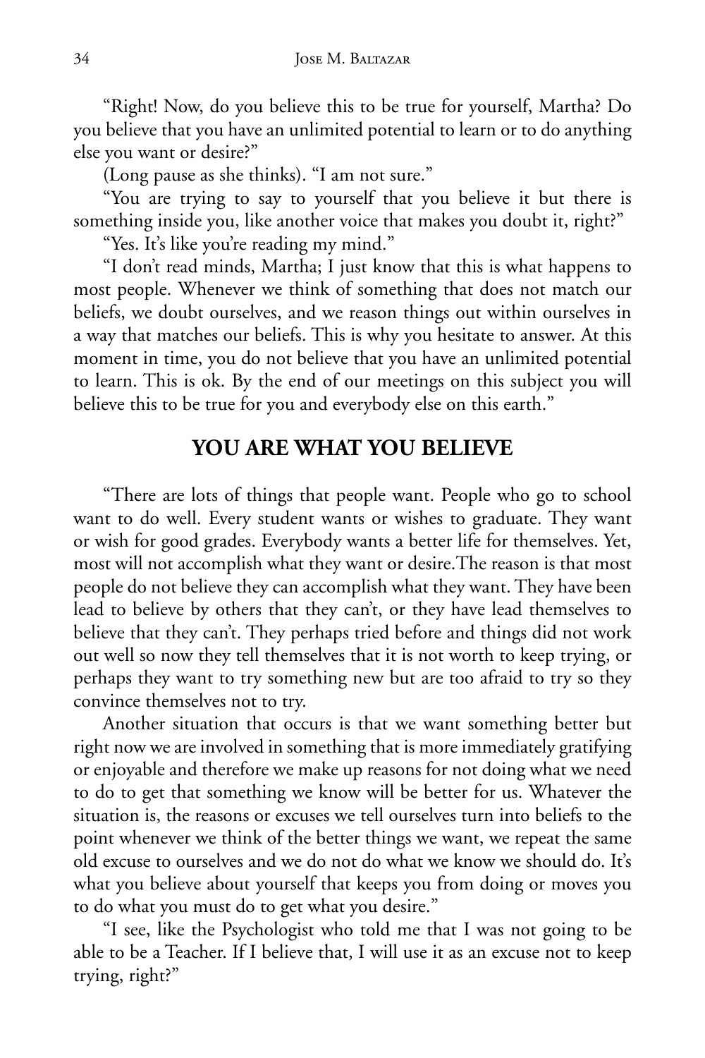"Right! Now, do you believe this to be true for yourself, Martha? Do you believe that you have an unlimited potential to learn or to do anything else you want or desire?"

(Long pause as she thinks). "I am not sure."

"You are trying to say to yourself that you believe it but there is something inside you, like another voice that makes you doubt it, right?"

"Yes. It's like you're reading my mind."

"I don't read minds, Martha; I just know that this is what happens to most people. Whenever we think of something that does not match our beliefs, we doubt ourselves, and we reason things out within ourselves in a way that matches our beliefs. This is why you hesitate to answer. At this moment in time, you do not believe that you have an unlimited potential to learn. This is ok. By the end of our meetings on this subject you will believe this to be true for you and everybody else on this earth."

## YOU ARE WHAT YOU BELIEVE

"There are lots of things that people want. People who go to school want to do well. Every student wants or wishes to graduate. They want or wish for good grades. Everybody wants a better life for themselves. Yet, most will not accomplish what they want or desire.The reason is that most people do not believe they can accomplish what they want. They have been lead to believe by others that they can't, or they have lead themselves to believe that they can't. They perhaps tried before and things did not work out well so now they tell themselves that it is not worth to keep trying, or perhaps they want to try something new but are too afraid to try so they convince themselves not to try.

Another situation that occurs is that we want something better but right now we are involved in something that is more immediately gratifying or enjoyable and therefore we make up reasons for not doing what we need to do to get that something we know will be better for us. Whatever the situation is, the reasons or excuses we tell ourselves turn into beliefs to the point whenever we think of the better things we want, we repeat the same old excuse to ourselves and we do not do what we know we should do. It's what you believe about yourself that keeps you from doing or moves you to do what you must do to get what you desire."

"I see, like the Psychologist who told me that I was not going to be able to be a Teacher. If I believe that, I will use it as an excuse not to keep trying, right?"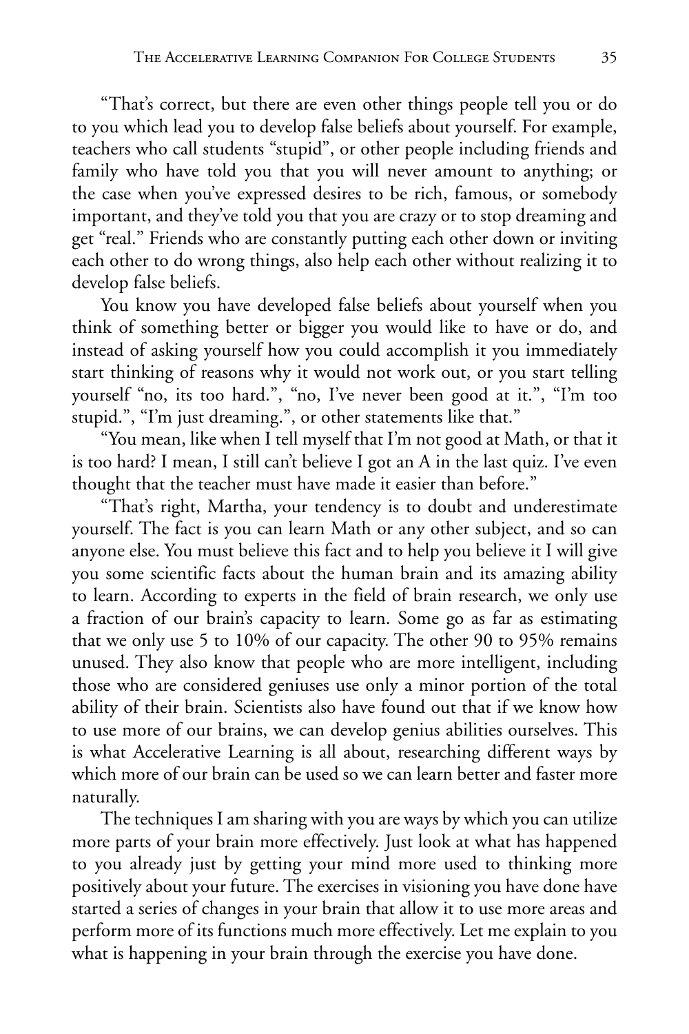"That's correct, but there are even other things people tell you or do to you which lead you to develop false beliefs about yourself. For example, teachers who call students "stupid", or other people including friends and family who have told you that you will never amount to anything; or the case when you've expressed desires to be rich, famous, or somebody important, and they've told you that you are crazy or to stop dreaming and get "real." Friends who are constantly putting each other down or inviting each other to do wrong things, also help each other without realizing it to develop false beliefs.

You know you have developed false beliefs about yourself when you think of something better or bigger you would like to have or do, and instead of asking yourself how you could accomplish it you immediately start thinking of reasons why it would not work out, or you start telling yourself "no, its too hard.", "no, I've never been good at it.", "I'm too stupid.", "I'm just dreaming.", or other statements like that."

"You mean, like when I tell myself that I'm not good at Math, or that it is too hard? I mean, I still can't believe I got an A in the last quiz. I've even thought that the teacher must have made it easier than before."

"That's right, Martha, your tendency is to doubt and underestimate yourself. The fact is you can learn Math or any other subject, and so can anyone else. You must believe this fact and to help you believe it I will give you some scientific facts about the human brain and its amazing ability to learn. According to experts in the field of brain research, we only use a fraction of our brain's capacity to learn. Some go as far as estimating that we only use 5 to 10% of our capacity. The other 90 to 95% remains unused. They also know that people who are more intelligent, including those who are considered geniuses use only a minor portion of the total ability of their brain. Scientists also have found out that if we know how to use more of our brains, we can develop genius abilities ourselves. This is what Accelerative Learning is all about, researching different ways by which more of our brain can be used so we can learn better and faster more naturally.

The techniques I am sharing with you are ways by which you can utilize more parts of your brain more effectively. Just look at what has happened to you already just by getting your mind more used to thinking more positively about your future. The exercises in visioning you have done have started a series of changes in your brain that allow it to use more areas and perform more of its functions much more effectively. Let me explain to you what is happening in your brain through the exercise you have done.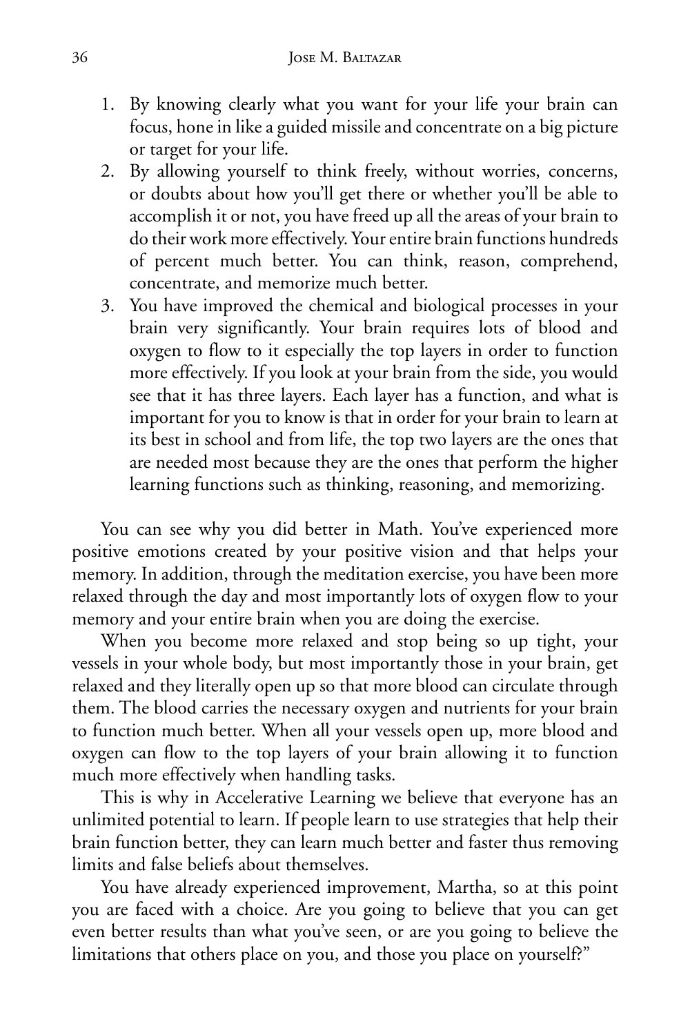1. By knowing clearly what you want for your life your brain can focus, hone in like a guided missile and concentrate on a big picture or target for your life.
2. By allowing yourself to think freely, without worries, concerns, or doubts about how you'll get there or whether you'll be able to accomplish it or not, you have freed up all the areas of your brain to do their work more effectively. Your entire brain functions hundreds of percent much better. You can think, reason, comprehend, concentrate, and memorize much better.
3. You have improved the chemical and biological processes in your brain very significantly. Your brain requires lots of blood and oxygen to flow to it especially the top layers in order to function more effectively. If you look at your brain from the side, you would see that it has three layers. Each layer has a function, and what is important for you to know is that in order for your brain to learn at its best in school and from life, the top two layers are the ones that are needed most because they are the ones that perform the higher learning functions such as thinking, reasoning, and memorizing.

You can see why you did better in Math. You've experienced more positive emotions created by your positive vision and that helps your memory. In addition, through the meditation exercise, you have been more relaxed through the day and most importantly lots of oxygen flow to your memory and your entire brain when you are doing the exercise.

When you become more relaxed and stop being so up tight, your vessels in your whole body, but most importantly those in your brain, get relaxed and they literally open up so that more blood can circulate through them. The blood carries the necessary oxygen and nutrients for your brain to function much better. When all your vessels open up, more blood and oxygen can flow to the top layers of your brain allowing it to function much more effectively when handling tasks.

This is why in Accelerative Learning we believe that everyone has an unlimited potential to learn. If people learn to use strategies that help their brain function better, they can learn much better and faster thus removing limits and false beliefs about themselves.

You have already experienced improvement, Martha, so at this point you are faced with a choice. Are you going to believe that you can get even better results than what you've seen, or are you going to believe the limitations that others place on you, and those you place on yourself?"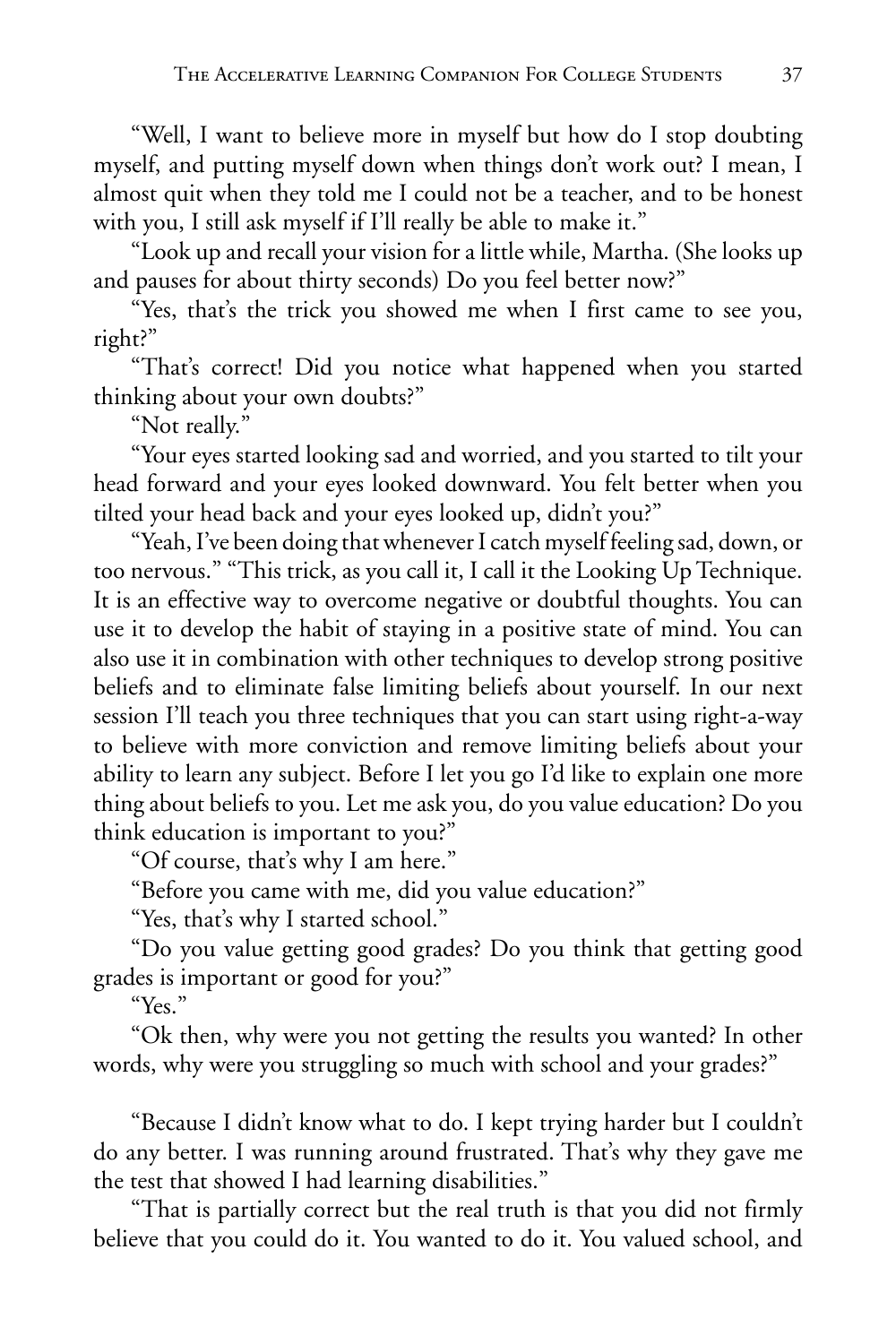"Well, I want to believe more in myself but how do I stop doubting myself, and putting myself down when things don't work out? I mean, I almost quit when they told me I could not be a teacher, and to be honest with you, I still ask myself if I'll really be able to make it."

"Look up and recall your vision for a little while, Martha. (She looks up and pauses for about thirty seconds) Do you feel better now?"

"Yes, that's the trick you showed me when I first came to see you, right?"

"That's correct! Did you notice what happened when you started thinking about your own doubts?"

"Not really."

"Your eyes started looking sad and worried, and you started to tilt your head forward and your eyes looked downward. You felt better when you tilted your head back and your eyes looked up, didn't you?"

"Yeah, I've been doing that whenever I catch myself feeling sad, down, or too nervous." "This trick, as you call it, I call it the Looking Up Technique. It is an effective way to overcome negative or doubtful thoughts. You can use it to develop the habit of staying in a positive state of mind. You can also use it in combination with other techniques to develop strong positive beliefs and to eliminate false limiting beliefs about yourself. In our next session I'll teach you three techniques that you can start using right-a-way to believe with more conviction and remove limiting beliefs about your ability to learn any subject. Before I let you go I'd like to explain one more thing about beliefs to you. Let me ask you, do you value education? Do you think education is important to you?"

"Of course, that's why I am here."

"Before you came with me, did you value education?"

"Yes, that's why I started school."

"Do you value getting good grades? Do you think that getting good grades is important or good for you?"

"Yes."

"Ok then, why were you not getting the results you wanted? In other words, why were you struggling so much with school and your grades?"

"Because I didn't know what to do. I kept trying harder but I couldn't do any better. I was running around frustrated. That's why they gave me the test that showed I had learning disabilities."

"That is partially correct but the real truth is that you did not firmly believe that you could do it. You wanted to do it. You valued school, and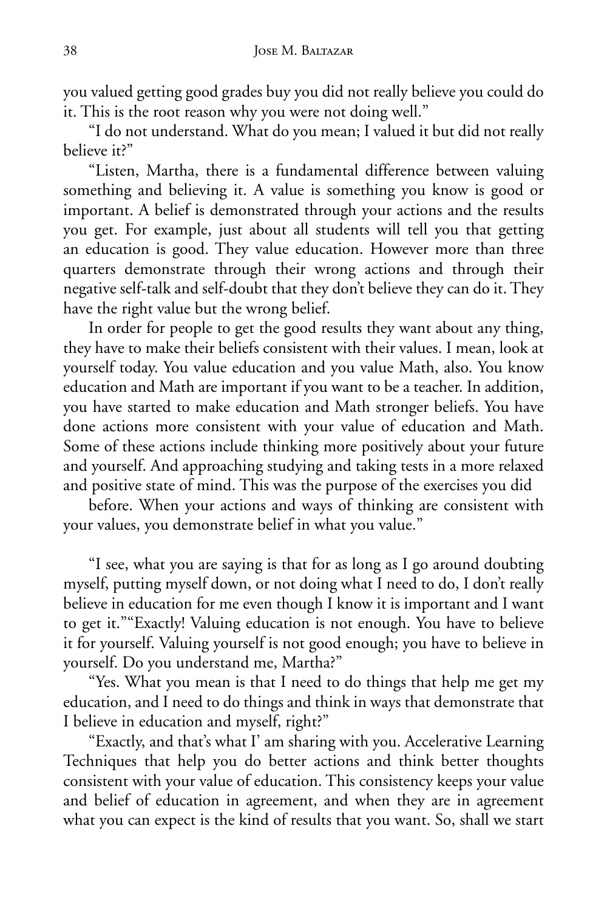you valued getting good grades buy you did not really believe you could do it. This is the root reason why you were not doing well."

"I do not understand. What do you mean; I valued it but did not really believe it?"

"Listen, Martha, there is a fundamental difference between valuing something and believing it. A value is something you know is good or important. A belief is demonstrated through your actions and the results you get. For example, just about all students will tell you that getting an education is good. They value education. However more than three quarters demonstrate through their wrong actions and through their negative self-talk and self-doubt that they don't believe they can do it. They have the right value but the wrong belief.

In order for people to get the good results they want about any thing, they have to make their beliefs consistent with their values. I mean, look at yourself today. You value education and you value Math, also. You know education and Math are important if you want to be a teacher. In addition, you have started to make education and Math stronger beliefs. You have done actions more consistent with your value of education and Math. Some of these actions include thinking more positively about your future and yourself. And approaching studying and taking tests in a more relaxed and positive state of mind. This was the purpose of the exercises you did

before. When your actions and ways of thinking are consistent with your values, you demonstrate belief in what you value."

"I see, what you are saying is that for as long as I go around doubting myself, putting myself down, or not doing what I need to do, I don't really believe in education for me even though I know it is important and I want to get it.""Exactly! Valuing education is not enough. You have to believe it for yourself. Valuing yourself is not good enough; you have to believe in yourself. Do you understand me, Martha?"

"Yes. What you mean is that I need to do things that help me get my education, and I need to do things and think in ways that demonstrate that I believe in education and myself, right?"

"Exactly, and that's what I' am sharing with you. Accelerative Learning Techniques that help you do better actions and think better thoughts consistent with your value of education. This consistency keeps your value and belief of education in agreement, and when they are in agreement what you can expect is the kind of results that you want. So, shall we start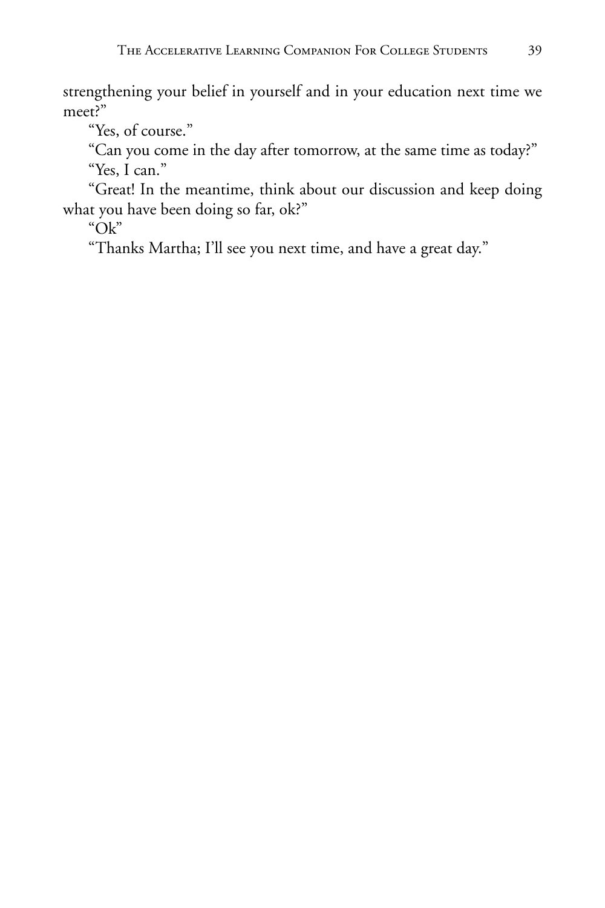strengthening your belief in yourself and in your education next time we meet?"

"Yes, of course."

"Can you come in the day after tomorrow, at the same time as today?"

"Yes, I can."

"Great! In the meantime, think about our discussion and keep doing what you have been doing so far, ok?"

"Ok"

"Thanks Martha; I'll see you next time, and have a great day."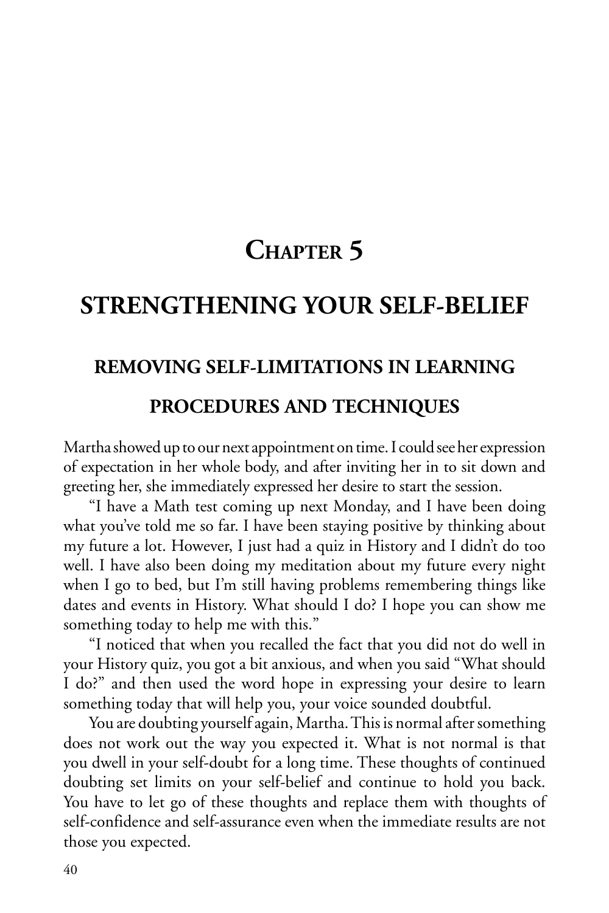# CHAPTER 5

# STRENGTHENING YOUR SELF-BELIEF

## REMOVING SELF-LIMITATIONS IN LEARNING PROCEDURES AND TECHNIQUES

Martha showed up to our next appointment on time. I could see her expression of expectation in her whole body, and after inviting her in to sit down and greeting her, she immediately expressed her desire to start the session.

"I have a Math test coming up next Monday, and I have been doing what you've told me so far. I have been staying positive by thinking about my future a lot. However, I just had a quiz in History and I didn't do too well. I have also been doing my meditation about my future every night when I go to bed, but I'm still having problems remembering things like dates and events in History. What should I do? I hope you can show me something today to help me with this."

"I noticed that when you recalled the fact that you did not do well in your History quiz, you got a bit anxious, and when you said "What should I do?" and then used the word hope in expressing your desire to learn something today that will help you, your voice sounded doubtful.

You are doubting yourself again, Martha. This is normal after something does not work out the way you expected it. What is not normal is that you dwell in your self-doubt for a long time. These thoughts of continued doubting set limits on your self-belief and continue to hold you back. You have to let go of these thoughts and replace them with thoughts of self-confidence and self-assurance even when the immediate results are not those you expected.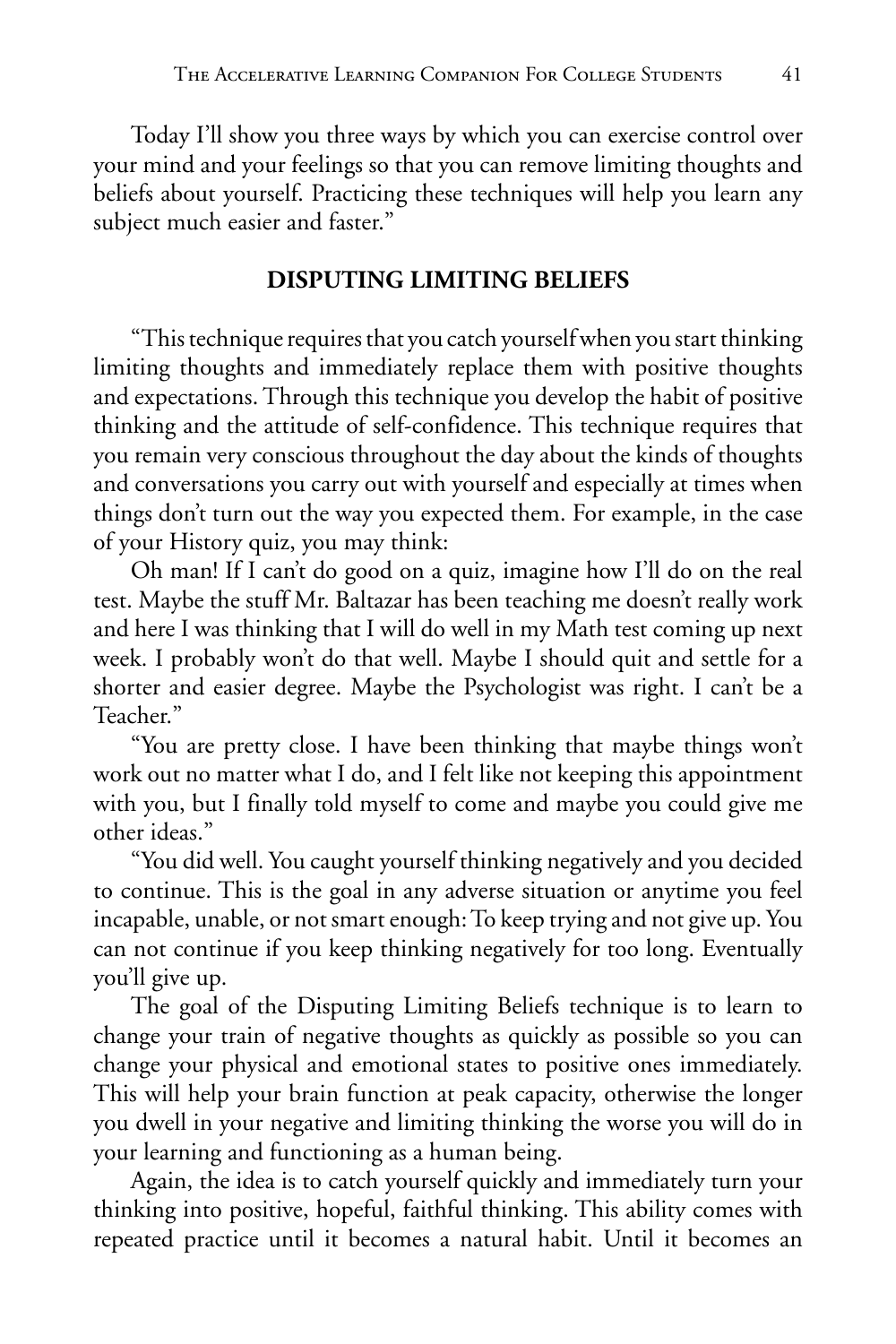Today I'll show you three ways by which you can exercise control over your mind and your feelings so that you can remove limiting thoughts and beliefs about yourself. Practicing these techniques will help you learn any subject much easier and faster."

## DISPUTING LIMITING BELIEFS

"This technique requires that you catch yourself when you start thinking limiting thoughts and immediately replace them with positive thoughts and expectations. Through this technique you develop the habit of positive thinking and the attitude of self-confidence. This technique requires that you remain very conscious throughout the day about the kinds of thoughts and conversations you carry out with yourself and especially at times when things don't turn out the way you expected them. For example, in the case of your History quiz, you may think:

Oh man! If I can't do good on a quiz, imagine how I'll do on the real test. Maybe the stuff Mr. Baltazar has been teaching me doesn't really work and here I was thinking that I will do well in my Math test coming up next week. I probably won't do that well. Maybe I should quit and settle for a shorter and easier degree. Maybe the Psychologist was right. I can't be a Teacher."

"You are pretty close. I have been thinking that maybe things won't work out no matter what I do, and I felt like not keeping this appointment with you, but I finally told myself to come and maybe you could give me other ideas."

"You did well. You caught yourself thinking negatively and you decided to continue. This is the goal in any adverse situation or anytime you feel incapable, unable, or not smart enough: To keep trying and not give up. You can not continue if you keep thinking negatively for too long. Eventually you'll give up.

The goal of the Disputing Limiting Beliefs technique is to learn to change your train of negative thoughts as quickly as possible so you can change your physical and emotional states to positive ones immediately. This will help your brain function at peak capacity, otherwise the longer you dwell in your negative and limiting thinking the worse you will do in your learning and functioning as a human being.

Again, the idea is to catch yourself quickly and immediately turn your thinking into positive, hopeful, faithful thinking. This ability comes with repeated practice until it becomes a natural habit. Until it becomes an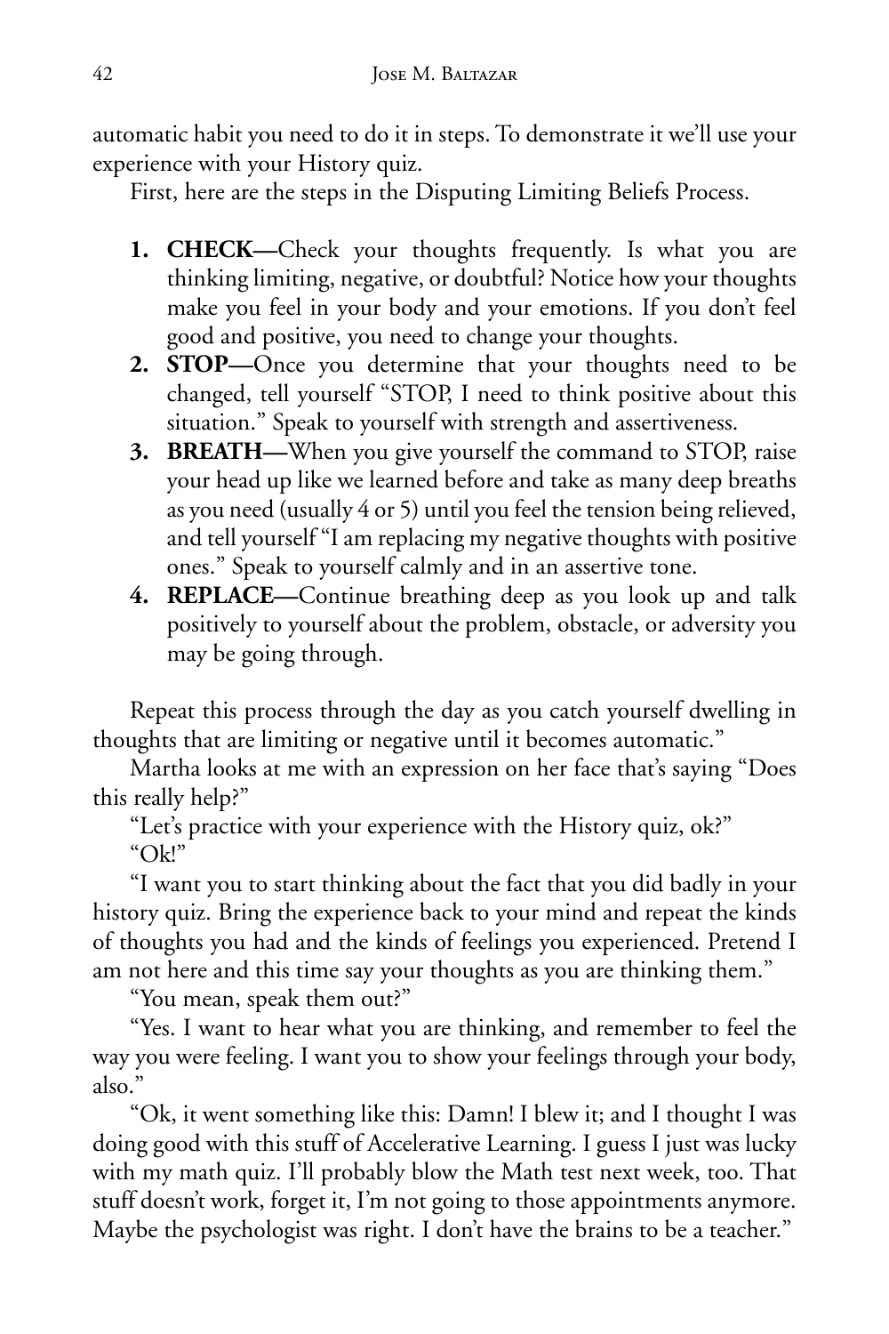automatic habit you need to do it in steps. To demonstrate it we'll use your experience with your History quiz.

First, here are the steps in the Disputing Limiting Beliefs Process.

1. **CHECK—**Check your thoughts frequently. Is what you are thinking limiting, negative, or doubtful? Notice how your thoughts make you feel in your body and your emotions. If you don't feel good and positive, you need to change your thoughts.
2. **STOP—**Once you determine that your thoughts need to be changed, tell yourself "STOP, I need to think positive about this situation." Speak to yourself with strength and assertiveness.
3. **BREATH—**When you give yourself the command to STOP, raise your head up like we learned before and take as many deep breaths as you need (usually 4 or 5) until you feel the tension being relieved, and tell yourself "I am replacing my negative thoughts with positive ones." Speak to yourself calmly and in an assertive tone.
4. **REPLACE—**Continue breathing deep as you look up and talk positively to yourself about the problem, obstacle, or adversity you may be going through.

Repeat this process through the day as you catch yourself dwelling in thoughts that are limiting or negative until it becomes automatic."

Martha looks at me with an expression on her face that's saying "Does this really help?"

"Let's practice with your experience with the History quiz, ok?"

"Ok!"

"I want you to start thinking about the fact that you did badly in your history quiz. Bring the experience back to your mind and repeat the kinds of thoughts you had and the kinds of feelings you experienced. Pretend I am not here and this time say your thoughts as you are thinking them."

"You mean, speak them out?"

"Yes. I want to hear what you are thinking, and remember to feel the way you were feeling. I want you to show your feelings through your body, also."

"Ok, it went something like this: Damn! I blew it; and I thought I was doing good with this stuff of Accelerative Learning. I guess I just was lucky with my math quiz. I'll probably blow the Math test next week, too. That stuff doesn't work, forget it, I'm not going to those appointments anymore. Maybe the psychologist was right. I don't have the brains to be a teacher."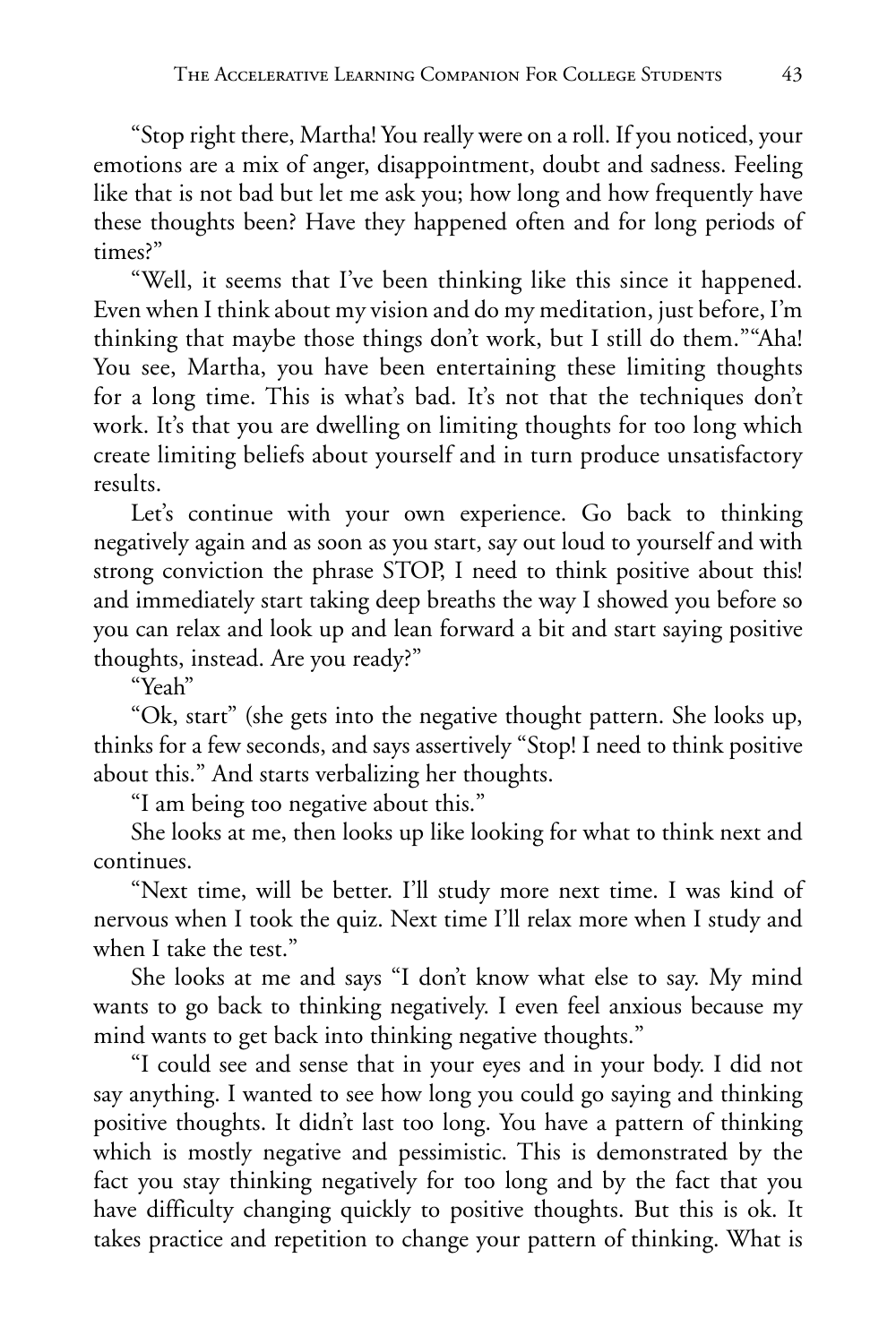"Stop right there, Martha! You really were on a roll. If you noticed, your emotions are a mix of anger, disappointment, doubt and sadness. Feeling like that is not bad but let me ask you; how long and how frequently have these thoughts been? Have they happened often and for long periods of times?"

"Well, it seems that I've been thinking like this since it happened. Even when I think about my vision and do my meditation, just before, I'm thinking that maybe those things don't work, but I still do them.""Aha! You see, Martha, you have been entertaining these limiting thoughts for a long time. This is what's bad. It's not that the techniques don't work. It's that you are dwelling on limiting thoughts for too long which create limiting beliefs about yourself and in turn produce unsatisfactory results.

Let's continue with your own experience. Go back to thinking negatively again and as soon as you start, say out loud to yourself and with strong conviction the phrase STOP, I need to think positive about this! and immediately start taking deep breaths the way I showed you before so you can relax and look up and lean forward a bit and start saying positive thoughts, instead. Are you ready?"

"Yeah"

"Ok, start" (she gets into the negative thought pattern. She looks up, thinks for a few seconds, and says assertively "Stop! I need to think positive about this." And starts verbalizing her thoughts.

"I am being too negative about this."

She looks at me, then looks up like looking for what to think next and continues.

"Next time, will be better. I'll study more next time. I was kind of nervous when I took the quiz. Next time I'll relax more when I study and when I take the test."

She looks at me and says "I don't know what else to say. My mind wants to go back to thinking negatively. I even feel anxious because my mind wants to get back into thinking negative thoughts."

"I could see and sense that in your eyes and in your body. I did not say anything. I wanted to see how long you could go saying and thinking positive thoughts. It didn't last too long. You have a pattern of thinking which is mostly negative and pessimistic. This is demonstrated by the fact you stay thinking negatively for too long and by the fact that you have difficulty changing quickly to positive thoughts. But this is ok. It takes practice and repetition to change your pattern of thinking. What is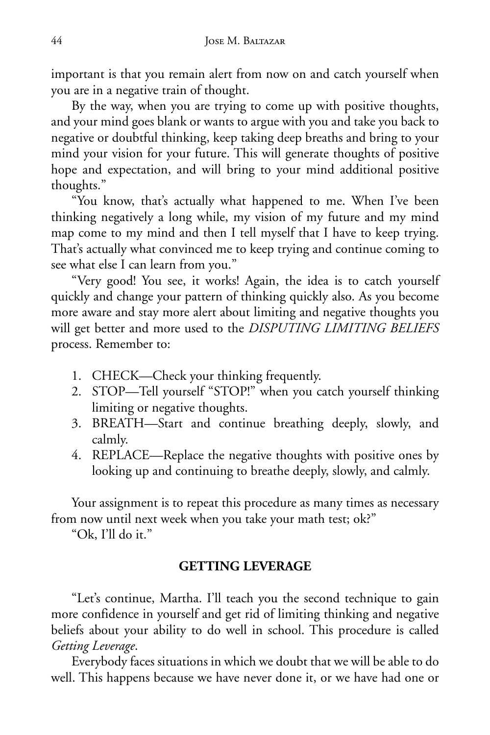important is that you remain alert from now on and catch yourself when you are in a negative train of thought.

By the way, when you are trying to come up with positive thoughts, and your mind goes blank or wants to argue with you and take you back to negative or doubtful thinking, keep taking deep breaths and bring to your mind your vision for your future. This will generate thoughts of positive hope and expectation, and will bring to your mind additional positive thoughts."

"You know, that's actually what happened to me. When I've been thinking negatively a long while, my vision of my future and my mind map come to my mind and then I tell myself that I have to keep trying. That's actually what convinced me to keep trying and continue coming to see what else I can learn from you."

"Very good! You see, it works! Again, the idea is to catch yourself quickly and change your pattern of thinking quickly also. As you become more aware and stay more alert about limiting and negative thoughts you will get better and more used to the *DISPUTING LIMITING BELIEFS* process. Remember to:

1. CHECK—Check your thinking frequently.
2. STOP—Tell yourself "STOP!" when you catch yourself thinking limiting or negative thoughts.
3. BREATH—Start and continue breathing deeply, slowly, and calmly.
4. REPLACE—Replace the negative thoughts with positive ones by looking up and continuing to breathe deeply, slowly, and calmly.

Your assignment is to repeat this procedure as many times as necessary from now until next week when you take your math test; ok?"

"Ok, I'll do it."

## GETTING LEVERAGE

"Let's continue, Martha. I'll teach you the second technique to gain more confidence in yourself and get rid of limiting thinking and negative beliefs about your ability to do well in school. This procedure is called *Getting Leverage*.

Everybody faces situations in which we doubt that we will be able to do well. This happens because we have never done it, or we have had one or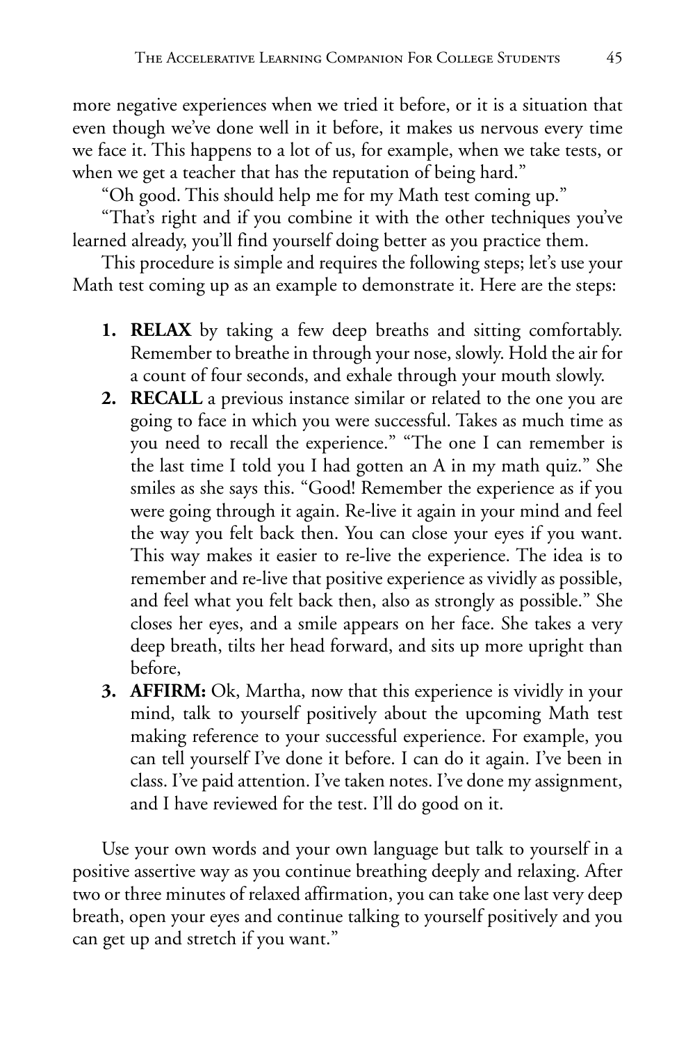more negative experiences when we tried it before, or it is a situation that even though we've done well in it before, it makes us nervous every time we face it. This happens to a lot of us, for example, when we take tests, or when we get a teacher that has the reputation of being hard."

"Oh good. This should help me for my Math test coming up."

"That's right and if you combine it with the other techniques you've learned already, you'll find yourself doing better as you practice them.

This procedure is simple and requires the following steps; let's use your Math test coming up as an example to demonstrate it. Here are the steps:

1. **RELAX** by taking a few deep breaths and sitting comfortably. Remember to breathe in through your nose, slowly. Hold the air for a count of four seconds, and exhale through your mouth slowly.
2. **RECALL** a previous instance similar or related to the one you are going to face in which you were successful. Takes as much time as you need to recall the experience." "The one I can remember is the last time I told you I had gotten an A in my math quiz." She smiles as she says this. "Good! Remember the experience as if you were going through it again. Re-live it again in your mind and feel the way you felt back then. You can close your eyes if you want. This way makes it easier to re-live the experience. The idea is to remember and re-live that positive experience as vividly as possible, and feel what you felt back then, also as strongly as possible." She closes her eyes, and a smile appears on her face. She takes a very deep breath, tilts her head forward, and sits up more upright than before,
3. **AFFIRM:** Ok, Martha, now that this experience is vividly in your mind, talk to yourself positively about the upcoming Math test making reference to your successful experience. For example, you can tell yourself I've done it before. I can do it again. I've been in class. I've paid attention. I've taken notes. I've done my assignment, and I have reviewed for the test. I'll do good on it.

Use your own words and your own language but talk to yourself in a positive assertive way as you continue breathing deeply and relaxing. After two or three minutes of relaxed affirmation, you can take one last very deep breath, open your eyes and continue talking to yourself positively and you can get up and stretch if you want."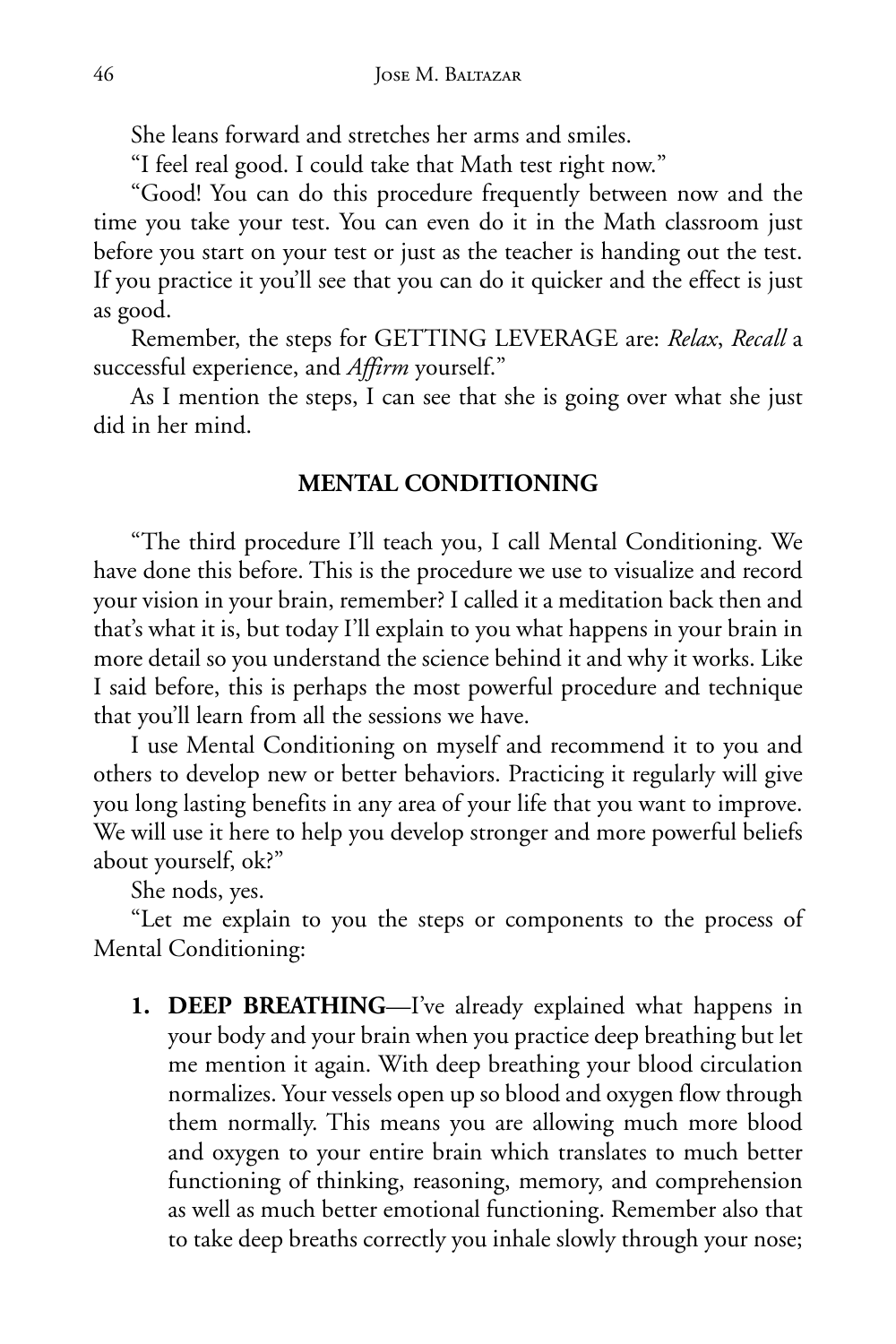She leans forward and stretches her arms and smiles.

"I feel real good. I could take that Math test right now."

"Good! You can do this procedure frequently between now and the time you take your test. You can even do it in the Math classroom just before you start on your test or just as the teacher is handing out the test. If you practice it you'll see that you can do it quicker and the effect is just as good.

Remember, the steps for GETTING LEVERAGE are: *Relax*, *Recall* a successful experience, and *Affirm* yourself."

As I mention the steps, I can see that she is going over what she just did in her mind.

## MENTAL CONDITIONING

"The third procedure I'll teach you, I call Mental Conditioning. We have done this before. This is the procedure we use to visualize and record your vision in your brain, remember? I called it a meditation back then and that's what it is, but today I'll explain to you what happens in your brain in more detail so you understand the science behind it and why it works. Like I said before, this is perhaps the most powerful procedure and technique that you'll learn from all the sessions we have.

I use Mental Conditioning on myself and recommend it to you and others to develop new or better behaviors. Practicing it regularly will give you long lasting benefits in any area of your life that you want to improve. We will use it here to help you develop stronger and more powerful beliefs about yourself, ok?"

She nods, yes.

"Let me explain to you the steps or components to the process of Mental Conditioning:

1. **DEEP BREATHING**—I've already explained what happens in your body and your brain when you practice deep breathing but let me mention it again. With deep breathing your blood circulation normalizes. Your vessels open up so blood and oxygen flow through them normally. This means you are allowing much more blood and oxygen to your entire brain which translates to much better functioning of thinking, reasoning, memory, and comprehension as well as much better emotional functioning. Remember also that to take deep breaths correctly you inhale slowly through your nose;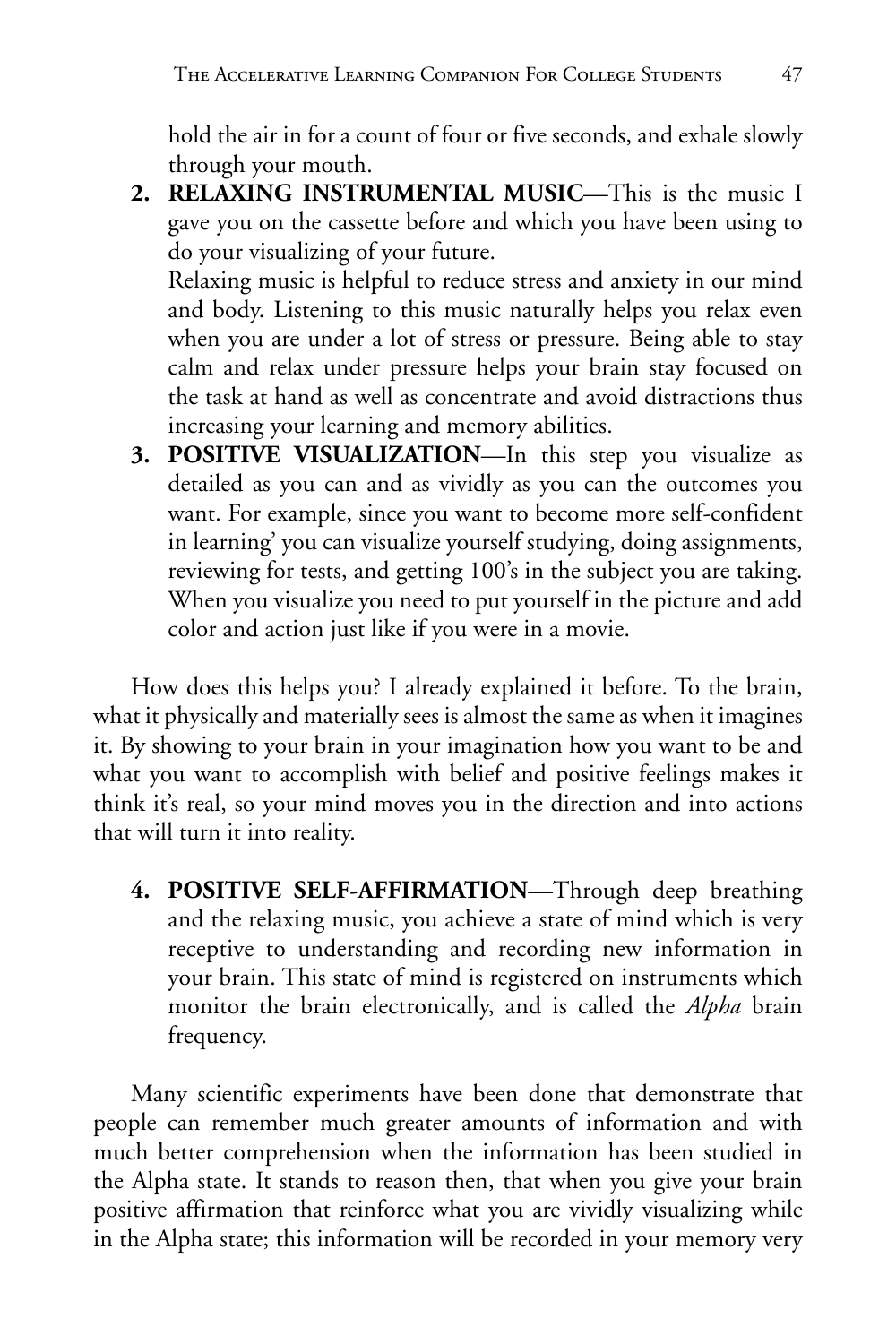hold the air in for a count of four or five seconds, and exhale slowly through your mouth.

2. **RELAXING INSTRUMENTAL MUSIC**—This is the music I gave you on the cassette before and which you have been using to do your visualizing of your future.
   Relaxing music is helpful to reduce stress and anxiety in our mind and body. Listening to this music naturally helps you relax even when you are under a lot of stress or pressure. Being able to stay calm and relax under pressure helps your brain stay focused on the task at hand as well as concentrate and avoid distractions thus increasing your learning and memory abilities.
3. **POSITIVE VISUALIZATION**—In this step you visualize as detailed as you can and as vividly as you can the outcomes you want. For example, since you want to become more self-confident in learning' you can visualize yourself studying, doing assignments, reviewing for tests, and getting 100's in the subject you are taking. When you visualize you need to put yourself in the picture and add color and action just like if you were in a movie.

How does this helps you? I already explained it before. To the brain, what it physically and materially sees is almost the same as when it imagines it. By showing to your brain in your imagination how you want to be and what you want to accomplish with belief and positive feelings makes it think it's real, so your mind moves you in the direction and into actions that will turn it into reality.

4. **POSITIVE SELF-AFFIRMATION**—Through deep breathing and the relaxing music, you achieve a state of mind which is very receptive to understanding and recording new information in your brain. This state of mind is registered on instruments which monitor the brain electronically, and is called the *Alpha* brain frequency.

Many scientific experiments have been done that demonstrate that people can remember much greater amounts of information and with much better comprehension when the information has been studied in the Alpha state. It stands to reason then, that when you give your brain positive affirmation that reinforce what you are vividly visualizing while in the Alpha state; this information will be recorded in your memory very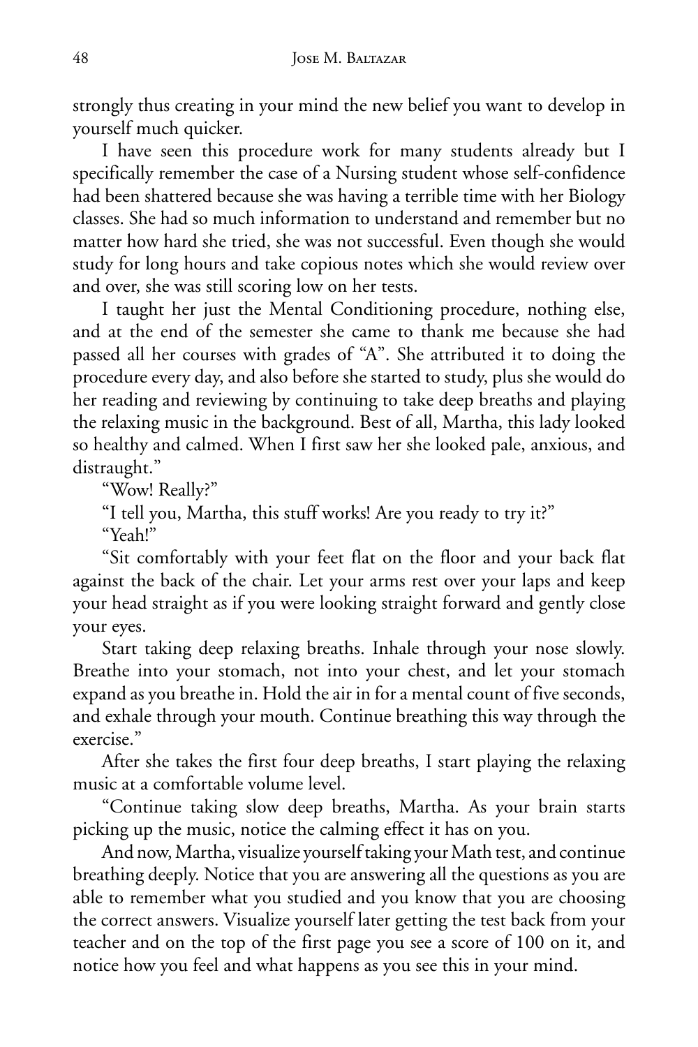strongly thus creating in your mind the new belief you want to develop in yourself much quicker.

I have seen this procedure work for many students already but I specifically remember the case of a Nursing student whose self-confidence had been shattered because she was having a terrible time with her Biology classes. She had so much information to understand and remember but no matter how hard she tried, she was not successful. Even though she would study for long hours and take copious notes which she would review over and over, she was still scoring low on her tests.

I taught her just the Mental Conditioning procedure, nothing else, and at the end of the semester she came to thank me because she had passed all her courses with grades of "A". She attributed it to doing the procedure every day, and also before she started to study, plus she would do her reading and reviewing by continuing to take deep breaths and playing the relaxing music in the background. Best of all, Martha, this lady looked so healthy and calmed. When I first saw her she looked pale, anxious, and distraught."

"Wow! Really?"

"I tell you, Martha, this stuff works! Are you ready to try it?"

"Yeah!"

"Sit comfortably with your feet flat on the floor and your back flat against the back of the chair. Let your arms rest over your laps and keep your head straight as if you were looking straight forward and gently close your eyes.

Start taking deep relaxing breaths. Inhale through your nose slowly. Breathe into your stomach, not into your chest, and let your stomach expand as you breathe in. Hold the air in for a mental count of five seconds, and exhale through your mouth. Continue breathing this way through the exercise."

After she takes the first four deep breaths, I start playing the relaxing music at a comfortable volume level.

"Continue taking slow deep breaths, Martha. As your brain starts picking up the music, notice the calming effect it has on you.

And now, Martha, visualize yourself taking your Math test, and continue breathing deeply. Notice that you are answering all the questions as you are able to remember what you studied and you know that you are choosing the correct answers. Visualize yourself later getting the test back from your teacher and on the top of the first page you see a score of 100 on it, and notice how you feel and what happens as you see this in your mind.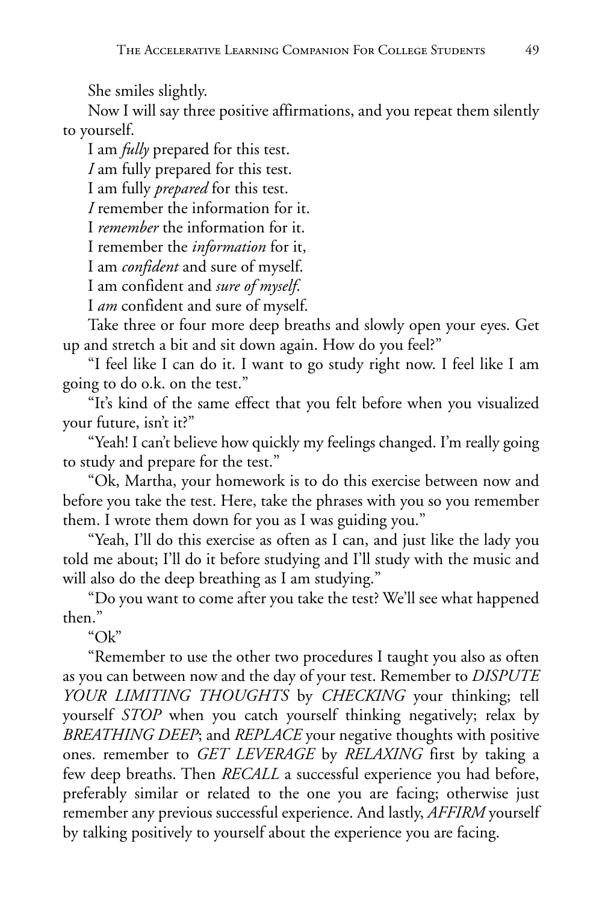She smiles slightly.

Now I will say three positive affirmations, and you repeat them silently to yourself.

I am *fully* prepared for this test.

*I* am fully prepared for this test.

I am fully *prepared* for this test.

*I* remember the information for it.

I *remember* the information for it.

I remember the *information* for it,

I am *confident* and sure of myself.

I am confident and *sure of myself*.

I *am* confident and sure of myself.

Take three or four more deep breaths and slowly open your eyes. Get up and stretch a bit and sit down again. How do you feel?"

"I feel like I can do it. I want to go study right now. I feel like I am going to do o.k. on the test."

"It's kind of the same effect that you felt before when you visualized your future, isn't it?"

"Yeah! I can't believe how quickly my feelings changed. I'm really going to study and prepare for the test."

"Ok, Martha, your homework is to do this exercise between now and before you take the test. Here, take the phrases with you so you remember them. I wrote them down for you as I was guiding you."

"Yeah, I'll do this exercise as often as I can, and just like the lady you told me about; I'll do it before studying and I'll study with the music and will also do the deep breathing as I am studying."

"Do you want to come after you take the test? We'll see what happened then."

"Ok"

"Remember to use the other two procedures I taught you also as often as you can between now and the day of your test. Remember to *DISPUTE YOUR LIMITING THOUGHTS* by *CHECKING* your thinking; tell yourself *STOP* when you catch yourself thinking negatively; relax by *BREATHING DEEP*; and *REPLACE* your negative thoughts with positive ones. remember to *GET LEVERAGE* by *RELAXING* first by taking a few deep breaths. Then *RECALL* a successful experience you had before, preferably similar or related to the one you are facing; otherwise just remember any previous successful experience. And lastly, *AFFIRM* yourself by talking positively to yourself about the experience you are facing.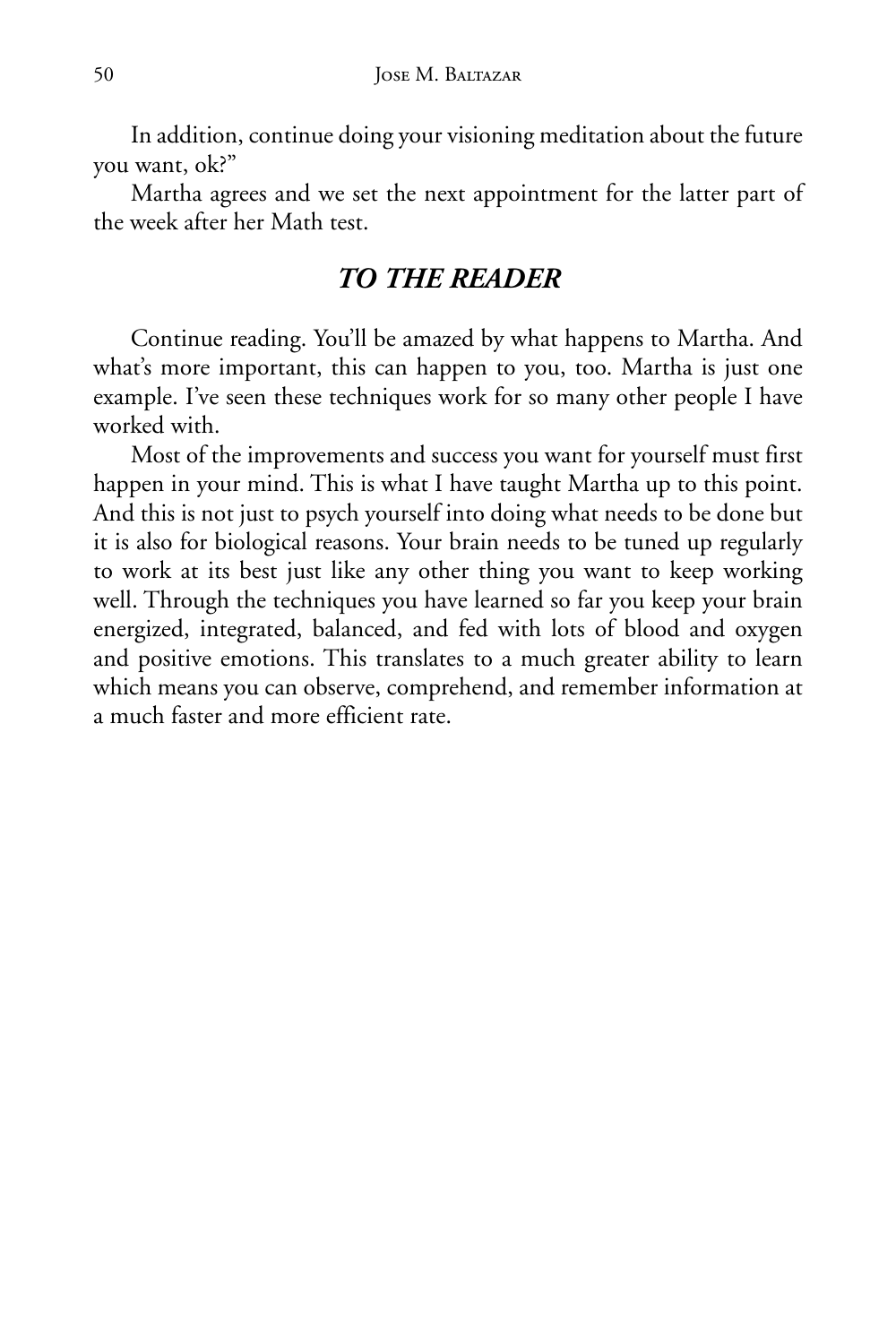In addition, continue doing your visioning meditation about the future you want, ok?"

Martha agrees and we set the next appointment for the latter part of the week after her Math test.

## *TO THE READER*

Continue reading. You'll be amazed by what happens to Martha. And what's more important, this can happen to you, too. Martha is just one example. I've seen these techniques work for so many other people I have worked with.

Most of the improvements and success you want for yourself must first happen in your mind. This is what I have taught Martha up to this point. And this is not just to psych yourself into doing what needs to be done but it is also for biological reasons. Your brain needs to be tuned up regularly to work at its best just like any other thing you want to keep working well. Through the techniques you have learned so far you keep your brain energized, integrated, balanced, and fed with lots of blood and oxygen and positive emotions. This translates to a much greater ability to learn which means you can observe, comprehend, and remember information at a much faster and more efficient rate.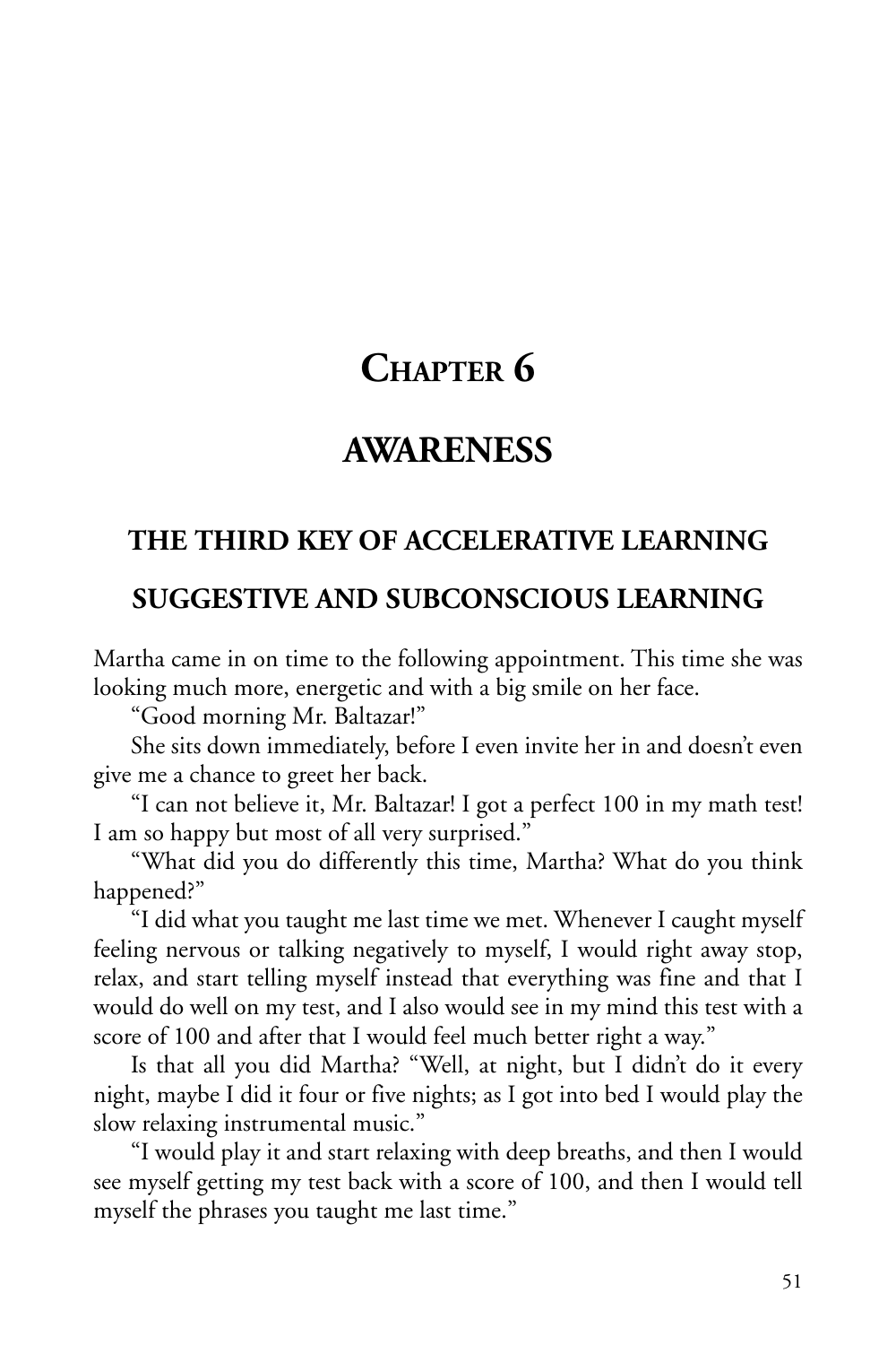# Chapter 6

# AWARENESS

## THE THIRD KEY OF ACCELERATIVE LEARNING

## SUGGESTIVE AND SUBCONSCIOUS LEARNING

Martha came in on time to the following appointment. This time she was looking much more, energetic and with a big smile on her face.

"Good morning Mr. Baltazar!"

She sits down immediately, before I even invite her in and doesn't even give me a chance to greet her back.

"I can not believe it, Mr. Baltazar! I got a perfect 100 in my math test! I am so happy but most of all very surprised."

"What did you do differently this time, Martha? What do you think happened?"

"I did what you taught me last time we met. Whenever I caught myself feeling nervous or talking negatively to myself, I would right away stop, relax, and start telling myself instead that everything was fine and that I would do well on my test, and I also would see in my mind this test with a score of 100 and after that I would feel much better right a way."

Is that all you did Martha? "Well, at night, but I didn't do it every night, maybe I did it four or five nights; as I got into bed I would play the slow relaxing instrumental music."

"I would play it and start relaxing with deep breaths, and then I would see myself getting my test back with a score of 100, and then I would tell myself the phrases you taught me last time."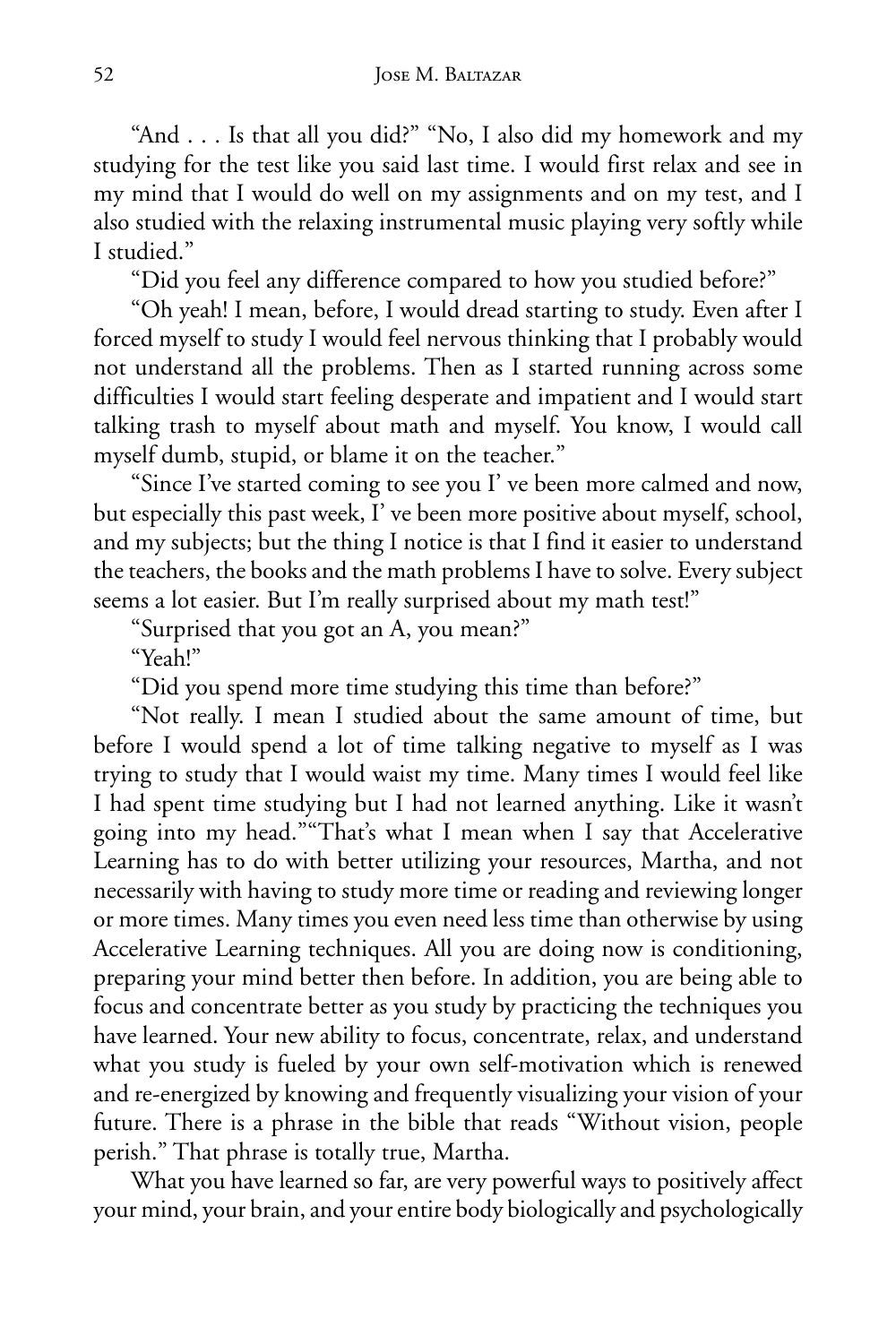"And . . . Is that all you did?" "No, I also did my homework and my studying for the test like you said last time. I would first relax and see in my mind that I would do well on my assignments and on my test, and I also studied with the relaxing instrumental music playing very softly while I studied."

"Did you feel any difference compared to how you studied before?"

"Oh yeah! I mean, before, I would dread starting to study. Even after I forced myself to study I would feel nervous thinking that I probably would not understand all the problems. Then as I started running across some difficulties I would start feeling desperate and impatient and I would start talking trash to myself about math and myself. You know, I would call myself dumb, stupid, or blame it on the teacher."

"Since I've started coming to see you I' ve been more calmed and now, but especially this past week, I' ve been more positive about myself, school, and my subjects; but the thing I notice is that I find it easier to understand the teachers, the books and the math problems I have to solve. Every subject seems a lot easier. But I'm really surprised about my math test!"

"Surprised that you got an A, you mean?"

"Yeah!"

"Did you spend more time studying this time than before?"

"Not really. I mean I studied about the same amount of time, but before I would spend a lot of time talking negative to myself as I was trying to study that I would waist my time. Many times I would feel like I had spent time studying but I had not learned anything. Like it wasn't going into my head.""That's what I mean when I say that Accelerative Learning has to do with better utilizing your resources, Martha, and not necessarily with having to study more time or reading and reviewing longer or more times. Many times you even need less time than otherwise by using Accelerative Learning techniques. All you are doing now is conditioning, preparing your mind better then before. In addition, you are being able to focus and concentrate better as you study by practicing the techniques you have learned. Your new ability to focus, concentrate, relax, and understand what you study is fueled by your own self-motivation which is renewed and re-energized by knowing and frequently visualizing your vision of your future. There is a phrase in the bible that reads "Without vision, people perish." That phrase is totally true, Martha.

What you have learned so far, are very powerful ways to positively affect your mind, your brain, and your entire body biologically and psychologically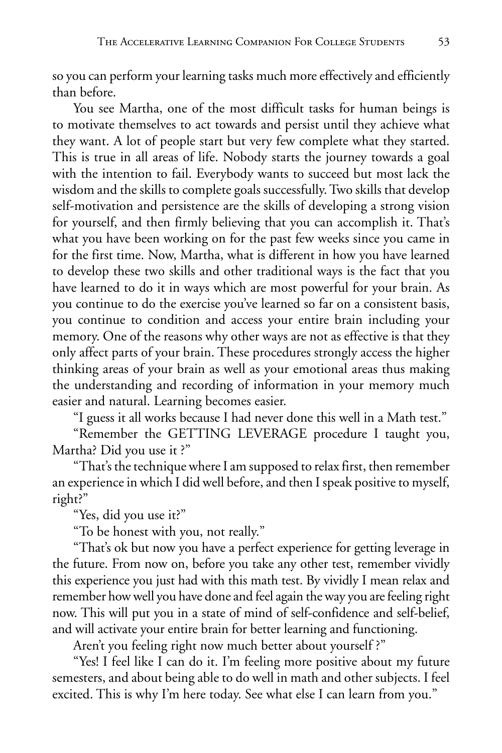so you can perform your learning tasks much more effectively and efficiently than before.

You see Martha, one of the most difficult tasks for human beings is to motivate themselves to act towards and persist until they achieve what they want. A lot of people start but very few complete what they started. This is true in all areas of life. Nobody starts the journey towards a goal with the intention to fail. Everybody wants to succeed but most lack the wisdom and the skills to complete goals successfully. Two skills that develop self-motivation and persistence are the skills of developing a strong vision for yourself, and then firmly believing that you can accomplish it. That's what you have been working on for the past few weeks since you came in for the first time. Now, Martha, what is different in how you have learned to develop these two skills and other traditional ways is the fact that you have learned to do it in ways which are most powerful for your brain. As you continue to do the exercise you've learned so far on a consistent basis, you continue to condition and access your entire brain including your memory. One of the reasons why other ways are not as effective is that they only affect parts of your brain. These procedures strongly access the higher thinking areas of your brain as well as your emotional areas thus making the understanding and recording of information in your memory much easier and natural. Learning becomes easier.

"I guess it all works because I had never done this well in a Math test."

"Remember the GETTING LEVERAGE procedure I taught you, Martha? Did you use it ?"

"That's the technique where I am supposed to relax first, then remember an experience in which I did well before, and then I speak positive to myself, right?"

"Yes, did you use it?"

"To be honest with you, not really."

"That's ok but now you have a perfect experience for getting leverage in the future. From now on, before you take any other test, remember vividly this experience you just had with this math test. By vividly I mean relax and remember how well you have done and feel again the way you are feeling right now. This will put you in a state of mind of self-confidence and self-belief, and will activate your entire brain for better learning and functioning.

Aren't you feeling right now much better about yourself ?"

"Yes! I feel like I can do it. I'm feeling more positive about my future semesters, and about being able to do well in math and other subjects. I feel excited. This is why I'm here today. See what else I can learn from you."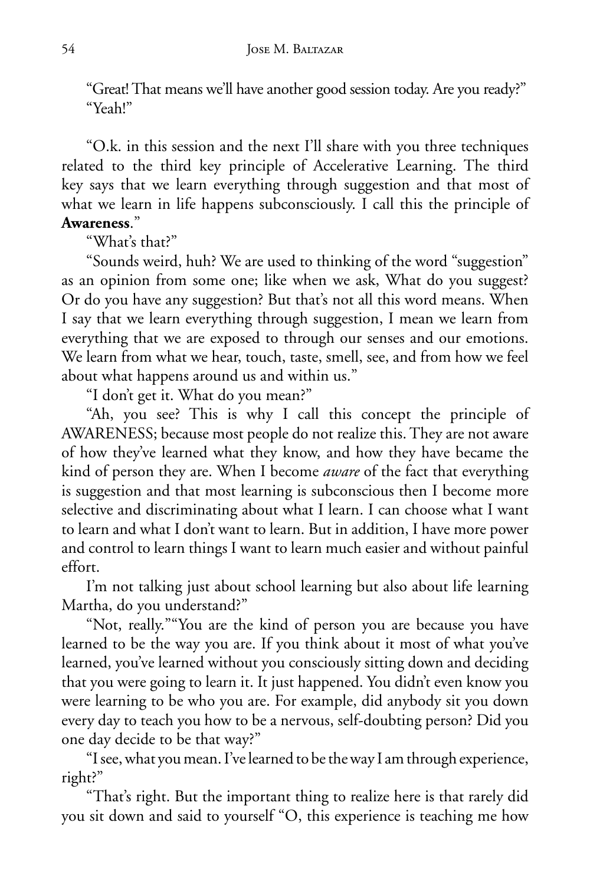"Great! That means we'll have another good session today. Are you ready?"
"Yeah!"

"O.k. in this session and the next I'll share with you three techniques related to the third key principle of Accelerative Learning. The third key says that we learn everything through suggestion and that most of what we learn in life happens subconsciously. I call this the principle of **Awareness**."

"What's that?"

"Sounds weird, huh? We are used to thinking of the word "suggestion" as an opinion from some one; like when we ask, What do you suggest? Or do you have any suggestion? But that's not all this word means. When I say that we learn everything through suggestion, I mean we learn from everything that we are exposed to through our senses and our emotions. We learn from what we hear, touch, taste, smell, see, and from how we feel about what happens around us and within us."

"I don't get it. What do you mean?"

"Ah, you see? This is why I call this concept the principle of AWARENESS; because most people do not realize this. They are not aware of how they've learned what they know, and how they have became the kind of person they are. When I become *aware* of the fact that everything is suggestion and that most learning is subconscious then I become more selective and discriminating about what I learn. I can choose what I want to learn and what I don't want to learn. But in addition, I have more power and control to learn things I want to learn much easier and without painful effort.

I'm not talking just about school learning but also about life learning Martha, do you understand?"

"Not, really.""You are the kind of person you are because you have learned to be the way you are. If you think about it most of what you've learned, you've learned without you consciously sitting down and deciding that you were going to learn it. It just happened. You didn't even know you were learning to be who you are. For example, did anybody sit you down every day to teach you how to be a nervous, self-doubting person? Did you one day decide to be that way?"

"I see, what you mean. I've learned to be the way I am through experience, right?"

"That's right. But the important thing to realize here is that rarely did you sit down and said to yourself "O, this experience is teaching me how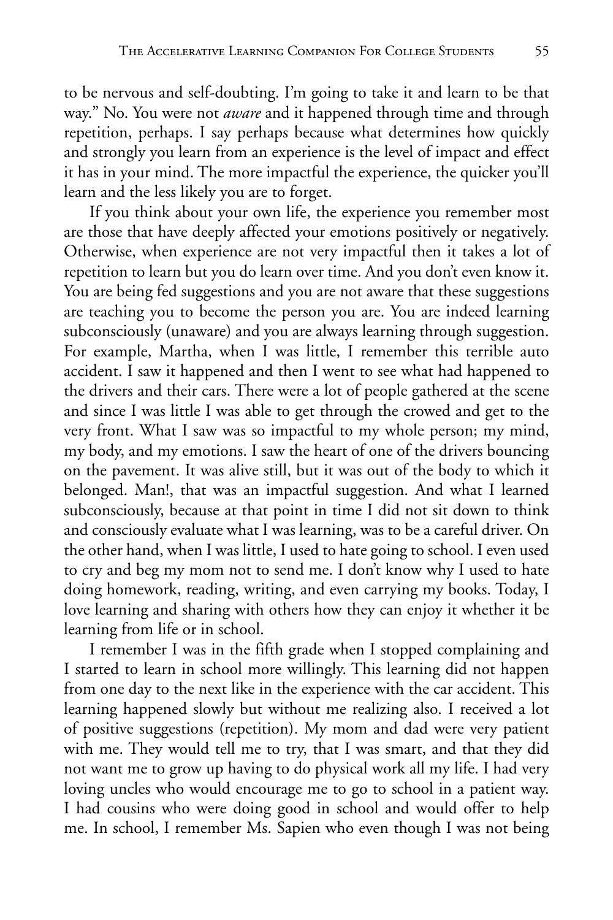to be nervous and self-doubting. I'm going to take it and learn to be that way." No. You were not *aware* and it happened through time and through repetition, perhaps. I say perhaps because what determines how quickly and strongly you learn from an experience is the level of impact and effect it has in your mind. The more impactful the experience, the quicker you'll learn and the less likely you are to forget.

If you think about your own life, the experience you remember most are those that have deeply affected your emotions positively or negatively. Otherwise, when experience are not very impactful then it takes a lot of repetition to learn but you do learn over time. And you don't even know it. You are being fed suggestions and you are not aware that these suggestions are teaching you to become the person you are. You are indeed learning subconsciously (unaware) and you are always learning through suggestion. For example, Martha, when I was little, I remember this terrible auto accident. I saw it happened and then I went to see what had happened to the drivers and their cars. There were a lot of people gathered at the scene and since I was little I was able to get through the crowed and get to the very front. What I saw was so impactful to my whole person; my mind, my body, and my emotions. I saw the heart of one of the drivers bouncing on the pavement. It was alive still, but it was out of the body to which it belonged. Man!, that was an impactful suggestion. And what I learned subconsciously, because at that point in time I did not sit down to think and consciously evaluate what I was learning, was to be a careful driver. On the other hand, when I was little, I used to hate going to school. I even used to cry and beg my mom not to send me. I don't know why I used to hate doing homework, reading, writing, and even carrying my books. Today, I love learning and sharing with others how they can enjoy it whether it be learning from life or in school.

I remember I was in the fifth grade when I stopped complaining and I started to learn in school more willingly. This learning did not happen from one day to the next like in the experience with the car accident. This learning happened slowly but without me realizing also. I received a lot of positive suggestions (repetition). My mom and dad were very patient with me. They would tell me to try, that I was smart, and that they did not want me to grow up having to do physical work all my life. I had very loving uncles who would encourage me to go to school in a patient way. I had cousins who were doing good in school and would offer to help me. In school, I remember Ms. Sapien who even though I was not being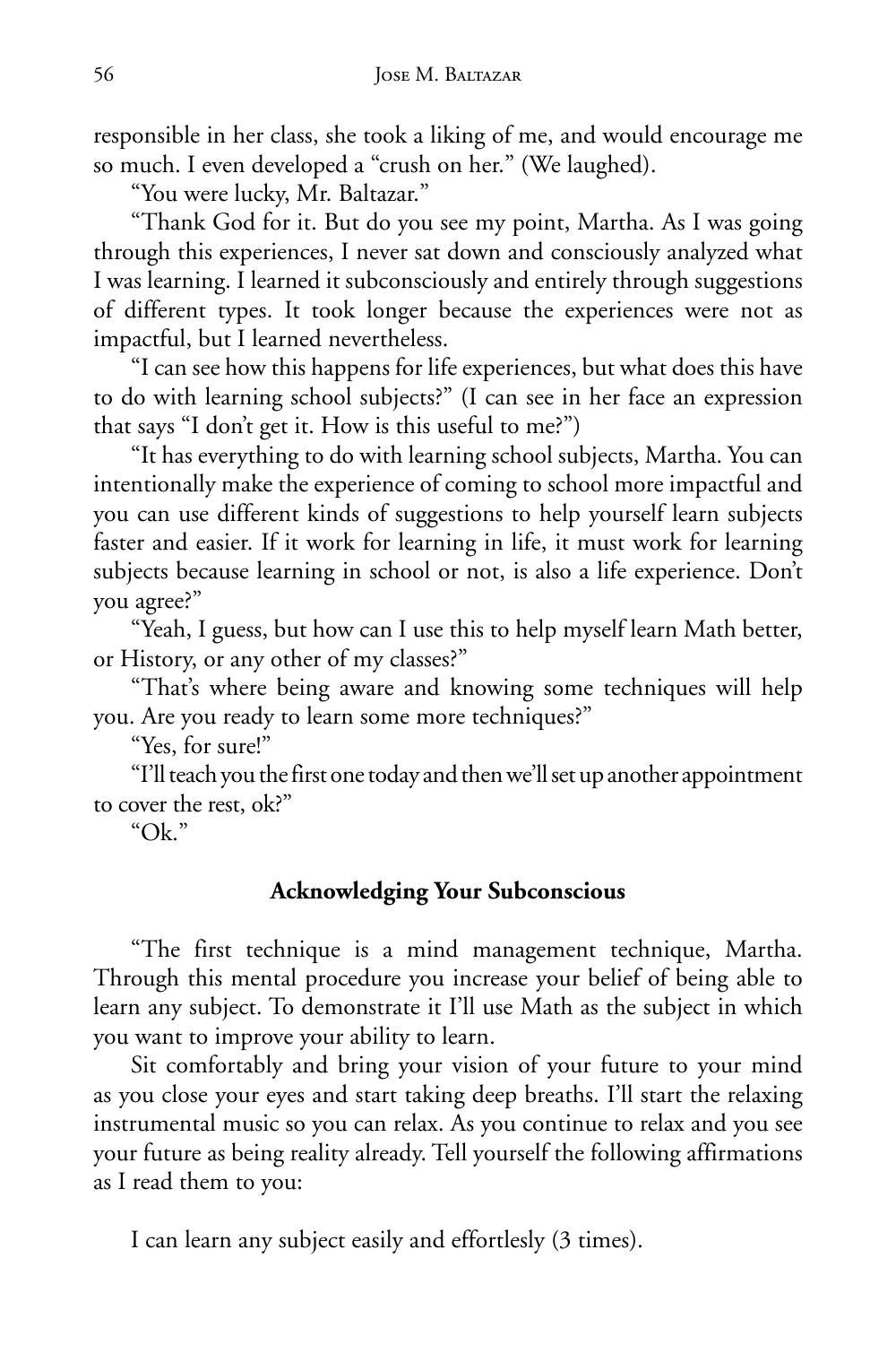responsible in her class, she took a liking of me, and would encourage me so much. I even developed a "crush on her." (We laughed).

"You were lucky, Mr. Baltazar."

"Thank God for it. But do you see my point, Martha. As I was going through this experiences, I never sat down and consciously analyzed what I was learning. I learned it subconsciously and entirely through suggestions of different types. It took longer because the experiences were not as impactful, but I learned nevertheless.

"I can see how this happens for life experiences, but what does this have to do with learning school subjects?" (I can see in her face an expression that says "I don't get it. How is this useful to me?")

"It has everything to do with learning school subjects, Martha. You can intentionally make the experience of coming to school more impactful and you can use different kinds of suggestions to help yourself learn subjects faster and easier. If it work for learning in life, it must work for learning subjects because learning in school or not, is also a life experience. Don't you agree?"

"Yeah, I guess, but how can I use this to help myself learn Math better, or History, or any other of my classes?"

"That's where being aware and knowing some techniques will help you. Are you ready to learn some more techniques?"

"Yes, for sure!"

"I'll teach you the first one today and then we'll set up another appointment to cover the rest, ok?"

"Ok."

**Acknowledging Your Subconscious**

"The first technique is a mind management technique, Martha. Through this mental procedure you increase your belief of being able to learn any subject. To demonstrate it I'll use Math as the subject in which you want to improve your ability to learn.

Sit comfortably and bring your vision of your future to your mind as you close your eyes and start taking deep breaths. I'll start the relaxing instrumental music so you can relax. As you continue to relax and you see your future as being reality already. Tell yourself the following affirmations as I read them to you:

I can learn any subject easily and effortlesly (3 times).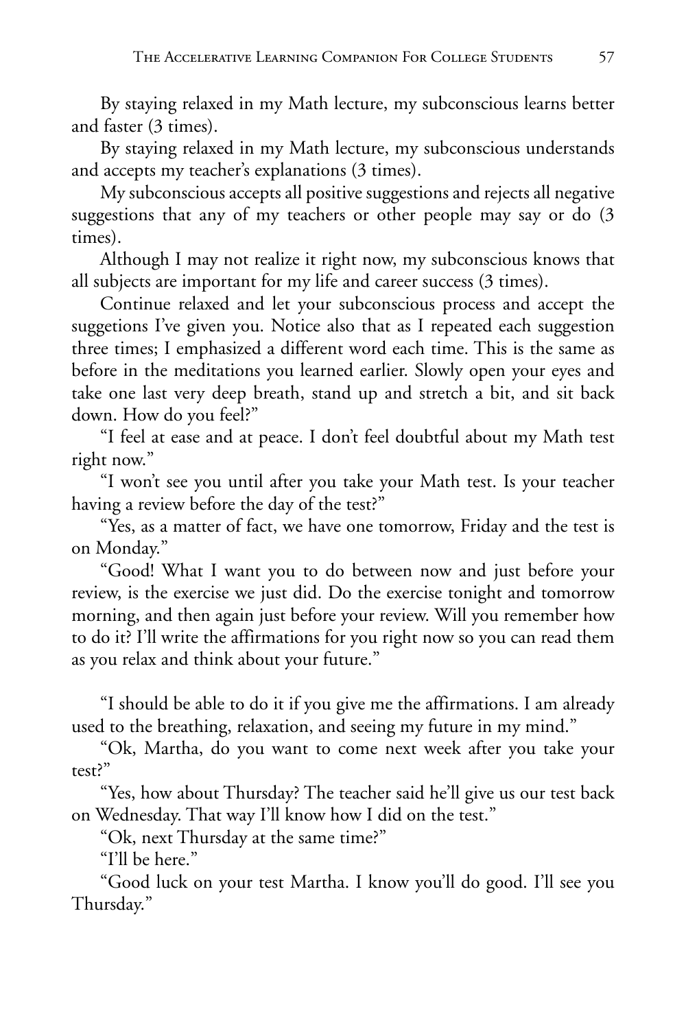By staying relaxed in my Math lecture, my subconscious learns better and faster (3 times).

By staying relaxed in my Math lecture, my subconscious understands and accepts my teacher's explanations (3 times).

My subconscious accepts all positive suggestions and rejects all negative suggestions that any of my teachers or other people may say or do (3 times).

Although I may not realize it right now, my subconscious knows that all subjects are important for my life and career success (3 times).

Continue relaxed and let your subconscious process and accept the suggetions I've given you. Notice also that as I repeated each suggestion three times; I emphasized a different word each time. This is the same as before in the meditations you learned earlier. Slowly open your eyes and take one last very deep breath, stand up and stretch a bit, and sit back down. How do you feel?"

"I feel at ease and at peace. I don't feel doubtful about my Math test right now."

"I won't see you until after you take your Math test. Is your teacher having a review before the day of the test?"

"Yes, as a matter of fact, we have one tomorrow, Friday and the test is on Monday."

"Good! What I want you to do between now and just before your review, is the exercise we just did. Do the exercise tonight and tomorrow morning, and then again just before your review. Will you remember how to do it? I'll write the affirmations for you right now so you can read them as you relax and think about your future."

"I should be able to do it if you give me the affirmations. I am already used to the breathing, relaxation, and seeing my future in my mind."

"Ok, Martha, do you want to come next week after you take your test?"

"Yes, how about Thursday? The teacher said he'll give us our test back on Wednesday. That way I'll know how I did on the test."

"Ok, next Thursday at the same time?"

"I'll be here."

"Good luck on your test Martha. I know you'll do good. I'll see you Thursday."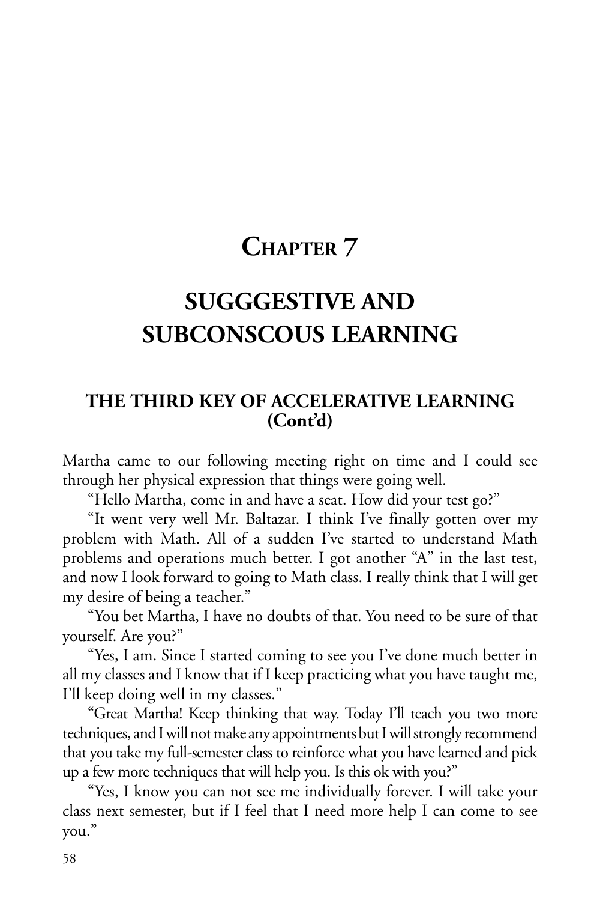# CHAPTER 7

# SUGGGESTIVE AND SUBCONSCOUS LEARNING

## THE THIRD KEY OF ACCELERATIVE LEARNING (Cont'd)

Martha came to our following meeting right on time and I could see through her physical expression that things were going well.

"Hello Martha, come in and have a seat. How did your test go?"

"It went very well Mr. Baltazar. I think I've finally gotten over my problem with Math. All of a sudden I've started to understand Math problems and operations much better. I got another "A" in the last test, and now I look forward to going to Math class. I really think that I will get my desire of being a teacher."

"You bet Martha, I have no doubts of that. You need to be sure of that yourself. Are you?"

"Yes, I am. Since I started coming to see you I've done much better in all my classes and I know that if I keep practicing what you have taught me, I'll keep doing well in my classes."

"Great Martha! Keep thinking that way. Today I'll teach you two more techniques, and I will not make any appointments but I will strongly recommend that you take my full-semester class to reinforce what you have learned and pick up a few more techniques that will help you. Is this ok with you?"

"Yes, I know you can not see me individually forever. I will take your class next semester, but if I feel that I need more help I can come to see you."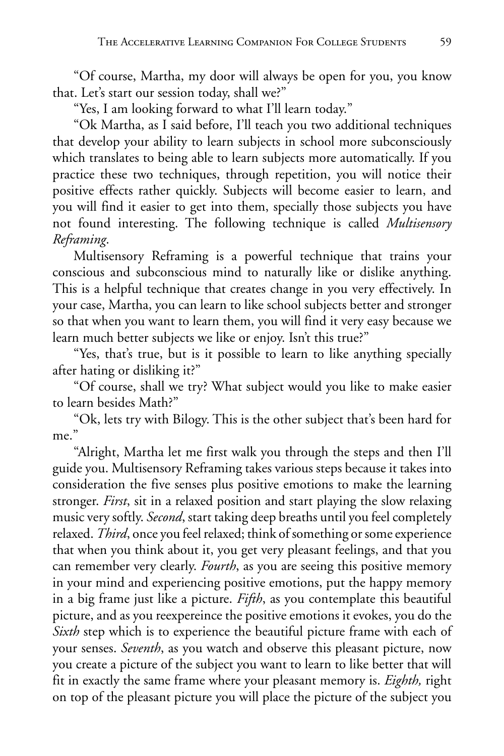"Of course, Martha, my door will always be open for you, you know that. Let's start our session today, shall we?"

"Yes, I am looking forward to what I'll learn today."

"Ok Martha, as I said before, I'll teach you two additional techniques that develop your ability to learn subjects in school more subconsciously which translates to being able to learn subjects more automatically. If you practice these two techniques, through repetition, you will notice their positive effects rather quickly. Subjects will become easier to learn, and you will find it easier to get into them, specially those subjects you have not found interesting. The following technique is called *Multisensory Reframing*.

Multisensory Reframing is a powerful technique that trains your conscious and subconscious mind to naturally like or dislike anything. This is a helpful technique that creates change in you very effectively. In your case, Martha, you can learn to like school subjects better and stronger so that when you want to learn them, you will find it very easy because we learn much better subjects we like or enjoy. Isn't this true?"

"Yes, that's true, but is it possible to learn to like anything specially after hating or disliking it?"

"Of course, shall we try? What subject would you like to make easier to learn besides Math?"

"Ok, lets try with Bilogy. This is the other subject that's been hard for me."

"Alright, Martha let me first walk you through the steps and then I'll guide you. Multisensory Reframing takes various steps because it takes into consideration the five senses plus positive emotions to make the learning stronger. *First*, sit in a relaxed position and start playing the slow relaxing music very softly. *Second*, start taking deep breaths until you feel completely relaxed. *Third*, once you feel relaxed; think of something or some experience that when you think about it, you get very pleasant feelings, and that you can remember very clearly. *Fourth*, as you are seeing this positive memory in your mind and experiencing positive emotions, put the happy memory in a big frame just like a picture. *Fifth*, as you contemplate this beautiful picture, and as you reexpereince the positive emotions it evokes, you do the *Sixth* step which is to experience the beautiful picture frame with each of your senses. *Seventh*, as you watch and observe this pleasant picture, now you create a picture of the subject you want to learn to like better that will fit in exactly the same frame where your pleasant memory is. *Eighth,* right on top of the pleasant picture you will place the picture of the subject you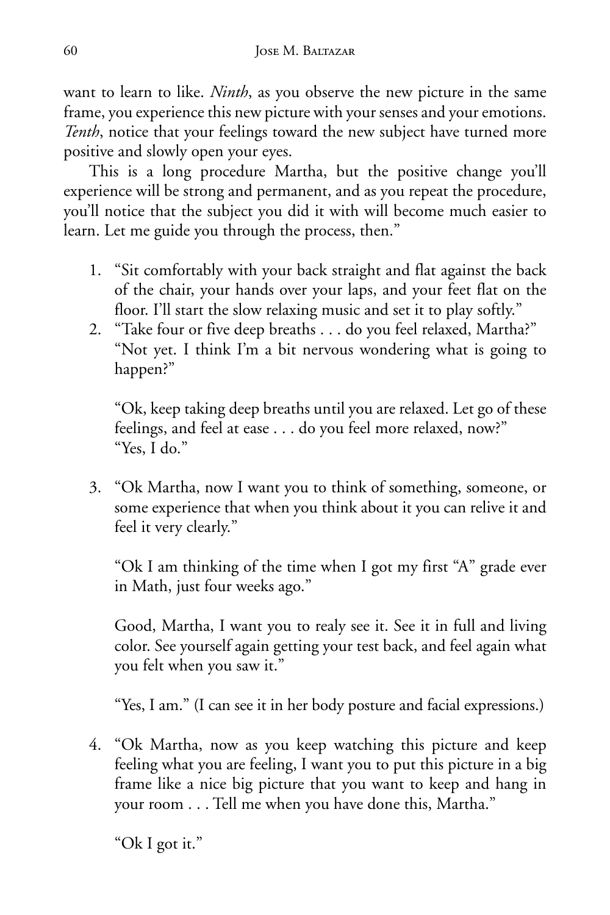want to learn to like. *Ninth*, as you observe the new picture in the same frame, you experience this new picture with your senses and your emotions. *Tenth*, notice that your feelings toward the new subject have turned more positive and slowly open your eyes.

This is a long procedure Martha, but the positive change you'll experience will be strong and permanent, and as you repeat the procedure, you'll notice that the subject you did it with will become much easier to learn. Let me guide you through the process, then."

1. "Sit comfortably with your back straight and flat against the back of the chair, your hands over your laps, and your feet flat on the floor. I'll start the slow relaxing music and set it to play softly."
2. "Take four or five deep breaths . . . do you feel relaxed, Martha?" "Not yet. I think I'm a bit nervous wondering what is going to happen?"

   "Ok, keep taking deep breaths until you are relaxed. Let go of these feelings, and feel at ease . . . do you feel more relaxed, now?" "Yes, I do."

3. "Ok Martha, now I want you to think of something, someone, or some experience that when you think about it you can relive it and feel it very clearly."

   "Ok I am thinking of the time when I got my first "A" grade ever in Math, just four weeks ago."

   Good, Martha, I want you to realy see it. See it in full and living color. See yourself again getting your test back, and feel again what you felt when you saw it."

   "Yes, I am." (I can see it in her body posture and facial expressions.)

4. "Ok Martha, now as you keep watching this picture and keep feeling what you are feeling, I want you to put this picture in a big frame like a nice big picture that you want to keep and hang in your room . . . Tell me when you have done this, Martha."

   "Ok I got it."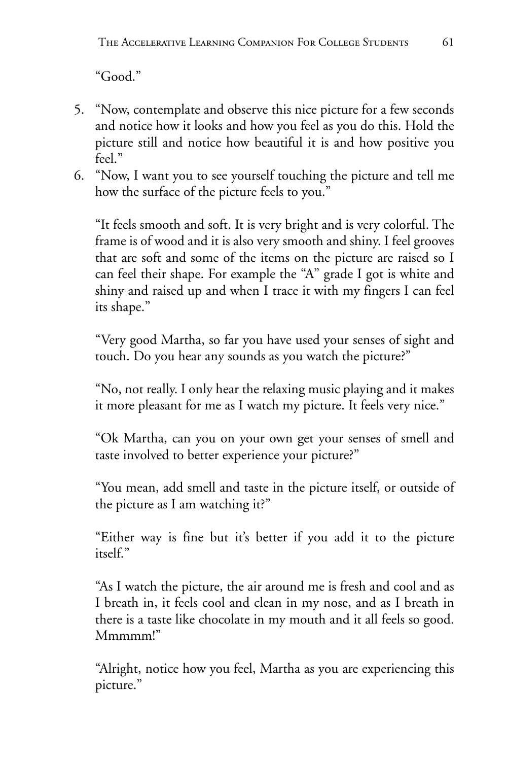"Good."

5. "Now, contemplate and observe this nice picture for a few seconds and notice how it looks and how you feel as you do this. Hold the picture still and notice how beautiful it is and how positive you feel."
6. "Now, I want you to see yourself touching the picture and tell me how the surface of the picture feels to you."

   "It feels smooth and soft. It is very bright and is very colorful. The frame is of wood and it is also very smooth and shiny. I feel grooves that are soft and some of the items on the picture are raised so I can feel their shape. For example the "A" grade I got is white and shiny and raised up and when I trace it with my fingers I can feel its shape."

   "Very good Martha, so far you have used your senses of sight and touch. Do you hear any sounds as you watch the picture?"

   "No, not really. I only hear the relaxing music playing and it makes it more pleasant for me as I watch my picture. It feels very nice."

   "Ok Martha, can you on your own get your senses of smell and taste involved to better experience your picture?"

   "You mean, add smell and taste in the picture itself, or outside of the picture as I am watching it?"

   "Either way is fine but it's better if you add it to the picture itself."

   "As I watch the picture, the air around me is fresh and cool and as I breath in, it feels cool and clean in my nose, and as I breath in there is a taste like chocolate in my mouth and it all feels so good. Mmmmm!"

   "Alright, notice how you feel, Martha as you are experiencing this picture."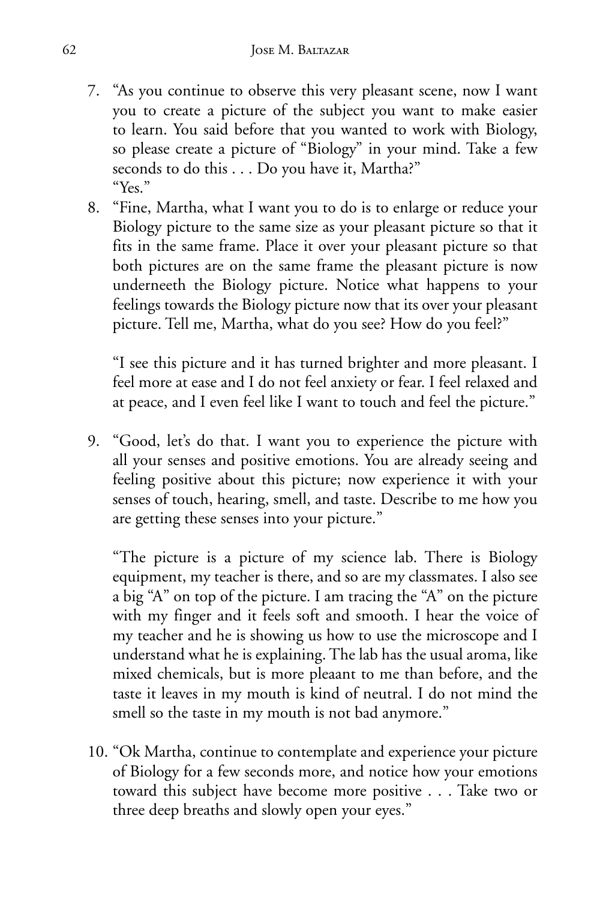7. "As you continue to observe this very pleasant scene, now I want you to create a picture of the subject you want to make easier to learn. You said before that you wanted to work with Biology, so please create a picture of "Biology" in your mind. Take a few seconds to do this . . . Do you have it, Martha?"
   "Yes."
8. "Fine, Martha, what I want you to do is to enlarge or reduce your Biology picture to the same size as your pleasant picture so that it fits in the same frame. Place it over your pleasant picture so that both pictures are on the same frame the pleasant picture is now underneeth the Biology picture. Notice what happens to your feelings towards the Biology picture now that its over your pleasant picture. Tell me, Martha, what do you see? How do you feel?"

   "I see this picture and it has turned brighter and more pleasant. I feel more at ease and I do not feel anxiety or fear. I feel relaxed and at peace, and I even feel like I want to touch and feel the picture."

9. "Good, let's do that. I want you to experience the picture with all your senses and positive emotions. You are already seeing and feeling positive about this picture; now experience it with your senses of touch, hearing, smell, and taste. Describe to me how you are getting these senses into your picture."

   "The picture is a picture of my science lab. There is Biology equipment, my teacher is there, and so are my classmates. I also see a big "A" on top of the picture. I am tracing the "A" on the picture with my finger and it feels soft and smooth. I hear the voice of my teacher and he is showing us how to use the microscope and I understand what he is explaining. The lab has the usual aroma, like mixed chemicals, but is more pleaant to me than before, and the taste it leaves in my mouth is kind of neutral. I do not mind the smell so the taste in my mouth is not bad anymore."

10. "Ok Martha, continue to contemplate and experience your picture of Biology for a few seconds more, and notice how your emotions toward this subject have become more positive . . . Take two or three deep breaths and slowly open your eyes."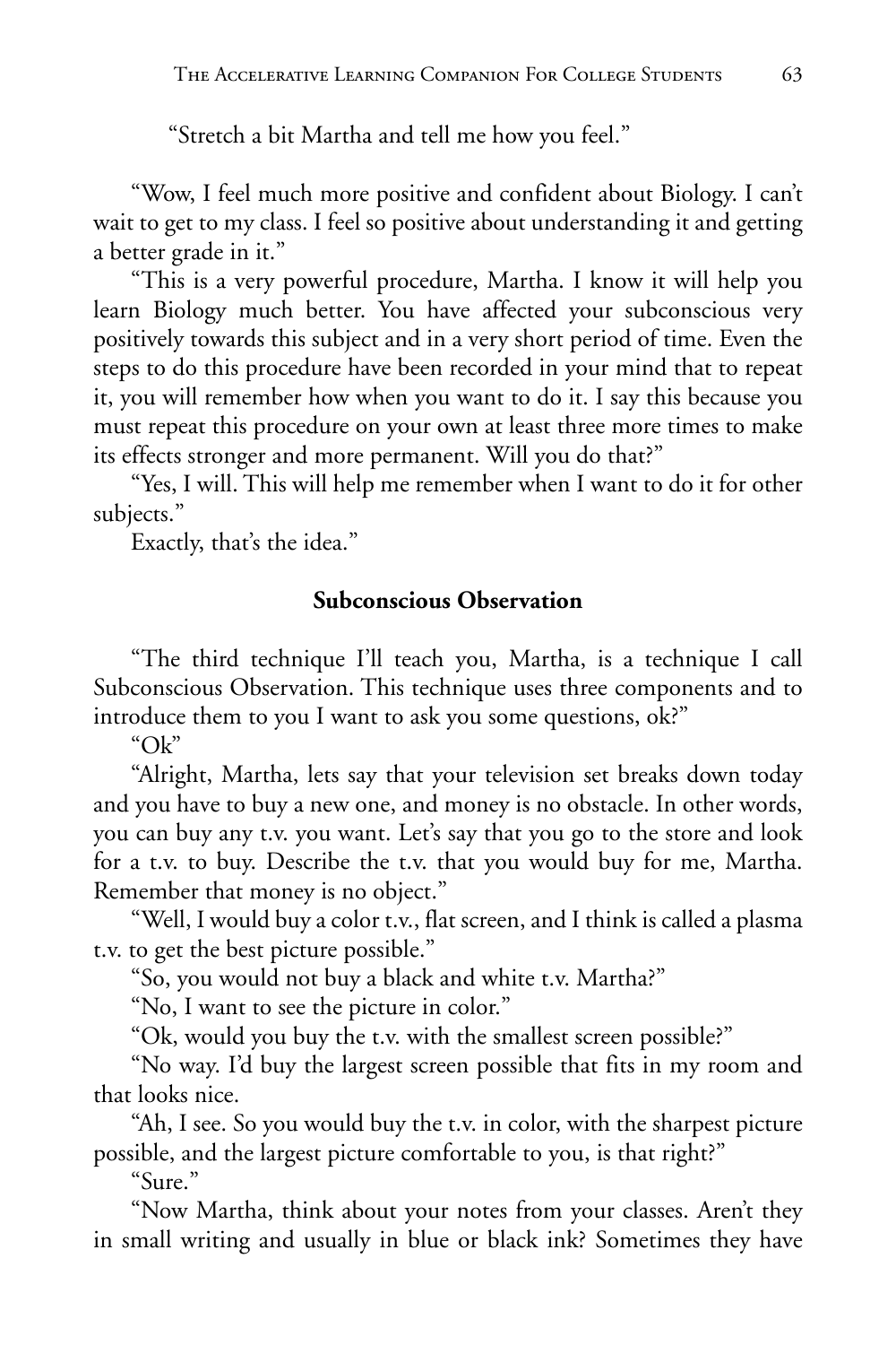"Stretch a bit Martha and tell me how you feel."

"Wow, I feel much more positive and confident about Biology. I can't wait to get to my class. I feel so positive about understanding it and getting a better grade in it."

"This is a very powerful procedure, Martha. I know it will help you learn Biology much better. You have affected your subconscious very positively towards this subject and in a very short period of time. Even the steps to do this procedure have been recorded in your mind that to repeat it, you will remember how when you want to do it. I say this because you must repeat this procedure on your own at least three more times to make its effects stronger and more permanent. Will you do that?"

"Yes, I will. This will help me remember when I want to do it for other subjects."

Exactly, that's the idea."

**Subconscious Observation**

"The third technique I'll teach you, Martha, is a technique I call Subconscious Observation. This technique uses three components and to introduce them to you I want to ask you some questions, ok?"

"Ok"

"Alright, Martha, lets say that your television set breaks down today and you have to buy a new one, and money is no obstacle. In other words, you can buy any t.v. you want. Let's say that you go to the store and look for a t.v. to buy. Describe the t.v. that you would buy for me, Martha. Remember that money is no object."

"Well, I would buy a color t.v., flat screen, and I think is called a plasma t.v. to get the best picture possible."

"So, you would not buy a black and white t.v. Martha?"

"No, I want to see the picture in color."

"Ok, would you buy the t.v. with the smallest screen possible?"

"No way. I'd buy the largest screen possible that fits in my room and that looks nice.

"Ah, I see. So you would buy the t.v. in color, with the sharpest picture possible, and the largest picture comfortable to you, is that right?"

"Sure."

"Now Martha, think about your notes from your classes. Aren't they in small writing and usually in blue or black ink? Sometimes they have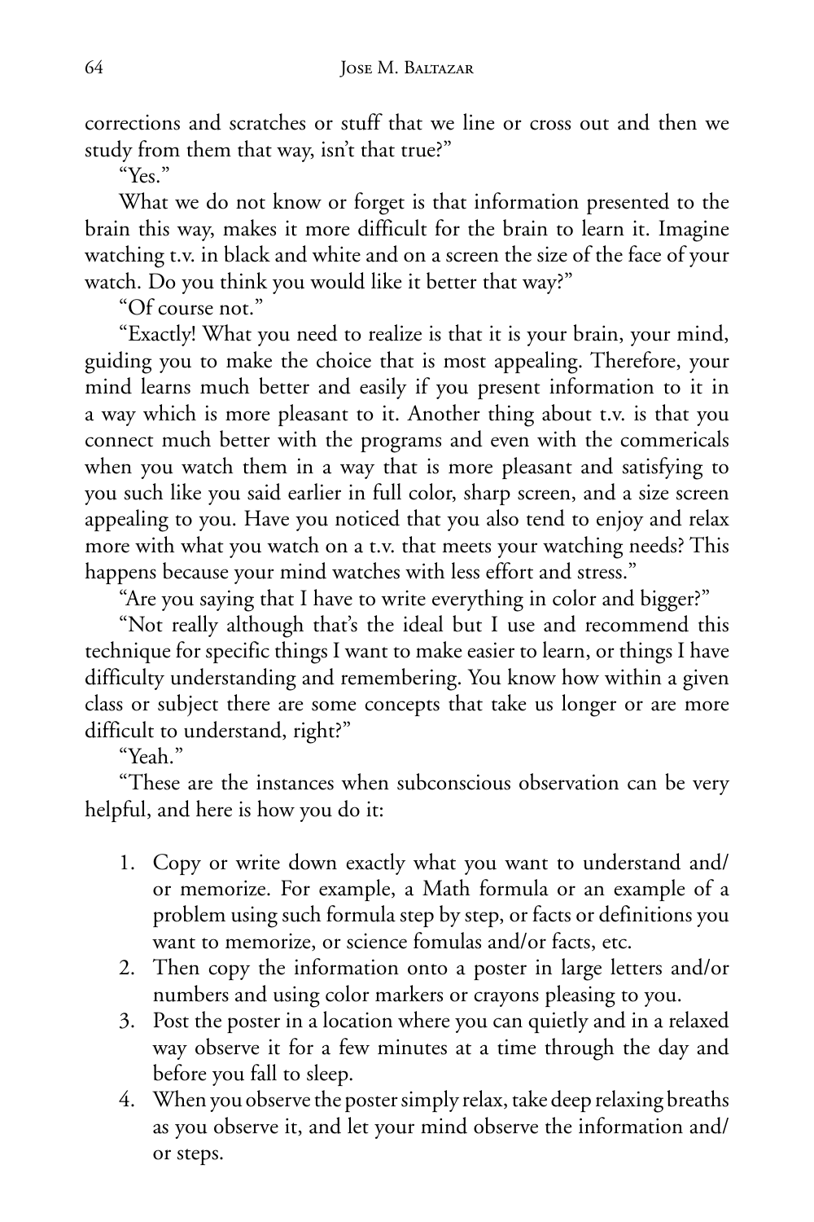corrections and scratches or stuff that we line or cross out and then we study from them that way, isn't that true?"

"Yes."

What we do not know or forget is that information presented to the brain this way, makes it more difficult for the brain to learn it. Imagine watching t.v. in black and white and on a screen the size of the face of your watch. Do you think you would like it better that way?"

"Of course not."

"Exactly! What you need to realize is that it is your brain, your mind, guiding you to make the choice that is most appealing. Therefore, your mind learns much better and easily if you present information to it in a way which is more pleasant to it. Another thing about t.v. is that you connect much better with the programs and even with the commericals when you watch them in a way that is more pleasant and satisfying to you such like you said earlier in full color, sharp screen, and a size screen appealing to you. Have you noticed that you also tend to enjoy and relax more with what you watch on a t.v. that meets your watching needs? This happens because your mind watches with less effort and stress."

"Are you saying that I have to write everything in color and bigger?"

"Not really although that's the ideal but I use and recommend this technique for specific things I want to make easier to learn, or things I have difficulty understanding and remembering. You know how within a given class or subject there are some concepts that take us longer or are more difficult to understand, right?"

"Yeah."

"These are the instances when subconscious observation can be very helpful, and here is how you do it:

1. Copy or write down exactly what you want to understand and/or memorize. For example, a Math formula or an example of a problem using such formula step by step, or facts or definitions you want to memorize, or science fomulas and/or facts, etc.
2. Then copy the information onto a poster in large letters and/or numbers and using color markers or crayons pleasing to you.
3. Post the poster in a location where you can quietly and in a relaxed way observe it for a few minutes at a time through the day and before you fall to sleep.
4. When you observe the poster simply relax, take deep relaxing breaths as you observe it, and let your mind observe the information and/or steps.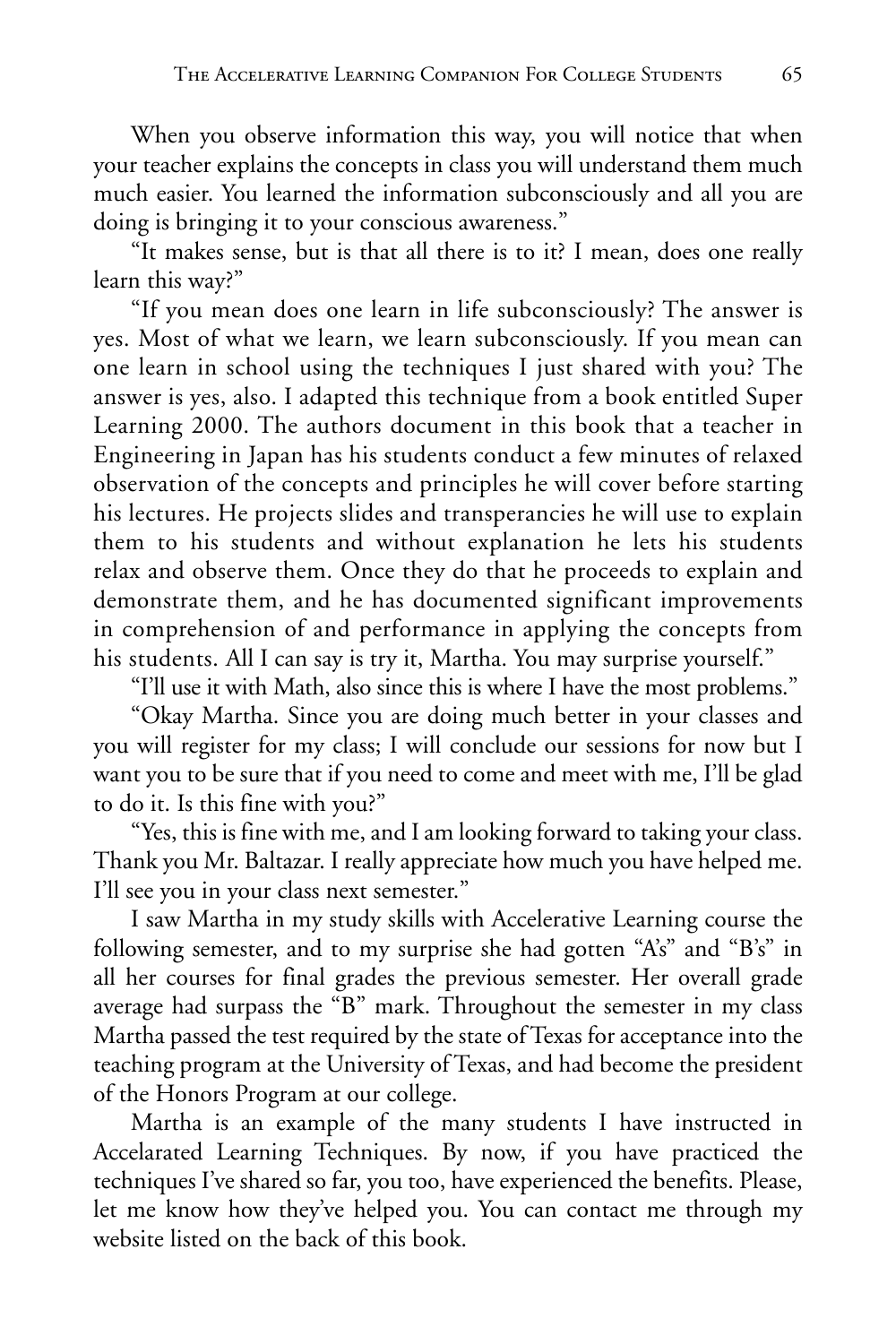When you observe information this way, you will notice that when your teacher explains the concepts in class you will understand them much much easier. You learned the information subconsciously and all you are doing is bringing it to your conscious awareness."

"It makes sense, but is that all there is to it? I mean, does one really learn this way?"

"If you mean does one learn in life subconsciously? The answer is yes. Most of what we learn, we learn subconsciously. If you mean can one learn in school using the techniques I just shared with you? The answer is yes, also. I adapted this technique from a book entitled Super Learning 2000. The authors document in this book that a teacher in Engineering in Japan has his students conduct a few minutes of relaxed observation of the concepts and principles he will cover before starting his lectures. He projects slides and transperancies he will use to explain them to his students and without explanation he lets his students relax and observe them. Once they do that he proceeds to explain and demonstrate them, and he has documented significant improvements in comprehension of and performance in applying the concepts from his students. All I can say is try it, Martha. You may surprise yourself."

"I'll use it with Math, also since this is where I have the most problems."

"Okay Martha. Since you are doing much better in your classes and you will register for my class; I will conclude our sessions for now but I want you to be sure that if you need to come and meet with me, I'll be glad to do it. Is this fine with you?"

"Yes, this is fine with me, and I am looking forward to taking your class. Thank you Mr. Baltazar. I really appreciate how much you have helped me. I'll see you in your class next semester."

I saw Martha in my study skills with Accelerative Learning course the following semester, and to my surprise she had gotten "A's" and "B's" in all her courses for final grades the previous semester. Her overall grade average had surpass the "B" mark. Throughout the semester in my class Martha passed the test required by the state of Texas for acceptance into the teaching program at the University of Texas, and had become the president of the Honors Program at our college.

Martha is an example of the many students I have instructed in Accelarated Learning Techniques. By now, if you have practiced the techniques I've shared so far, you too, have experienced the benefits. Please, let me know how they've helped you. You can contact me through my website listed on the back of this book.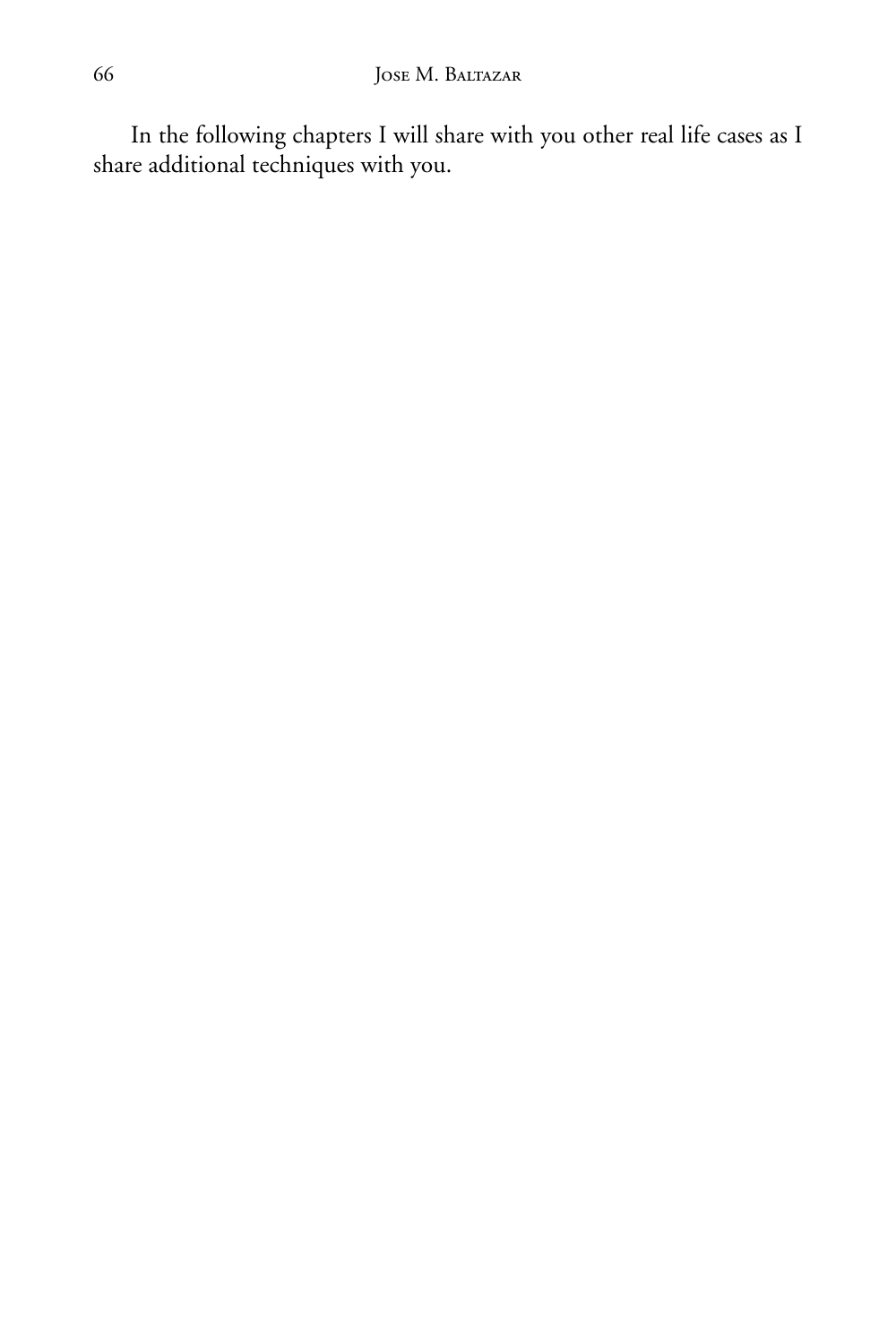In the following chapters I will share with you other real life cases as I share additional techniques with you.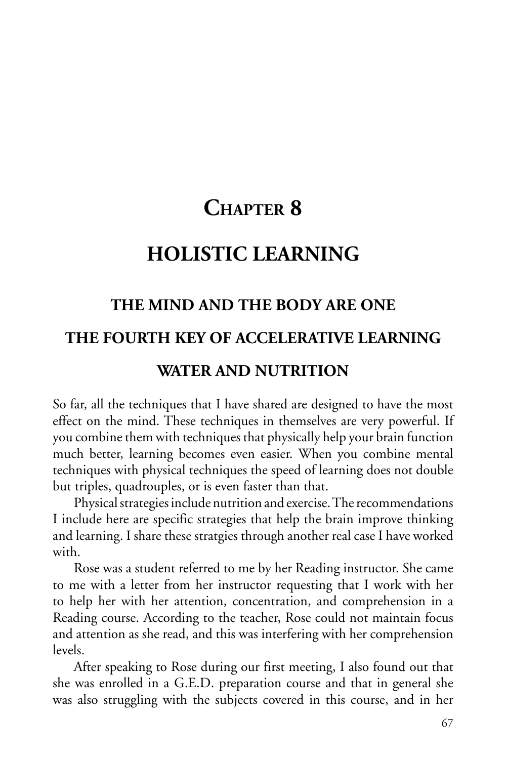# CHAPTER 8

# HOLISTIC LEARNING

## THE MIND AND THE BODY ARE ONE

## THE FOURTH KEY OF ACCELERATIVE LEARNING

## WATER AND NUTRITION

So far, all the techniques that I have shared are designed to have the most effect on the mind. These techniques in themselves are very powerful. If you combine them with techniques that physically help your brain function much better, learning becomes even easier. When you combine mental techniques with physical techniques the speed of learning does not double but triples, quadrouples, or is even faster than that.

Physical strategies include nutrition and exercise. The recommendations I include here are specific strategies that help the brain improve thinking and learning. I share these stratgies through another real case I have worked with.

Rose was a student referred to me by her Reading instructor. She came to me with a letter from her instructor requesting that I work with her to help her with her attention, concentration, and comprehension in a Reading course. According to the teacher, Rose could not maintain focus and attention as she read, and this was interfering with her comprehension levels.

After speaking to Rose during our first meeting, I also found out that she was enrolled in a G.E.D. preparation course and that in general she was also struggling with the subjects covered in this course, and in her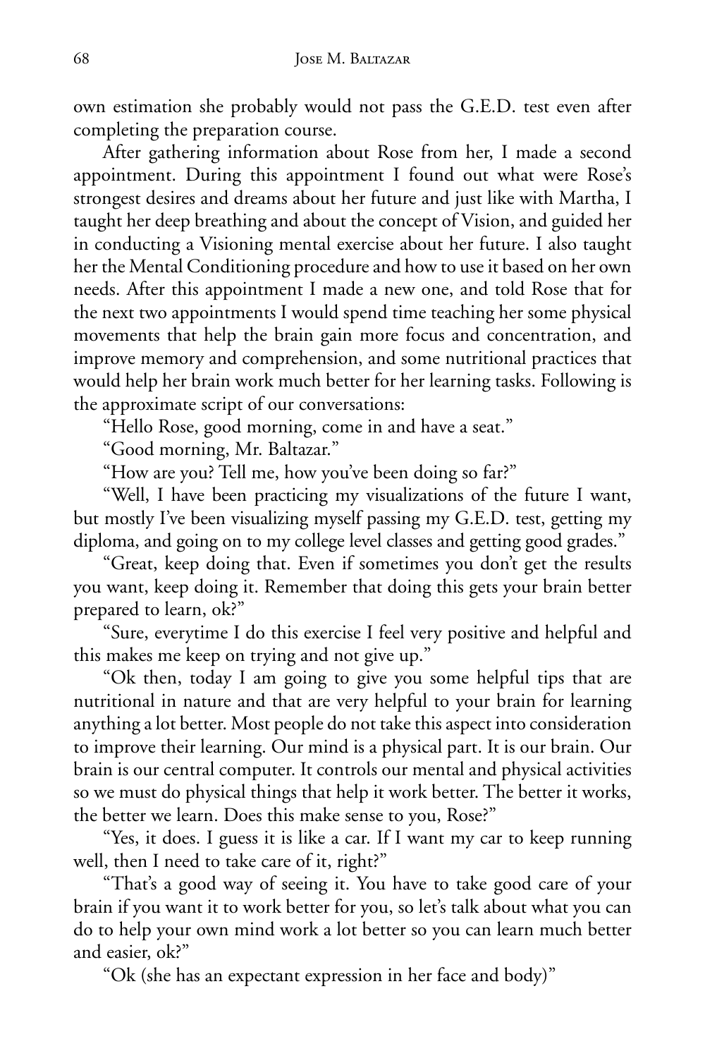own estimation she probably would not pass the G.E.D. test even after completing the preparation course.

After gathering information about Rose from her, I made a second appointment. During this appointment I found out what were Rose's strongest desires and dreams about her future and just like with Martha, I taught her deep breathing and about the concept of Vision, and guided her in conducting a Visioning mental exercise about her future. I also taught her the Mental Conditioning procedure and how to use it based on her own needs. After this appointment I made a new one, and told Rose that for the next two appointments I would spend time teaching her some physical movements that help the brain gain more focus and concentration, and improve memory and comprehension, and some nutritional practices that would help her brain work much better for her learning tasks. Following is the approximate script of our conversations:

"Hello Rose, good morning, come in and have a seat."

"Good morning, Mr. Baltazar."

"How are you? Tell me, how you've been doing so far?"

"Well, I have been practicing my visualizations of the future I want, but mostly I've been visualizing myself passing my G.E.D. test, getting my diploma, and going on to my college level classes and getting good grades."

"Great, keep doing that. Even if sometimes you don't get the results you want, keep doing it. Remember that doing this gets your brain better prepared to learn, ok?"

"Sure, everytime I do this exercise I feel very positive and helpful and this makes me keep on trying and not give up."

"Ok then, today I am going to give you some helpful tips that are nutritional in nature and that are very helpful to your brain for learning anything a lot better. Most people do not take this aspect into consideration to improve their learning. Our mind is a physical part. It is our brain. Our brain is our central computer. It controls our mental and physical activities so we must do physical things that help it work better. The better it works, the better we learn. Does this make sense to you, Rose?"

"Yes, it does. I guess it is like a car. If I want my car to keep running well, then I need to take care of it, right?"

"That's a good way of seeing it. You have to take good care of your brain if you want it to work better for you, so let's talk about what you can do to help your own mind work a lot better so you can learn much better and easier, ok?"

"Ok (she has an expectant expression in her face and body)"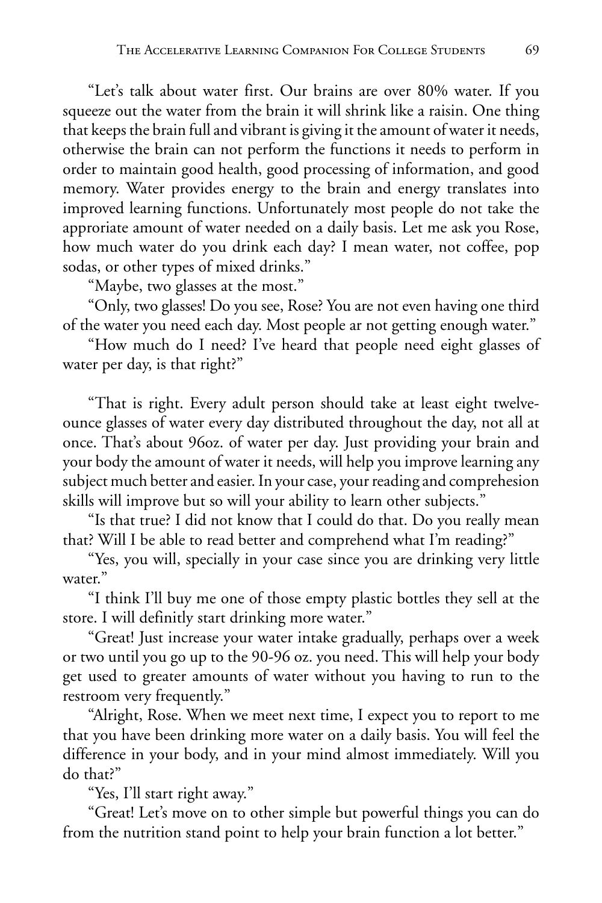"Let's talk about water first. Our brains are over 80% water. If you squeeze out the water from the brain it will shrink like a raisin. One thing that keeps the brain full and vibrant is giving it the amount of water it needs, otherwise the brain can not perform the functions it needs to perform in order to maintain good health, good processing of information, and good memory. Water provides energy to the brain and energy translates into improved learning functions. Unfortunately most people do not take the approriate amount of water needed on a daily basis. Let me ask you Rose, how much water do you drink each day? I mean water, not coffee, pop sodas, or other types of mixed drinks."

"Maybe, two glasses at the most."

"Only, two glasses! Do you see, Rose? You are not even having one third of the water you need each day. Most people ar not getting enough water."

"How much do I need? I've heard that people need eight glasses of water per day, is that right?"

"That is right. Every adult person should take at least eight twelve-ounce glasses of water every day distributed throughout the day, not all at once. That's about 96oz. of water per day. Just providing your brain and your body the amount of water it needs, will help you improve learning any subject much better and easier. In your case, your reading and comprehesion skills will improve but so will your ability to learn other subjects."

"Is that true? I did not know that I could do that. Do you really mean that? Will I be able to read better and comprehend what I'm reading?"

"Yes, you will, specially in your case since you are drinking very little water."

"I think I'll buy me one of those empty plastic bottles they sell at the store. I will definitly start drinking more water."

"Great! Just increase your water intake gradually, perhaps over a week or two until you go up to the 90-96 oz. you need. This will help your body get used to greater amounts of water without you having to run to the restroom very frequently."

"Alright, Rose. When we meet next time, I expect you to report to me that you have been drinking more water on a daily basis. You will feel the difference in your body, and in your mind almost immediately. Will you do that?"

"Yes, I'll start right away."

"Great! Let's move on to other simple but powerful things you can do from the nutrition stand point to help your brain function a lot better."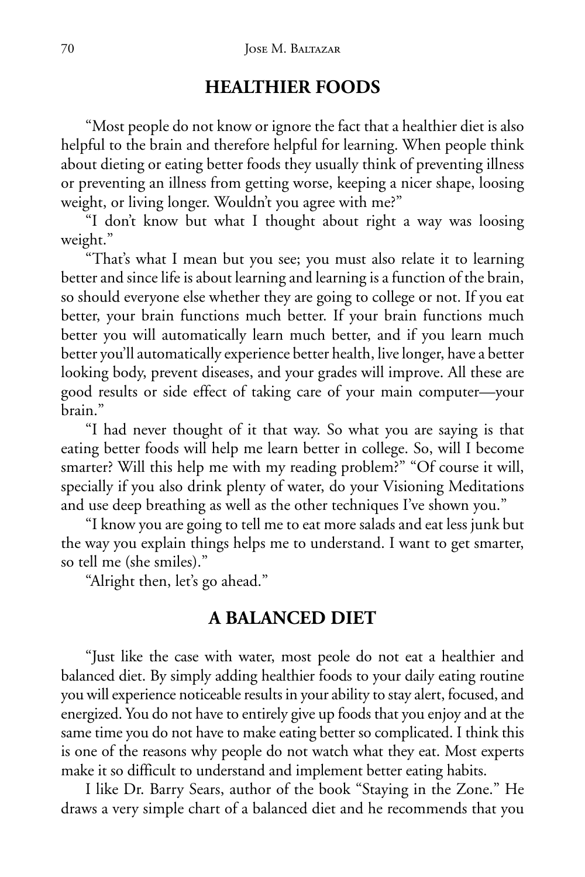## HEALTHIER FOODS

"Most people do not know or ignore the fact that a healthier diet is also helpful to the brain and therefore helpful for learning. When people think about dieting or eating better foods they usually think of preventing illness or preventing an illness from getting worse, keeping a nicer shape, loosing weight, or living longer. Wouldn't you agree with me?"

"I don't know but what I thought about right a way was loosing weight."

"That's what I mean but you see; you must also relate it to learning better and since life is about learning and learning is a function of the brain, so should everyone else whether they are going to college or not. If you eat better, your brain functions much better. If your brain functions much better you will automatically learn much better, and if you learn much better you'll automatically experience better health, live longer, have a better looking body, prevent diseases, and your grades will improve. All these are good results or side effect of taking care of your main computer—your brain."

"I had never thought of it that way. So what you are saying is that eating better foods will help me learn better in college. So, will I become smarter? Will this help me with my reading problem?" "Of course it will, specially if you also drink plenty of water, do your Visioning Meditations and use deep breathing as well as the other techniques I've shown you."

"I know you are going to tell me to eat more salads and eat less junk but the way you explain things helps me to understand. I want to get smarter, so tell me (she smiles)."

"Alright then, let's go ahead."

## A BALANCED DIET

"Just like the case with water, most peole do not eat a healthier and balanced diet. By simply adding healthier foods to your daily eating routine you will experience noticeable results in your ability to stay alert, focused, and energized. You do not have to entirely give up foods that you enjoy and at the same time you do not have to make eating better so complicated. I think this is one of the reasons why people do not watch what they eat. Most experts make it so difficult to understand and implement better eating habits.

I like Dr. Barry Sears, author of the book "Staying in the Zone." He draws a very simple chart of a balanced diet and he recommends that you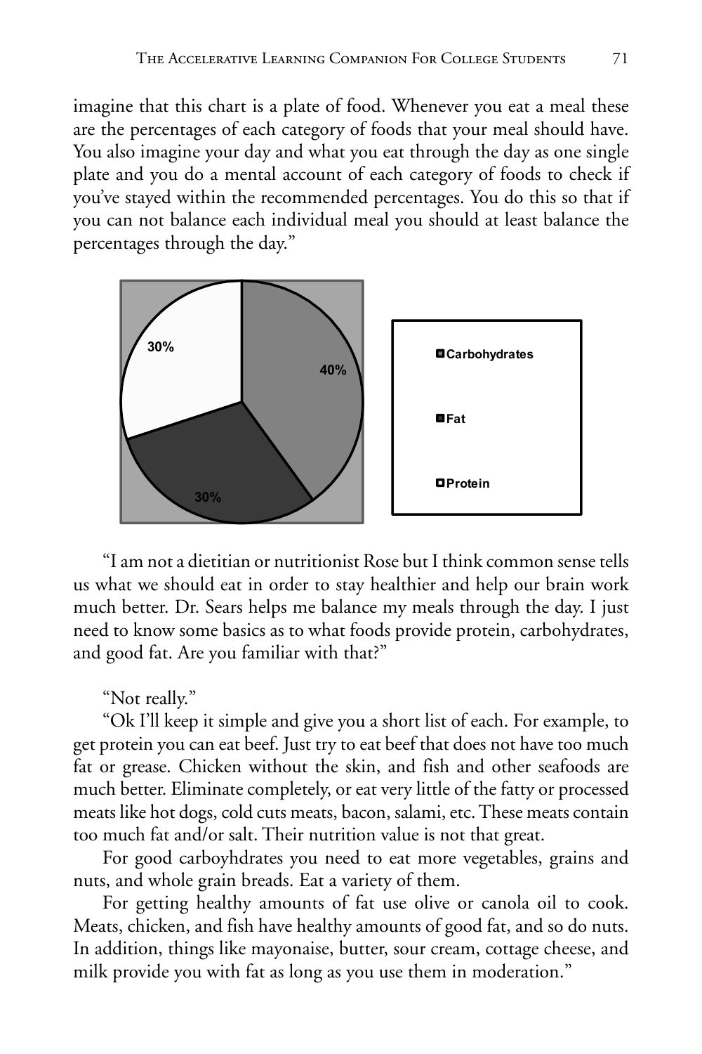imagine that this chart is a plate of food. Whenever you eat a meal these are the percentages of each category of foods that your meal should have. You also imagine your day and what you eat through the day as one single plate and you do a mental account of each category of foods to check if you've stayed within the recommended percentages. You do this so that if you can not balance each individual meal you should at least balance the percentages through the day."

| Category | Percentage |
| --- | --- |
| Carbohydrates | 40% |
| Fat | 30% |
| Protein | 30% |

"I am not a dietitian or nutritionist Rose but I think common sense tells us what we should eat in order to stay healthier and help our brain work much better. Dr. Sears helps me balance my meals through the day. I just need to know some basics as to what foods provide protein, carbohydrates, and good fat. Are you familiar with that?"

"Not really."

"Ok I'll keep it simple and give you a short list of each. For example, to get protein you can eat beef. Just try to eat beef that does not have too much fat or grease. Chicken without the skin, and fish and other seafoods are much better. Eliminate completely, or eat very little of the fatty or processed meats like hot dogs, cold cuts meats, bacon, salami, etc. These meats contain too much fat and/or salt. Their nutrition value is not that great.

For good carboyhdrates you need to eat more vegetables, grains and nuts, and whole grain breads. Eat a variety of them.

For getting healthy amounts of fat use olive or canola oil to cook. Meats, chicken, and fish have healthy amounts of good fat, and so do nuts. In addition, things like mayonaise, butter, sour cream, cottage cheese, and milk provide you with fat as long as you use them in moderation."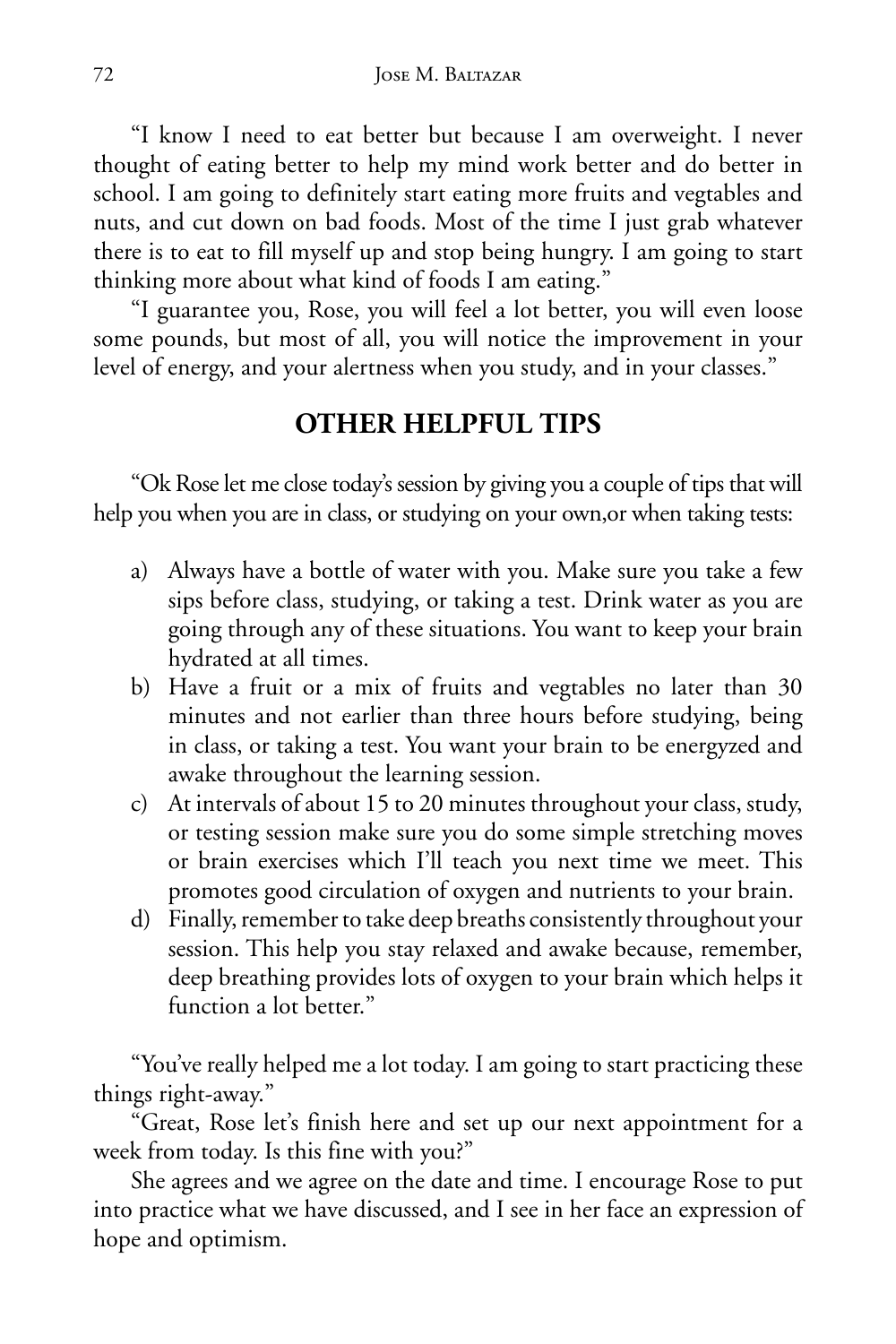"I know I need to eat better but because I am overweight. I never thought of eating better to help my mind work better and do better in school. I am going to definitely start eating more fruits and vegtables and nuts, and cut down on bad foods. Most of the time I just grab whatever there is to eat to fill myself up and stop being hungry. I am going to start thinking more about what kind of foods I am eating."

"I guarantee you, Rose, you will feel a lot better, you will even loose some pounds, but most of all, you will notice the improvement in your level of energy, and your alertness when you study, and in your classes."

## OTHER HELPFUL TIPS

"Ok Rose let me close today's session by giving you a couple of tips that will help you when you are in class, or studying on your own,or when taking tests:

a) Always have a bottle of water with you. Make sure you take a few sips before class, studying, or taking a test. Drink water as you are going through any of these situations. You want to keep your brain hydrated at all times.
b) Have a fruit or a mix of fruits and vegtables no later than 30 minutes and not earlier than three hours before studying, being in class, or taking a test. You want your brain to be energyzed and awake throughout the learning session.
c) At intervals of about 15 to 20 minutes throughout your class, study, or testing session make sure you do some simple stretching moves or brain exercises which I'll teach you next time we meet. This promotes good circulation of oxygen and nutrients to your brain.
d) Finally, remember to take deep breaths consistently throughout your session. This help you stay relaxed and awake because, remember, deep breathing provides lots of oxygen to your brain which helps it function a lot better."

"You've really helped me a lot today. I am going to start practicing these things right-away."

"Great, Rose let's finish here and set up our next appointment for a week from today. Is this fine with you?"

She agrees and we agree on the date and time. I encourage Rose to put into practice what we have discussed, and I see in her face an expression of hope and optimism.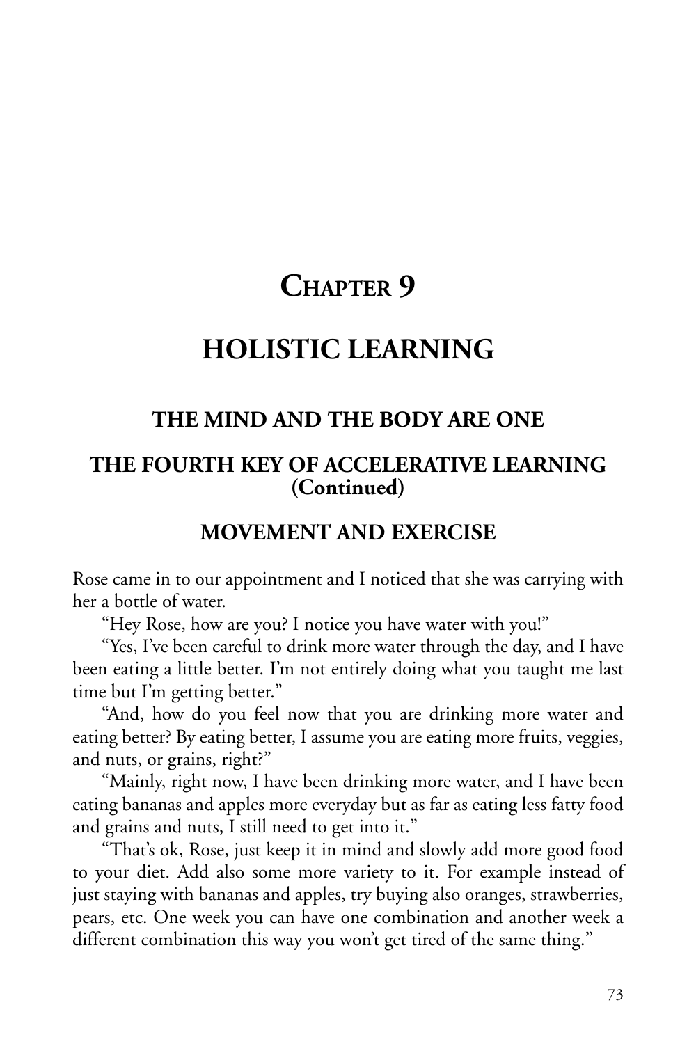# CHAPTER 9

# HOLISTIC LEARNING

## THE MIND AND THE BODY ARE ONE

## THE FOURTH KEY OF ACCELERATIVE LEARNING (Continued)

## MOVEMENT AND EXERCISE

Rose came in to our appointment and I noticed that she was carrying with her a bottle of water.

"Hey Rose, how are you? I notice you have water with you!"

"Yes, I've been careful to drink more water through the day, and I have been eating a little better. I'm not entirely doing what you taught me last time but I'm getting better."

"And, how do you feel now that you are drinking more water and eating better? By eating better, I assume you are eating more fruits, veggies, and nuts, or grains, right?"

"Mainly, right now, I have been drinking more water, and I have been eating bananas and apples more everyday but as far as eating less fatty food and grains and nuts, I still need to get into it."

"That's ok, Rose, just keep it in mind and slowly add more good food to your diet. Add also some more variety to it. For example instead of just staying with bananas and apples, try buying also oranges, strawberries, pears, etc. One week you can have one combination and another week a different combination this way you won't get tired of the same thing."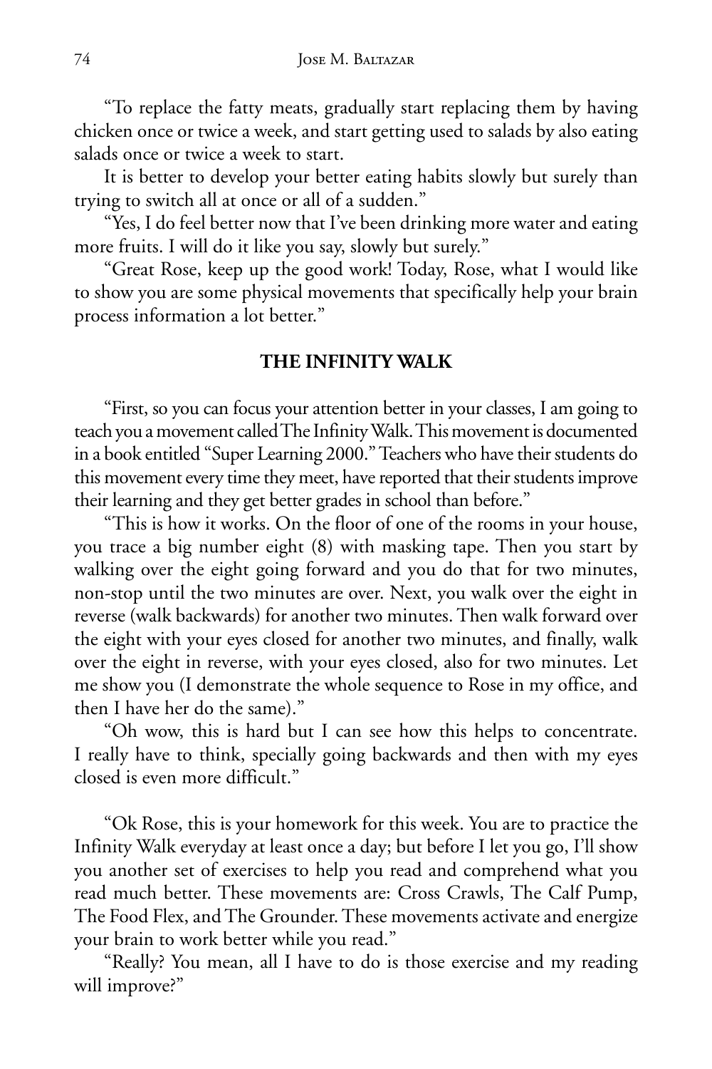"To replace the fatty meats, gradually start replacing them by having chicken once or twice a week, and start getting used to salads by also eating salads once or twice a week to start.

It is better to develop your better eating habits slowly but surely than trying to switch all at once or all of a sudden."

"Yes, I do feel better now that I've been drinking more water and eating more fruits. I will do it like you say, slowly but surely."

"Great Rose, keep up the good work! Today, Rose, what I would like to show you are some physical movements that specifically help your brain process information a lot better."

## THE INFINITY WALK

"First, so you can focus your attention better in your classes, I am going to teach you a movement called The Infinity Walk. This movement is documented in a book entitled "Super Learning 2000." Teachers who have their students do this movement every time they meet, have reported that their students improve their learning and they get better grades in school than before."

"This is how it works. On the floor of one of the rooms in your house, you trace a big number eight (8) with masking tape. Then you start by walking over the eight going forward and you do that for two minutes, non-stop until the two minutes are over. Next, you walk over the eight in reverse (walk backwards) for another two minutes. Then walk forward over the eight with your eyes closed for another two minutes, and finally, walk over the eight in reverse, with your eyes closed, also for two minutes. Let me show you (I demonstrate the whole sequence to Rose in my office, and then I have her do the same)."

"Oh wow, this is hard but I can see how this helps to concentrate. I really have to think, specially going backwards and then with my eyes closed is even more difficult."

"Ok Rose, this is your homework for this week. You are to practice the Infinity Walk everyday at least once a day; but before I let you go, I'll show you another set of exercises to help you read and comprehend what you read much better. These movements are: Cross Crawls, The Calf Pump, The Food Flex, and The Grounder. These movements activate and energize your brain to work better while you read."

"Really? You mean, all I have to do is those exercise and my reading will improve?"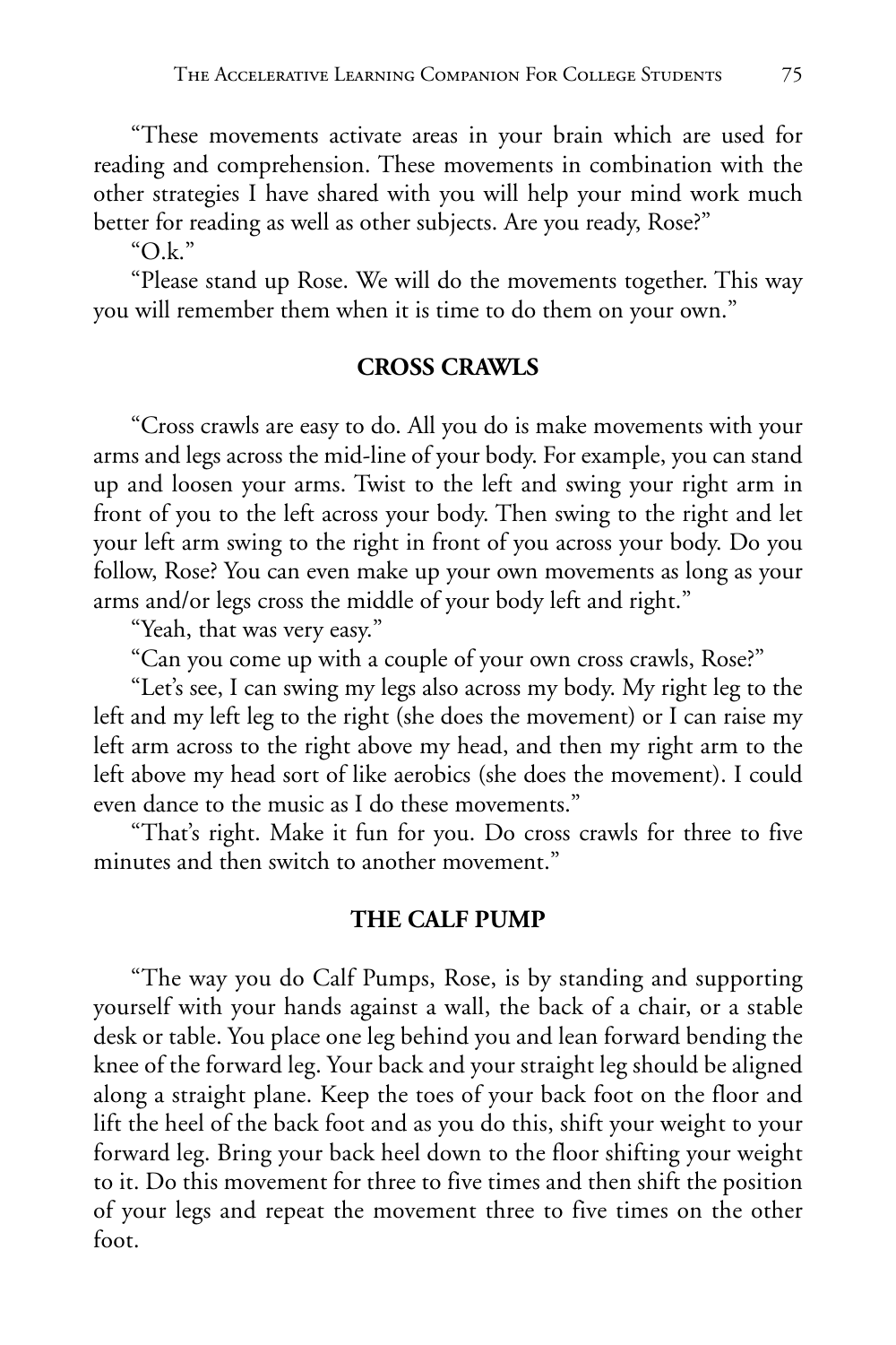"These movements activate areas in your brain which are used for reading and comprehension. These movements in combination with the other strategies I have shared with you will help your mind work much better for reading as well as other subjects. Are you ready, Rose?"

"O.k."

"Please stand up Rose. We will do the movements together. This way you will remember them when it is time to do them on your own."

## CROSS CRAWLS

"Cross crawls are easy to do. All you do is make movements with your arms and legs across the mid-line of your body. For example, you can stand up and loosen your arms. Twist to the left and swing your right arm in front of you to the left across your body. Then swing to the right and let your left arm swing to the right in front of you across your body. Do you follow, Rose? You can even make up your own movements as long as your arms and/or legs cross the middle of your body left and right."

"Yeah, that was very easy."

"Can you come up with a couple of your own cross crawls, Rose?"

"Let's see, I can swing my legs also across my body. My right leg to the left and my left leg to the right (she does the movement) or I can raise my left arm across to the right above my head, and then my right arm to the left above my head sort of like aerobics (she does the movement). I could even dance to the music as I do these movements."

"That's right. Make it fun for you. Do cross crawls for three to five minutes and then switch to another movement."

## THE CALF PUMP

"The way you do Calf Pumps, Rose, is by standing and supporting yourself with your hands against a wall, the back of a chair, or a stable desk or table. You place one leg behind you and lean forward bending the knee of the forward leg. Your back and your straight leg should be aligned along a straight plane. Keep the toes of your back foot on the floor and lift the heel of the back foot and as you do this, shift your weight to your forward leg. Bring your back heel down to the floor shifting your weight to it. Do this movement for three to five times and then shift the position of your legs and repeat the movement three to five times on the other foot.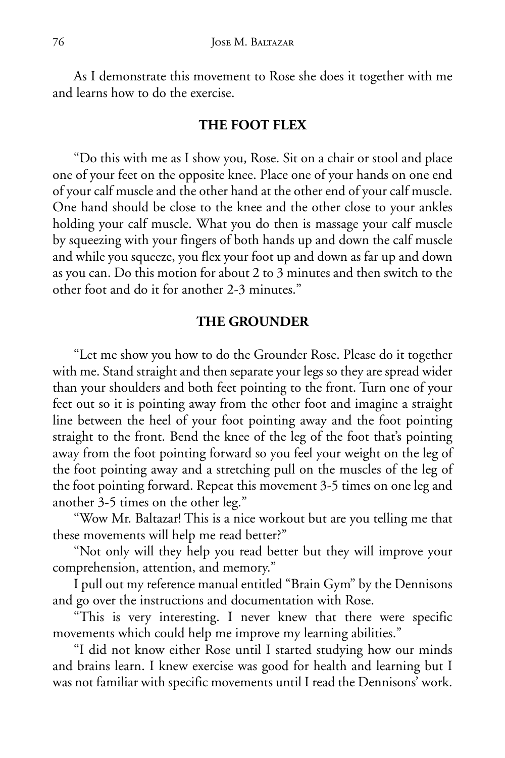As I demonstrate this movement to Rose she does it together with me and learns how to do the exercise.

### THE FOOT FLEX

"Do this with me as I show you, Rose. Sit on a chair or stool and place one of your feet on the opposite knee. Place one of your hands on one end of your calf muscle and the other hand at the other end of your calf muscle. One hand should be close to the knee and the other close to your ankles holding your calf muscle. What you do then is massage your calf muscle by squeezing with your fingers of both hands up and down the calf muscle and while you squeeze, you flex your foot up and down as far up and down as you can. Do this motion for about 2 to 3 minutes and then switch to the other foot and do it for another 2-3 minutes."

### THE GROUNDER

"Let me show you how to do the Grounder Rose. Please do it together with me. Stand straight and then separate your legs so they are spread wider than your shoulders and both feet pointing to the front. Turn one of your feet out so it is pointing away from the other foot and imagine a straight line between the heel of your foot pointing away and the foot pointing straight to the front. Bend the knee of the leg of the foot that's pointing away from the foot pointing forward so you feel your weight on the leg of the foot pointing away and a stretching pull on the muscles of the leg of the foot pointing forward. Repeat this movement 3-5 times on one leg and another 3-5 times on the other leg."

"Wow Mr. Baltazar! This is a nice workout but are you telling me that these movements will help me read better?"

"Not only will they help you read better but they will improve your comprehension, attention, and memory."

I pull out my reference manual entitled "Brain Gym" by the Dennisons and go over the instructions and documentation with Rose.

"This is very interesting. I never knew that there were specific movements which could help me improve my learning abilities."

"I did not know either Rose until I started studying how our minds and brains learn. I knew exercise was good for health and learning but I was not familiar with specific movements until I read the Dennisons' work.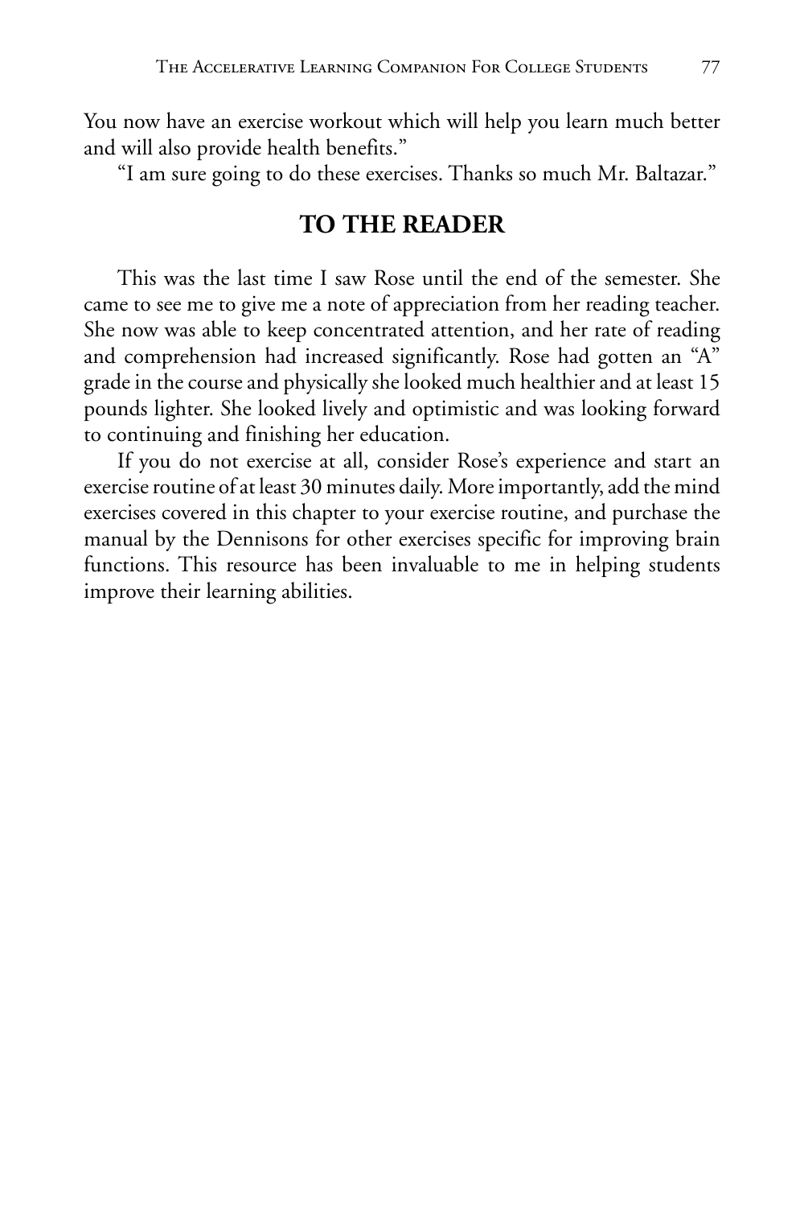You now have an exercise workout which will help you learn much better and will also provide health benefits."

"I am sure going to do these exercises. Thanks so much Mr. Baltazar."

## TO THE READER

This was the last time I saw Rose until the end of the semester. She came to see me to give me a note of appreciation from her reading teacher. She now was able to keep concentrated attention, and her rate of reading and comprehension had increased significantly. Rose had gotten an "A" grade in the course and physically she looked much healthier and at least 15 pounds lighter. She looked lively and optimistic and was looking forward to continuing and finishing her education.

If you do not exercise at all, consider Rose's experience and start an exercise routine of at least 30 minutes daily. More importantly, add the mind exercises covered in this chapter to your exercise routine, and purchase the manual by the Dennisons for other exercises specific for improving brain functions. This resource has been invaluable to me in helping students improve their learning abilities.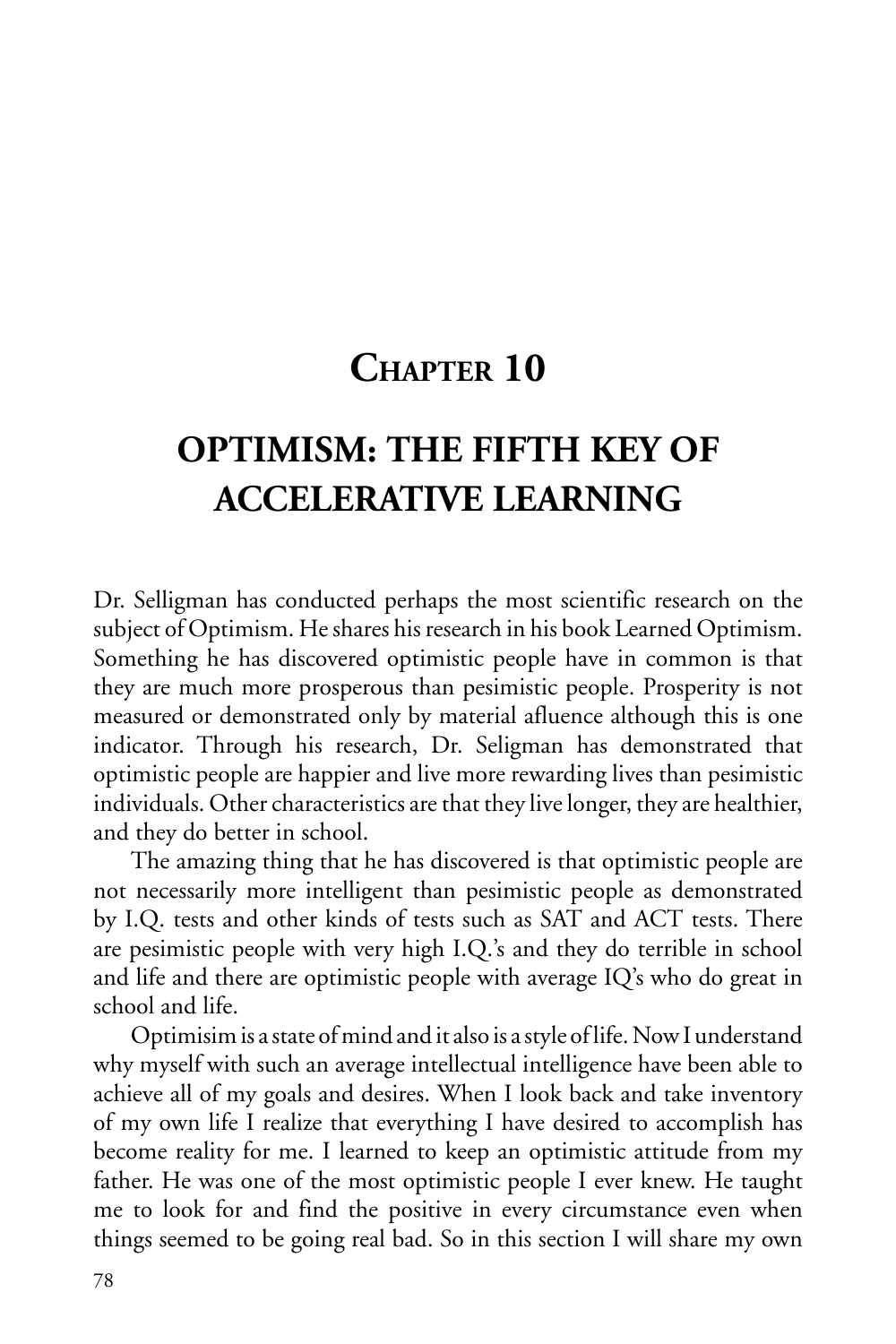# Chapter 10

# OPTIMISM: THE FIFTH KEY OF ACCELERATIVE LEARNING

Dr. Selligman has conducted perhaps the most scientific research on the subject of Optimism. He shares his research in his book Learned Optimism. Something he has discovered optimistic people have in common is that they are much more prosperous than pesimistic people. Prosperity is not measured or demonstrated only by material afluence although this is one indicator. Through his research, Dr. Seligman has demonstrated that optimistic people are happier and live more rewarding lives than pesimistic individuals. Other characteristics are that they live longer, they are healthier, and they do better in school.

The amazing thing that he has discovered is that optimistic people are not necessarily more intelligent than pesimistic people as demonstrated by I.Q. tests and other kinds of tests such as SAT and ACT tests. There are pesimistic people with very high I.Q.'s and they do terrible in school and life and there are optimistic people with average IQ's who do great in school and life.

Optimisim is a state of mind and it also is a style of life. Now I understand why myself with such an average intellectual intelligence have been able to achieve all of my goals and desires. When I look back and take inventory of my own life I realize that everything I have desired to accomplish has become reality for me. I learned to keep an optimistic attitude from my father. He was one of the most optimistic people I ever knew. He taught me to look for and find the positive in every circumstance even when things seemed to be going real bad. So in this section I will share my own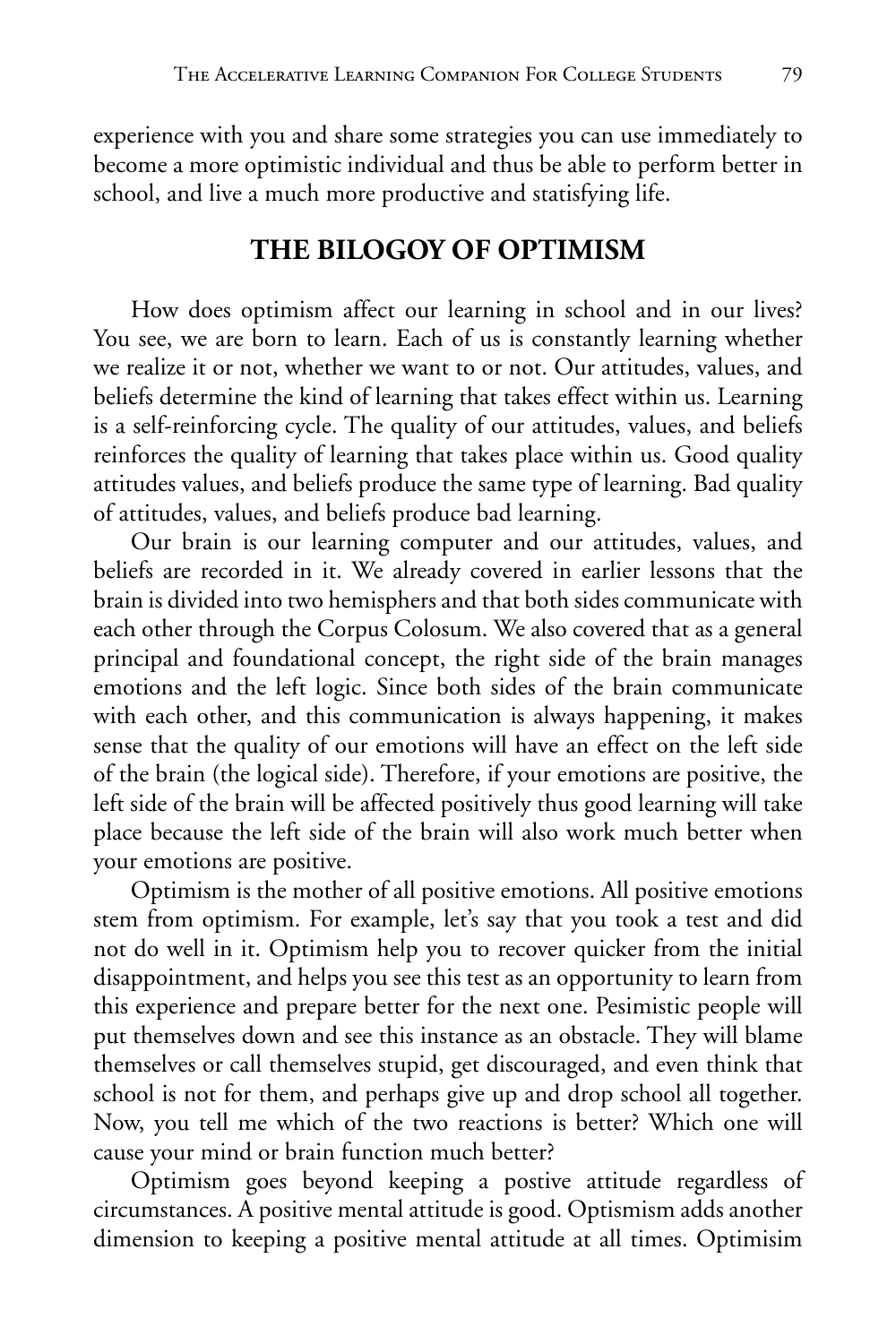experience with you and share some strategies you can use immediately to become a more optimistic individual and thus be able to perform better in school, and live a much more productive and statisfying life.

## THE BILOGOY OF OPTIMISM

How does optimism affect our learning in school and in our lives? You see, we are born to learn. Each of us is constantly learning whether we realize it or not, whether we want to or not. Our attitudes, values, and beliefs determine the kind of learning that takes effect within us. Learning is a self-reinforcing cycle. The quality of our attitudes, values, and beliefs reinforces the quality of learning that takes place within us. Good quality attitudes values, and beliefs produce the same type of learning. Bad quality of attitudes, values, and beliefs produce bad learning.

Our brain is our learning computer and our attitudes, values, and beliefs are recorded in it. We already covered in earlier lessons that the brain is divided into two hemisphers and that both sides communicate with each other through the Corpus Colosum. We also covered that as a general principal and foundational concept, the right side of the brain manages emotions and the left logic. Since both sides of the brain communicate with each other, and this communication is always happening, it makes sense that the quality of our emotions will have an effect on the left side of the brain (the logical side). Therefore, if your emotions are positive, the left side of the brain will be affected positively thus good learning will take place because the left side of the brain will also work much better when your emotions are positive.

Optimism is the mother of all positive emotions. All positive emotions stem from optimism. For example, let's say that you took a test and did not do well in it. Optimism help you to recover quicker from the initial disappointment, and helps you see this test as an opportunity to learn from this experience and prepare better for the next one. Pesimistic people will put themselves down and see this instance as an obstacle. They will blame themselves or call themselves stupid, get discouraged, and even think that school is not for them, and perhaps give up and drop school all together. Now, you tell me which of the two reactions is better? Which one will cause your mind or brain function much better?

Optimism goes beyond keeping a postive attitude regardless of circumstances. A positive mental attitude is good. Optismism adds another dimension to keeping a positive mental attitude at all times. Optimisim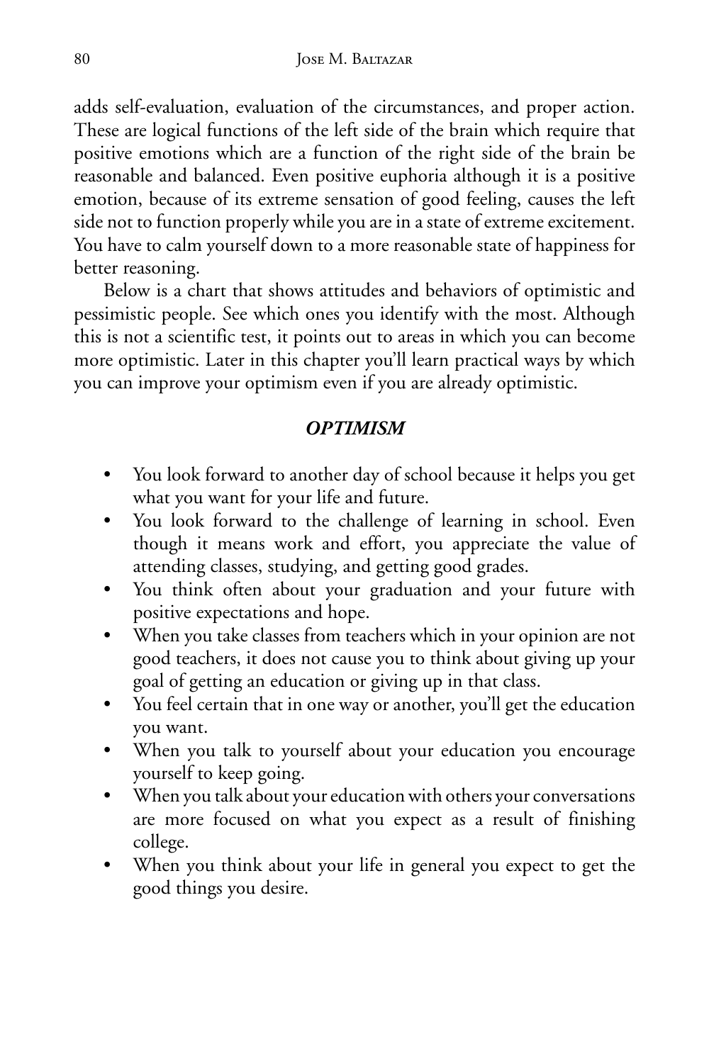adds self-evaluation, evaluation of the circumstances, and proper action. These are logical functions of the left side of the brain which require that positive emotions which are a function of the right side of the brain be reasonable and balanced. Even positive euphoria although it is a positive emotion, because of its extreme sensation of good feeling, causes the left side not to function properly while you are in a state of extreme excitement. You have to calm yourself down to a more reasonable state of happiness for better reasoning.

Below is a chart that shows attitudes and behaviors of optimistic and pessimistic people. See which ones you identify with the most. Although this is not a scientific test, it points out to areas in which you can become more optimistic. Later in this chapter you'll learn practical ways by which you can improve your optimism even if you are already optimistic.

### *OPTIMISM*

- You look forward to another day of school because it helps you get what you want for your life and future.
- You look forward to the challenge of learning in school. Even though it means work and effort, you appreciate the value of attending classes, studying, and getting good grades.
- You think often about your graduation and your future with positive expectations and hope.
- When you take classes from teachers which in your opinion are not good teachers, it does not cause you to think about giving up your goal of getting an education or giving up in that class.
- You feel certain that in one way or another, you'll get the education you want.
- When you talk to yourself about your education you encourage yourself to keep going.
- When you talk about your education with others your conversations are more focused on what you expect as a result of finishing college.
- When you think about your life in general you expect to get the good things you desire.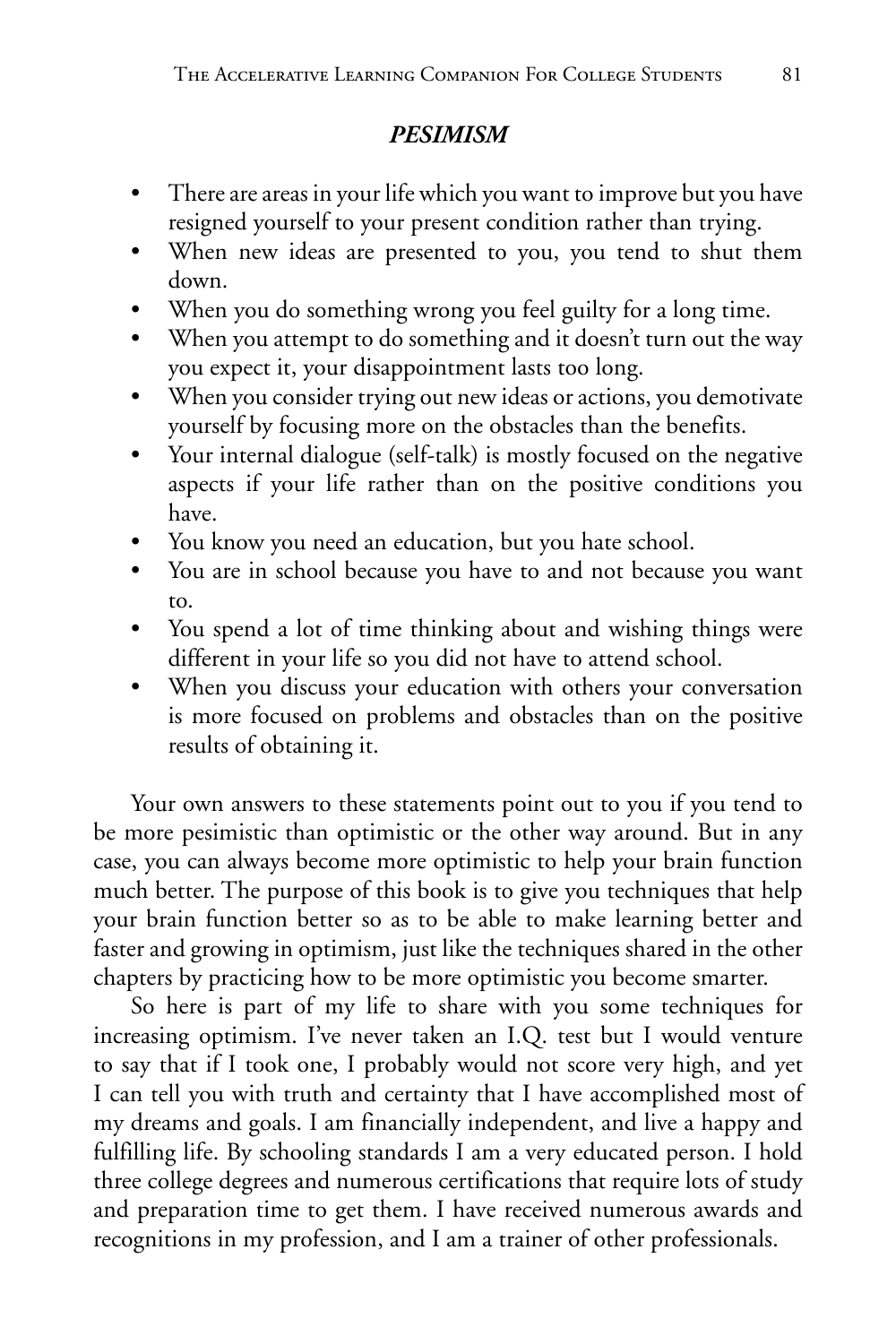### *PESIMISM*

- There are areas in your life which you want to improve but you have resigned yourself to your present condition rather than trying.
- When new ideas are presented to you, you tend to shut them down.
- When you do something wrong you feel guilty for a long time.
- When you attempt to do something and it doesn't turn out the way you expect it, your disappointment lasts too long.
- When you consider trying out new ideas or actions, you demotivate yourself by focusing more on the obstacles than the benefits.
- Your internal dialogue (self-talk) is mostly focused on the negative aspects if your life rather than on the positive conditions you have.
- You know you need an education, but you hate school.
- You are in school because you have to and not because you want to.
- You spend a lot of time thinking about and wishing things were different in your life so you did not have to attend school.
- When you discuss your education with others your conversation is more focused on problems and obstacles than on the positive results of obtaining it.

Your own answers to these statements point out to you if you tend to be more pesimistic than optimistic or the other way around. But in any case, you can always become more optimistic to help your brain function much better. The purpose of this book is to give you techniques that help your brain function better so as to be able to make learning better and faster and growing in optimism, just like the techniques shared in the other chapters by practicing how to be more optimistic you become smarter.

So here is part of my life to share with you some techniques for increasing optimism. I've never taken an I.Q. test but I would venture to say that if I took one, I probably would not score very high, and yet I can tell you with truth and certainty that I have accomplished most of my dreams and goals. I am financially independent, and live a happy and fulfilling life. By schooling standards I am a very educated person. I hold three college degrees and numerous certifications that require lots of study and preparation time to get them. I have received numerous awards and recognitions in my profession, and I am a trainer of other professionals.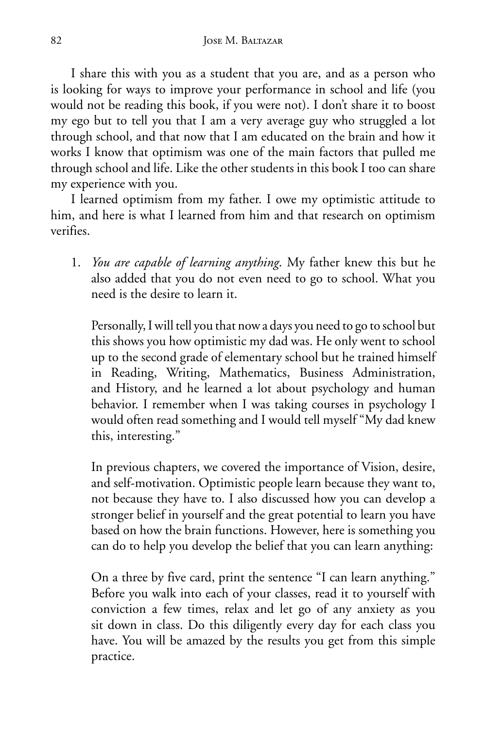I share this with you as a student that you are, and as a person who is looking for ways to improve your performance in school and life (you would not be reading this book, if you were not). I don't share it to boost my ego but to tell you that I am a very average guy who struggled a lot through school, and that now that I am educated on the brain and how it works I know that optimism was one of the main factors that pulled me through school and life. Like the other students in this book I too can share my experience with you.

I learned optimism from my father. I owe my optimistic attitude to him, and here is what I learned from him and that research on optimism verifies.

1. *You are capable of learning anything*. My father knew this but he also added that you do not even need to go to school. What you need is the desire to learn it.

   Personally, I will tell you that now a days you need to go to school but this shows you how optimistic my dad was. He only went to school up to the second grade of elementary school but he trained himself in Reading, Writing, Mathematics, Business Administration, and History, and he learned a lot about psychology and human behavior. I remember when I was taking courses in psychology I would often read something and I would tell myself "My dad knew this, interesting."

   In previous chapters, we covered the importance of Vision, desire, and self-motivation. Optimistic people learn because they want to, not because they have to. I also discussed how you can develop a stronger belief in yourself and the great potential to learn you have based on how the brain functions. However, here is something you can do to help you develop the belief that you can learn anything:

   On a three by five card, print the sentence "I can learn anything." Before you walk into each of your classes, read it to yourself with conviction a few times, relax and let go of any anxiety as you sit down in class. Do this diligently every day for each class you have. You will be amazed by the results you get from this simple practice.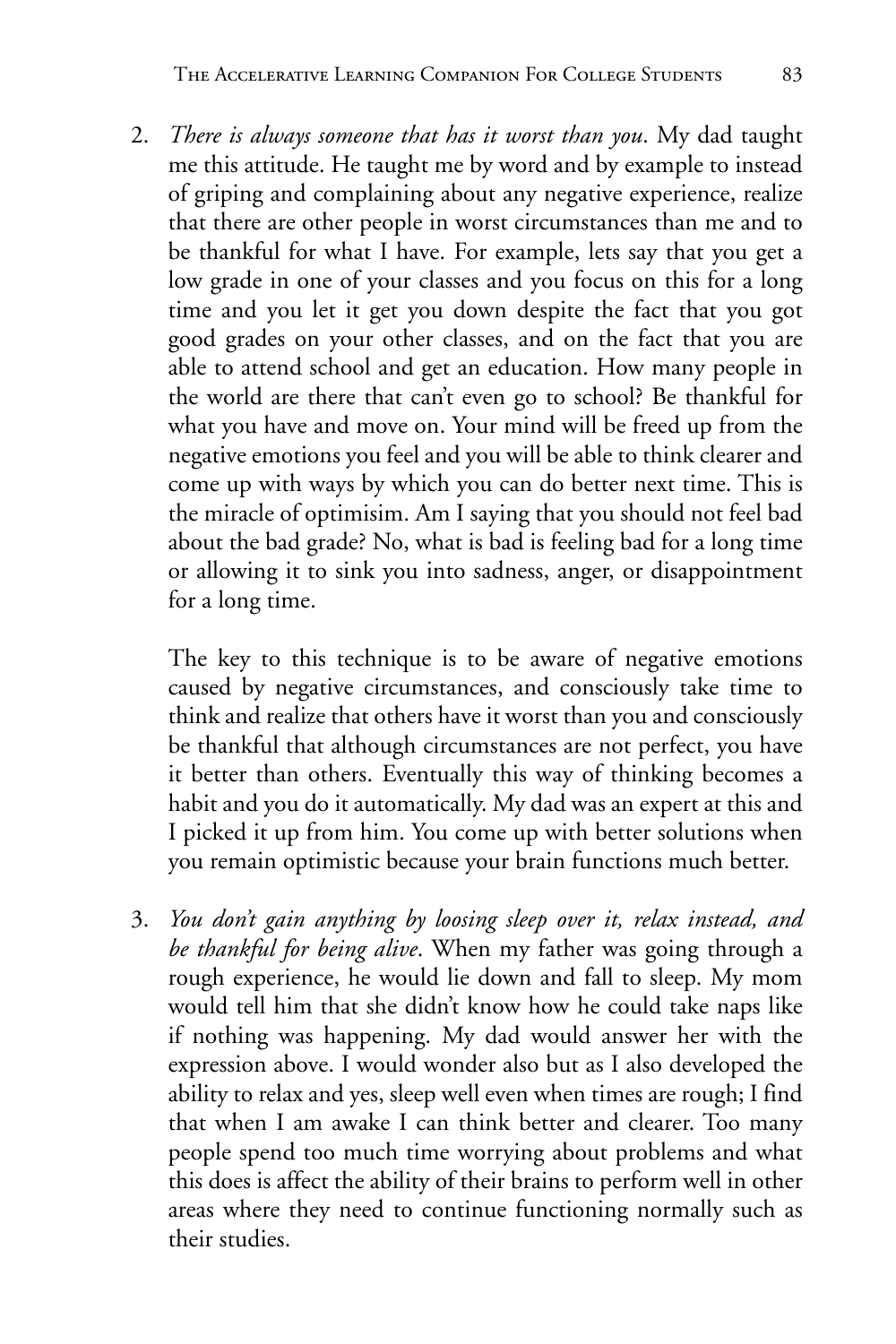2. *There is always someone that has it worst than you*. My dad taught me this attitude. He taught me by word and by example to instead of griping and complaining about any negative experience, realize that there are other people in worst circumstances than me and to be thankful for what I have. For example, lets say that you get a low grade in one of your classes and you focus on this for a long time and you let it get you down despite the fact that you got good grades on your other classes, and on the fact that you are able to attend school and get an education. How many people in the world are there that can't even go to school? Be thankful for what you have and move on. Your mind will be freed up from the negative emotions you feel and you will be able to think clearer and come up with ways by which you can do better next time. This is the miracle of optimisim. Am I saying that you should not feel bad about the bad grade? No, what is bad is feeling bad for a long time or allowing it to sink you into sadness, anger, or disappointment for a long time.

   The key to this technique is to be aware of negative emotions caused by negative circumstances, and consciously take time to think and realize that others have it worst than you and consciously be thankful that although circumstances are not perfect, you have it better than others. Eventually this way of thinking becomes a habit and you do it automatically. My dad was an expert at this and I picked it up from him. You come up with better solutions when you remain optimistic because your brain functions much better.

3. *You don't gain anything by loosing sleep over it, relax instead, and be thankful for being alive*. When my father was going through a rough experience, he would lie down and fall to sleep. My mom would tell him that she didn't know how he could take naps like if nothing was happening. My dad would answer her with the expression above. I would wonder also but as I also developed the ability to relax and yes, sleep well even when times are rough; I find that when I am awake I can think better and clearer. Too many people spend too much time worrying about problems and what this does is affect the ability of their brains to perform well in other areas where they need to continue functioning normally such as their studies.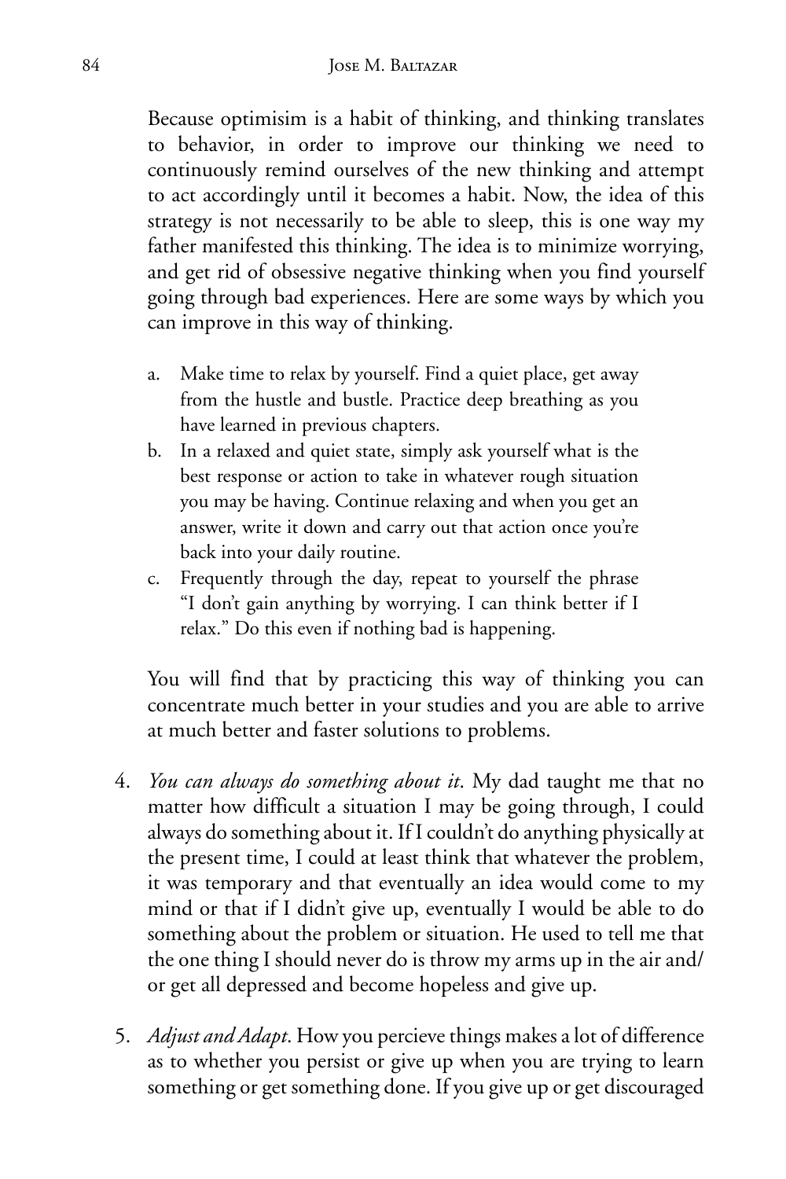Because optimisim is a habit of thinking, and thinking translates to behavior, in order to improve our thinking we need to continuously remind ourselves of the new thinking and attempt to act accordingly until it becomes a habit. Now, the idea of this strategy is not necessarily to be able to sleep, this is one way my father manifested this thinking. The idea is to minimize worrying, and get rid of obsessive negative thinking when you find yourself going through bad experiences. Here are some ways by which you can improve in this way of thinking.

a. Make time to relax by yourself. Find a quiet place, get away from the hustle and bustle. Practice deep breathing as you have learned in previous chapters.
b. In a relaxed and quiet state, simply ask yourself what is the best response or action to take in whatever rough situation you may be having. Continue relaxing and when you get an answer, write it down and carry out that action once you're back into your daily routine.
c. Frequently through the day, repeat to yourself the phrase "I don't gain anything by worrying. I can think better if I relax." Do this even if nothing bad is happening.

You will find that by practicing this way of thinking you can concentrate much better in your studies and you are able to arrive at much better and faster solutions to problems.

4. *You can always do something about it*. My dad taught me that no matter how difficult a situation I may be going through, I could always do something about it. If I couldn't do anything physically at the present time, I could at least think that whatever the problem, it was temporary and that eventually an idea would come to my mind or that if I didn't give up, eventually I would be able to do something about the problem or situation. He used to tell me that the one thing I should never do is throw my arms up in the air and/or get all depressed and become hopeless and give up.

5. *Adjust and Adapt*. How you percieve things makes a lot of difference as to whether you persist or give up when you are trying to learn something or get something done. If you give up or get discouraged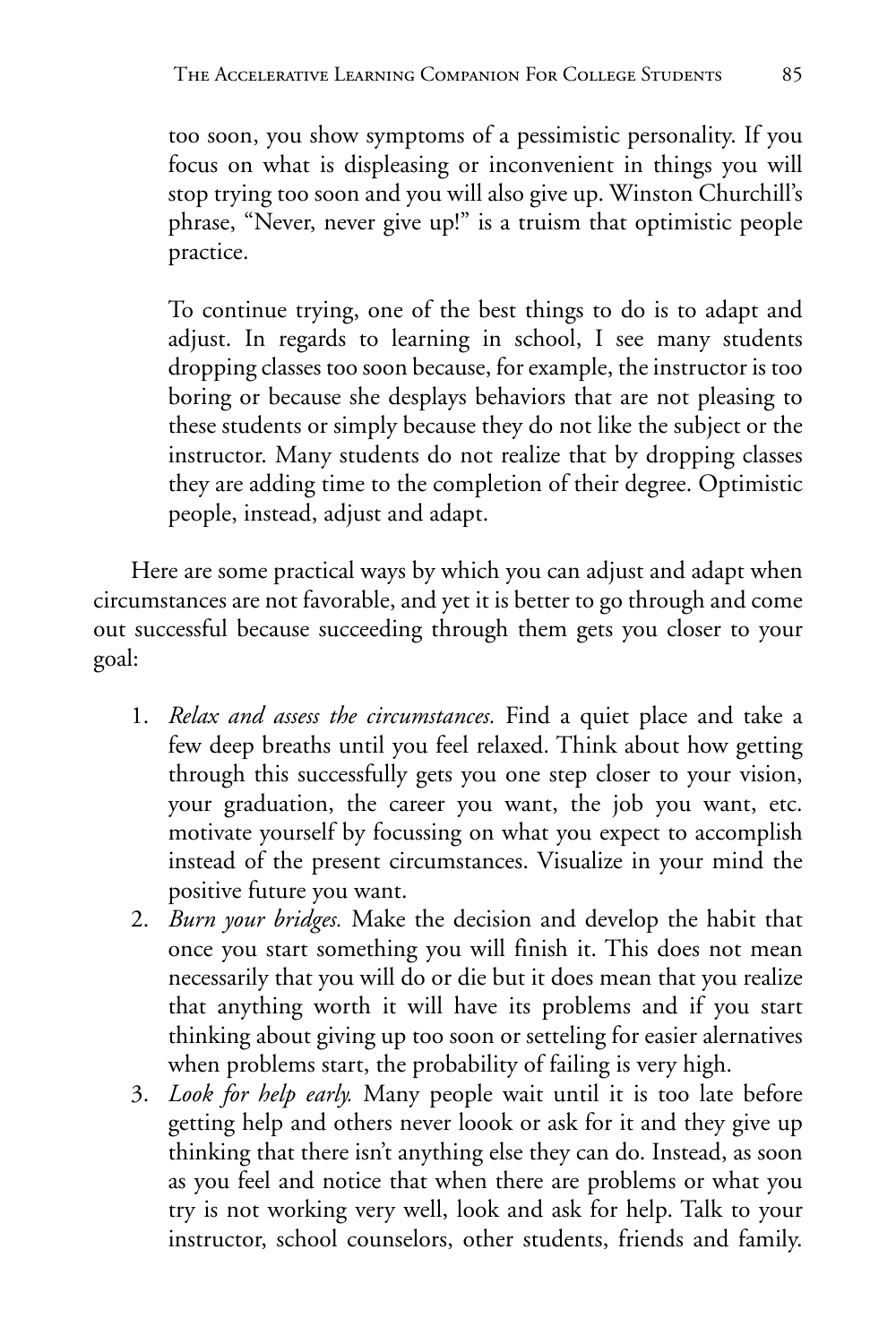too soon, you show symptoms of a pessimistic personality. If you focus on what is displeasing or inconvenient in things you will stop trying too soon and you will also give up. Winston Churchill's phrase, "Never, never give up!" is a truism that optimistic people practice.

To continue trying, one of the best things to do is to adapt and adjust. In regards to learning in school, I see many students dropping classes too soon because, for example, the instructor is too boring or because she desplays behaviors that are not pleasing to these students or simply because they do not like the subject or the instructor. Many students do not realize that by dropping classes they are adding time to the completion of their degree. Optimistic people, instead, adjust and adapt.

Here are some practical ways by which you can adjust and adapt when circumstances are not favorable, and yet it is better to go through and come out successful because succeeding through them gets you closer to your goal:

1. *Relax and assess the circumstances.* Find a quiet place and take a few deep breaths until you feel relaxed. Think about how getting through this successfully gets you one step closer to your vision, your graduation, the career you want, the job you want, etc. motivate yourself by focussing on what you expect to accomplish instead of the present circumstances. Visualize in your mind the positive future you want.
2. *Burn your bridges.* Make the decision and develop the habit that once you start something you will finish it. This does not mean necessarily that you will do or die but it does mean that you realize that anything worth it will have its problems and if you start thinking about giving up too soon or setteling for easier alernatives when problems start, the probability of failing is very high.
3. *Look for help early.* Many people wait until it is too late before getting help and others never loook or ask for it and they give up thinking that there isn't anything else they can do. Instead, as soon as you feel and notice that when there are problems or what you try is not working very well, look and ask for help. Talk to your instructor, school counselors, other students, friends and family.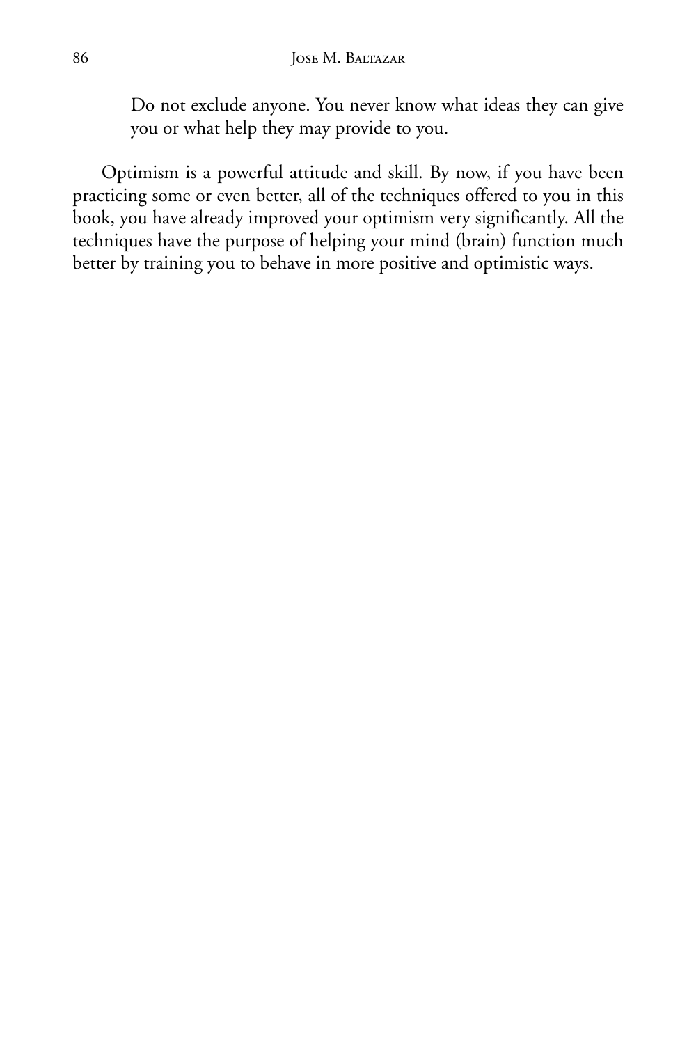Do not exclude anyone. You never know what ideas they can give you or what help they may provide to you.

Optimism is a powerful attitude and skill. By now, if you have been practicing some or even better, all of the techniques offered to you in this book, you have already improved your optimism very significantly. All the techniques have the purpose of helping your mind (brain) function much better by training you to behave in more positive and optimistic ways.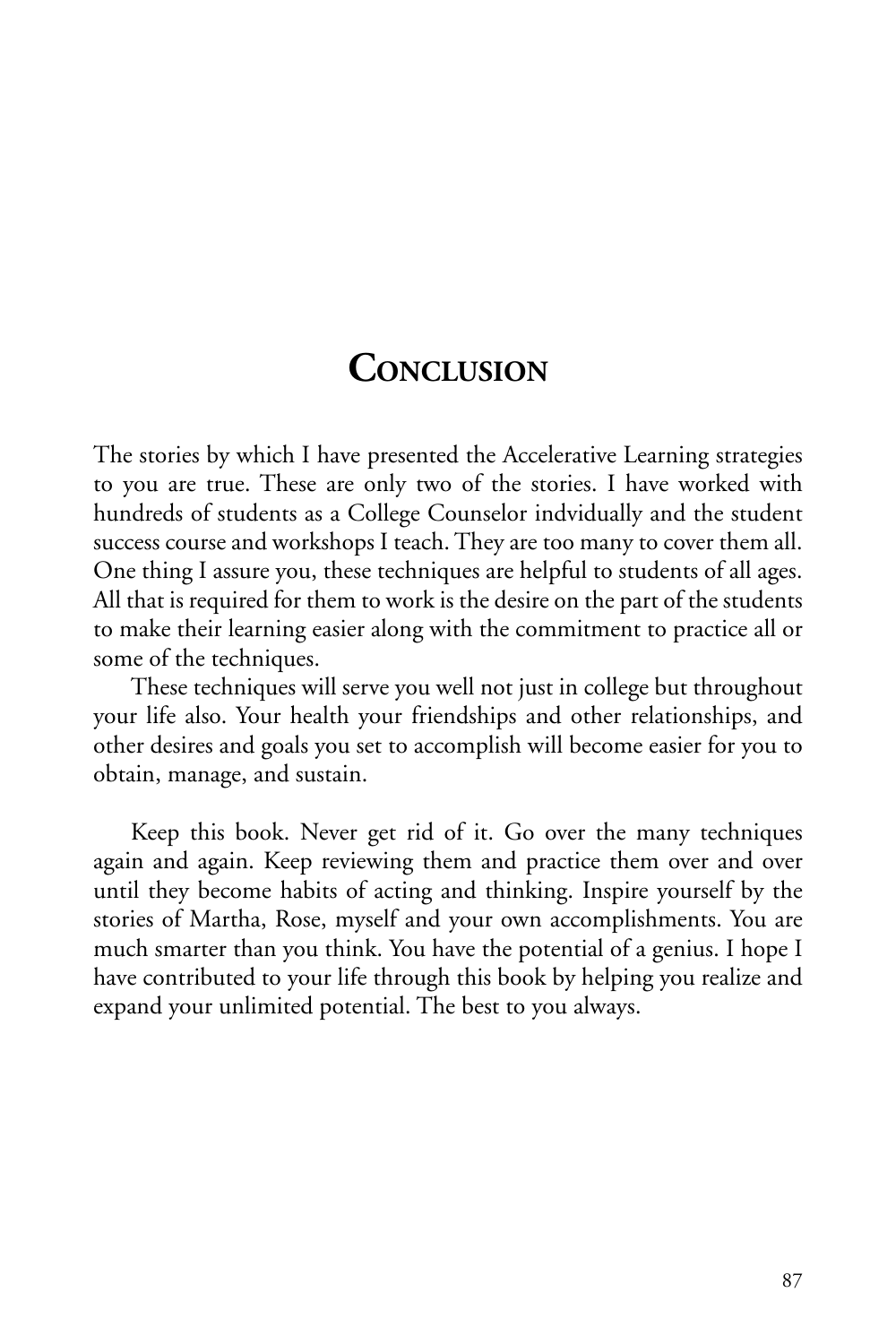# Conclusion

The stories by which I have presented the Accelerative Learning strategies to you are true. These are only two of the stories. I have worked with hundreds of students as a College Counselor indvidually and the student success course and workshops I teach. They are too many to cover them all. One thing I assure you, these techniques are helpful to students of all ages. All that is required for them to work is the desire on the part of the students to make their learning easier along with the commitment to practice all or some of the techniques.

These techniques will serve you well not just in college but throughout your life also. Your health your friendships and other relationships, and other desires and goals you set to accomplish will become easier for you to obtain, manage, and sustain.

Keep this book. Never get rid of it. Go over the many techniques again and again. Keep reviewing them and practice them over and over until they become habits of acting and thinking. Inspire yourself by the stories of Martha, Rose, myself and your own accomplishments. You are much smarter than you think. You have the potential of a genius. I hope I have contributed to your life through this book by helping you realize and expand your unlimited potential. The best to you always.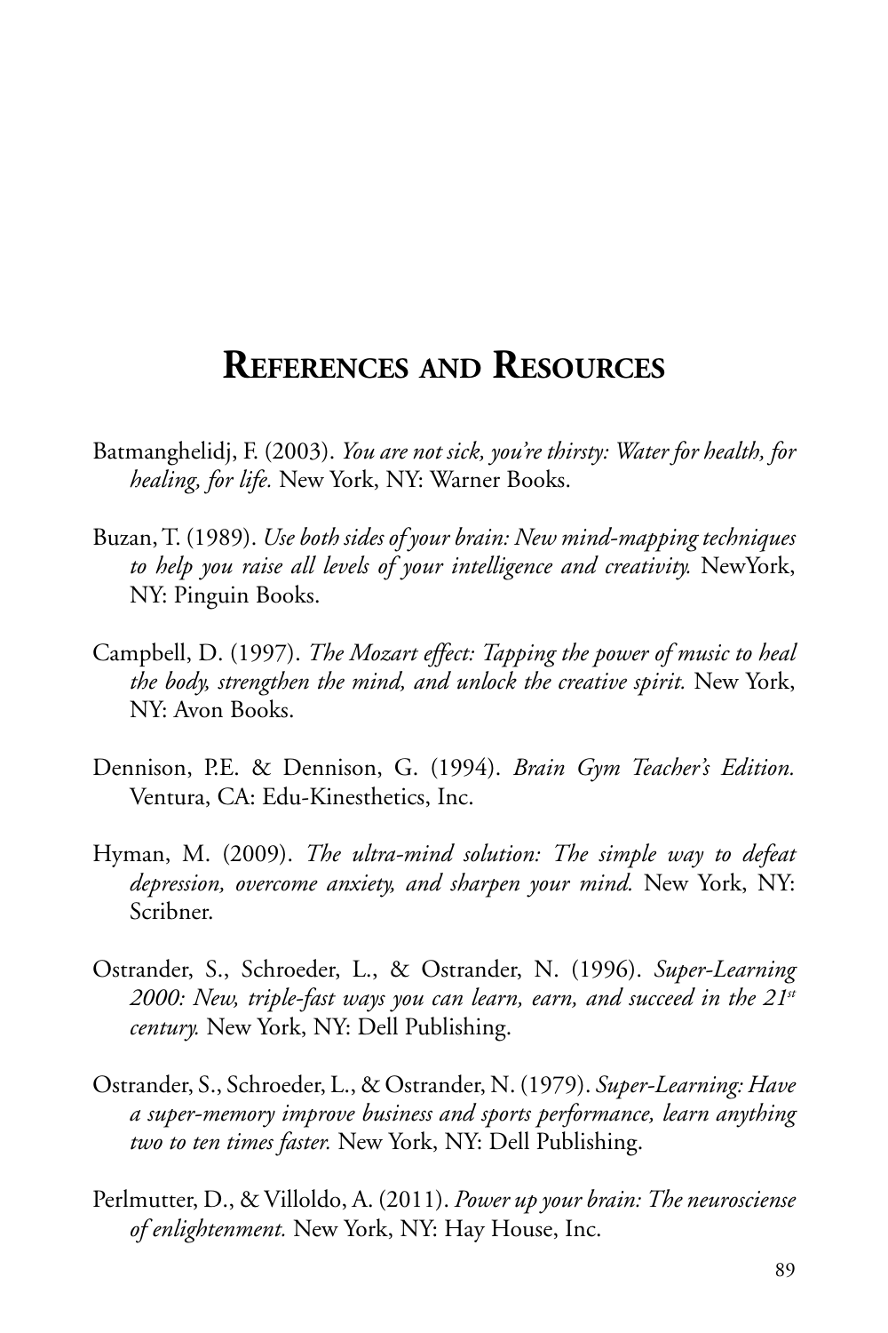# References and Resources

Batmanghelidj, F. (2003). *You are not sick, you're thirsty: Water for health, for healing, for life.* New York, NY: Warner Books.

Buzan, T. (1989). *Use both sides of your brain: New mind-mapping techniques to help you raise all levels of your intelligence and creativity.* NewYork, NY: Pinguin Books.

Campbell, D. (1997). *The Mozart effect: Tapping the power of music to heal the body, strengthen the mind, and unlock the creative spirit.* New York, NY: Avon Books.

Dennison, P.E. & Dennison, G. (1994). *Brain Gym Teacher's Edition.* Ventura, CA: Edu-Kinesthetics, Inc.

Hyman, M. (2009). *The ultra-mind solution: The simple way to defeat depression, overcome anxiety, and sharpen your mind.* New York, NY: Scribner.

Ostrander, S., Schroeder, L., & Ostrander, N. (1996). *Super-Learning 2000: New, triple-fast ways you can learn, earn, and succeed in the 21st century.* New York, NY: Dell Publishing.

Ostrander, S., Schroeder, L., & Ostrander, N. (1979). *Super-Learning: Have a super-memory improve business and sports performance, learn anything two to ten times faster.* New York, NY: Dell Publishing.

Perlmutter, D., & Villoldo, A. (2011). *Power up your brain: The neurosciense of enlightenment.* New York, NY: Hay House, Inc.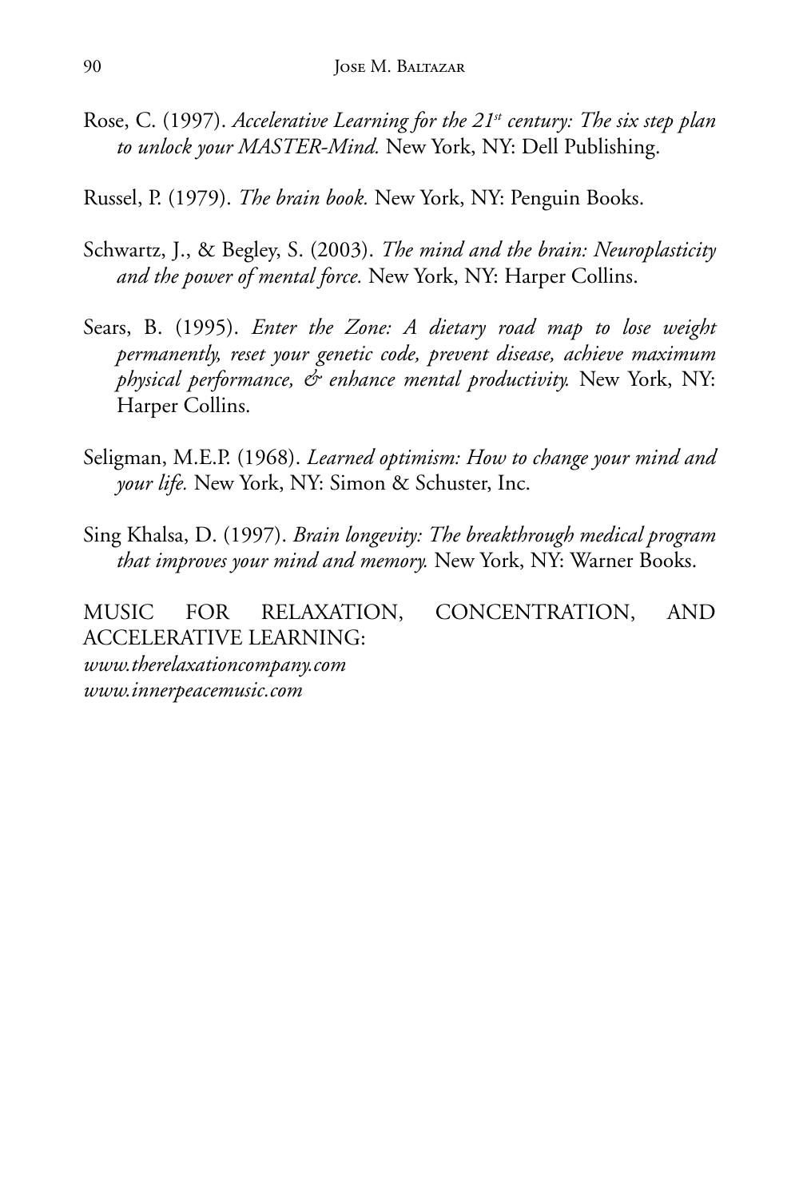Rose, C. (1997). *Accelerative Learning for the 21st century: The six step plan to unlock your MASTER-Mind.* New York, NY: Dell Publishing.

Russel, P. (1979). *The brain book.* New York, NY: Penguin Books.

Schwartz, J., & Begley, S. (2003). *The mind and the brain: Neuroplasticity and the power of mental force.* New York, NY: Harper Collins.

Sears, B. (1995). *Enter the Zone: A dietary road map to lose weight permanently, reset your genetic code, prevent disease, achieve maximum physical performance, & enhance mental productivity.* New York, NY: Harper Collins.

Seligman, M.E.P. (1968). *Learned optimism: How to change your mind and your life.* New York, NY: Simon & Schuster, Inc.

Sing Khalsa, D. (1997). *Brain longevity: The breakthrough medical program that improves your mind and memory.* New York, NY: Warner Books.

MUSIC FOR RELAXATION, CONCENTRATION, AND ACCELERATIVE LEARNING:
*www.therelaxationcompany.com*
*www.innerpeacemusic.com*